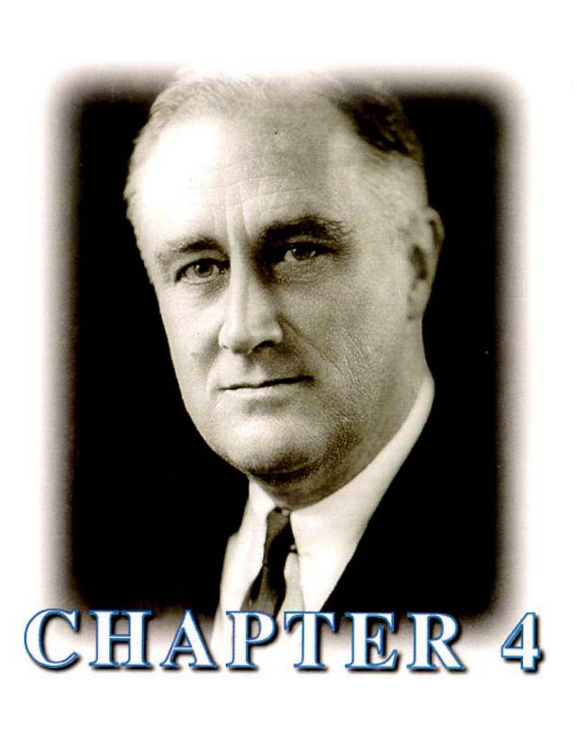# CHAPTER 4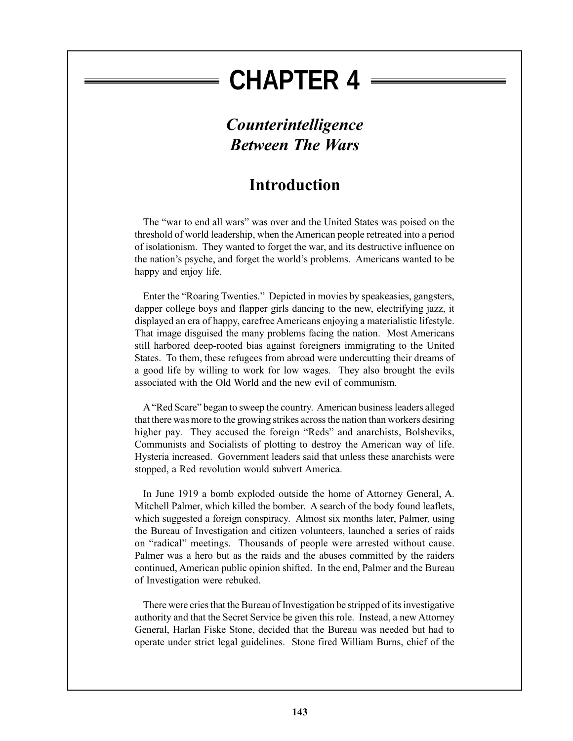# CHAPTER 4

## *Counterintelligence Between The Wars*

## Introduction

The "war to end all wars" was over and the United States was poised on the threshold of world leadership, when the American people retreated into a period of isolationism. They wanted to forget the war, and its destructive influence on the nation's psyche, and forget the world's problems. Americans wanted to be happy and enjoy life.

Enter the "Roaring Twenties." Depicted in movies by speakeasies, gangsters, dapper college boys and flapper girls dancing to the new, electrifying jazz, it displayed an era of happy, carefree Americans enjoying a materialistic lifestyle. That image disguised the many problems facing the nation. Most Americans still harbored deep-rooted bias against foreigners immigrating to the United States. To them, these refugees from abroad were undercutting their dreams of a good life by willing to work for low wages. They also brought the evils associated with the Old World and the new evil of communism.

A "Red Scare" began to sweep the country. American business leaders alleged that there was more to the growing strikes across the nation than workers desiring higher pay. They accused the foreign "Reds" and anarchists, Bolsheviks, Communists and Socialists of plotting to destroy the American way of life. Hysteria increased. Government leaders said that unless these anarchists were stopped, a Red revolution would subvert America.

In June 1919 a bomb exploded outside the home of Attorney General, A. Mitchell Palmer, which killed the bomber. A search of the body found leaflets, which suggested a foreign conspiracy. Almost six months later, Palmer, using the Bureau of Investigation and citizen volunteers, launched a series of raids on "radical" meetings. Thousands of people were arrested without cause. Palmer was a hero but as the raids and the abuses committed by the raiders continued, American public opinion shifted. In the end, Palmer and the Bureau of Investigation were rebuked.

There were cries that the Bureau of Investigation be stripped of its investigative authority and that the Secret Service be given this role. Instead, a new Attorney General, Harlan Fiske Stone, decided that the Bureau was needed but had to operate under strict legal guidelines. Stone fired William Burns, chief of the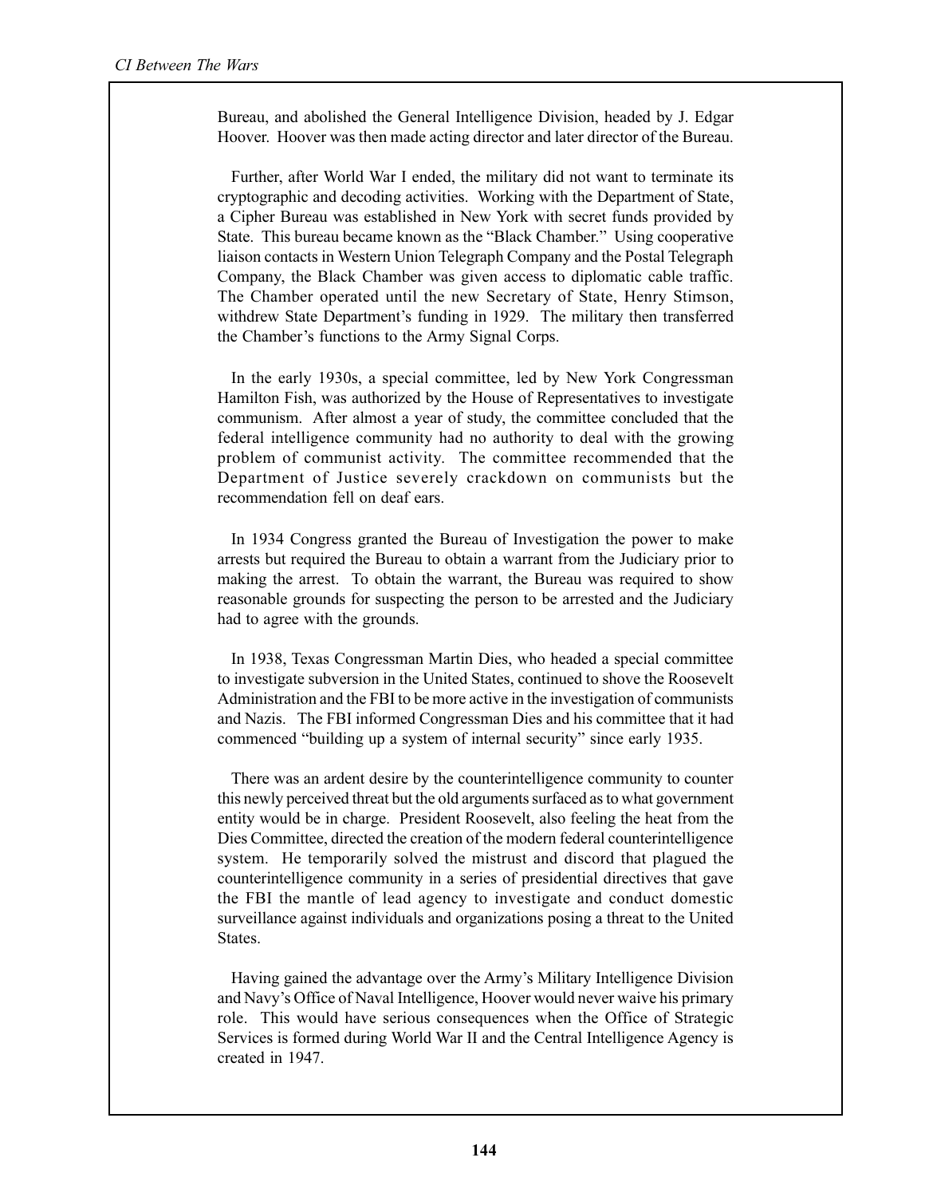Bureau, and abolished the General Intelligence Division, headed by J. Edgar Hoover. Hoover was then made acting director and later director of the Bureau.

Further, after World War I ended, the military did not want to terminate its cryptographic and decoding activities. Working with the Department of State, a Cipher Bureau was established in New York with secret funds provided by State. This bureau became known as the "Black Chamber." Using cooperative liaison contacts in Western Union Telegraph Company and the Postal Telegraph Company, the Black Chamber was given access to diplomatic cable traffic. The Chamber operated until the new Secretary of State, Henry Stimson, withdrew State Department's funding in 1929. The military then transferred the Chamber's functions to the Army Signal Corps.

In the early 1930s, a special committee, led by New York Congressman Hamilton Fish, was authorized by the House of Representatives to investigate communism. After almost a year of study, the committee concluded that the federal intelligence community had no authority to deal with the growing problem of communist activity. The committee recommended that the Department of Justice severely crackdown on communists but the recommendation fell on deaf ears.

In 1934 Congress granted the Bureau of Investigation the power to make arrests but required the Bureau to obtain a warrant from the Judiciary prior to making the arrest. To obtain the warrant, the Bureau was required to show reasonable grounds for suspecting the person to be arrested and the Judiciary had to agree with the grounds.

In 1938, Texas Congressman Martin Dies, who headed a special committee to investigate subversion in the United States, continued to shove the Roosevelt Administration and the FBI to be more active in the investigation of communists and Nazis. The FBI informed Congressman Dies and his committee that it had commenced "building up a system of internal security" since early 1935.

There was an ardent desire by the counterintelligence community to counter this newly perceived threat but the old arguments surfaced as to what government entity would be in charge. President Roosevelt, also feeling the heat from the Dies Committee, directed the creation of the modern federal counterintelligence system. He temporarily solved the mistrust and discord that plagued the counterintelligence community in a series of presidential directives that gave the FBI the mantle of lead agency to investigate and conduct domestic surveillance against individuals and organizations posing a threat to the United States.

Having gained the advantage over the Army's Military Intelligence Division and Navy's Office of Naval Intelligence, Hoover would never waive his primary role. This would have serious consequences when the Office of Strategic Services is formed during World War II and the Central Intelligence Agency is created in 1947.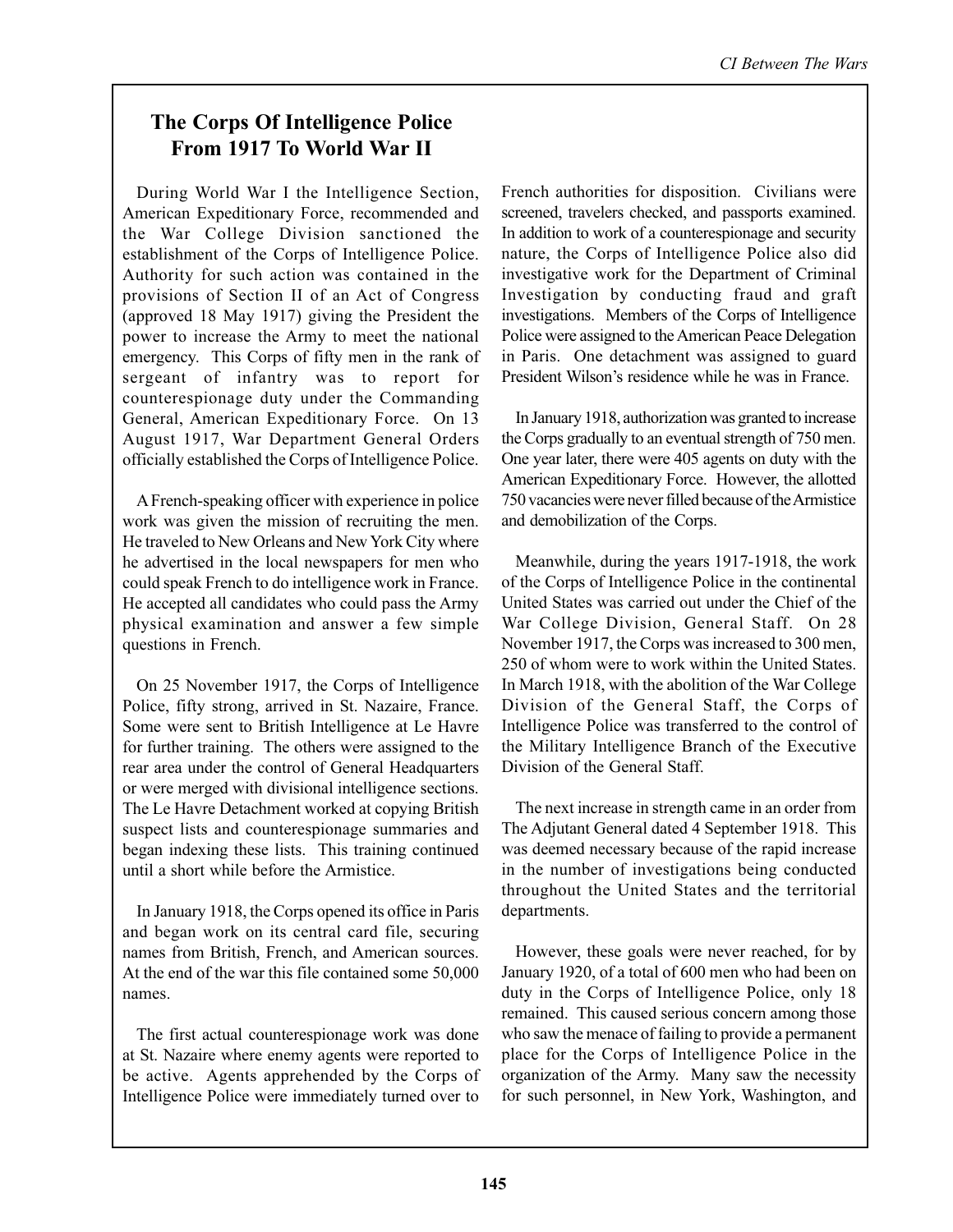## The Corps Of Intelligence Police From 1917 To World War II

During World War I the Intelligence Section, American Expeditionary Force, recommended and the War College Division sanctioned the establishment of the Corps of Intelligence Police. Authority for such action was contained in the provisions of Section II of an Act of Congress (approved 18 May 1917) giving the President the power to increase the Army to meet the national emergency. This Corps of fifty men in the rank of sergeant of infantry was to report for counterespionage duty under the Commanding General, American Expeditionary Force. On 13 August 1917, War Department General Orders officially established the Corps of Intelligence Police.

A French-speaking officer with experience in police work was given the mission of recruiting the men. He traveled to New Orleans and New York City where he advertised in the local newspapers for men who could speak French to do intelligence work in France. He accepted all candidates who could pass the Army physical examination and answer a few simple questions in French.

On 25 November 1917, the Corps of Intelligence Police, fifty strong, arrived in St. Nazaire, France. Some were sent to British Intelligence at Le Havre for further training. The others were assigned to the rear area under the control of General Headquarters or were merged with divisional intelligence sections. The Le Havre Detachment worked at copying British suspect lists and counterespionage summaries and began indexing these lists. This training continued until a short while before the Armistice.

In January 1918, the Corps opened its office in Paris and began work on its central card file, securing names from British, French, and American sources. At the end of the war this file contained some 50,000 names.

The first actual counterespionage work was done at St. Nazaire where enemy agents were reported to be active. Agents apprehended by the Corps of Intelligence Police were immediately turned over to French authorities for disposition. Civilians were screened, travelers checked, and passports examined. In addition to work of a counterespionage and security nature, the Corps of Intelligence Police also did investigative work for the Department of Criminal Investigation by conducting fraud and graft investigations. Members of the Corps of Intelligence Police were assigned to the American Peace Delegation in Paris. One detachment was assigned to guard President Wilson's residence while he was in France.

In January 1918, authorization was granted to increase the Corps gradually to an eventual strength of 750 men. One year later, there were 405 agents on duty with the American Expeditionary Force. However, the allotted 750 vacancies were never filled because of the Armistice and demobilization of the Corps.

Meanwhile, during the years 1917-1918, the work of the Corps of Intelligence Police in the continental United States was carried out under the Chief of the War College Division, General Staff. On 28 November 1917, the Corps was increased to 300 men, 250 of whom were to work within the United States. In March 1918, with the abolition of the War College Division of the General Staff, the Corps of Intelligence Police was transferred to the control of the Military Intelligence Branch of the Executive Division of the General Staff.

The next increase in strength came in an order from The Adjutant General dated 4 September 1918. This was deemed necessary because of the rapid increase in the number of investigations being conducted throughout the United States and the territorial departments.

However, these goals were never reached, for by January 1920, of a total of 600 men who had been on duty in the Corps of Intelligence Police, only 18 remained. This caused serious concern among those who saw the menace of failing to provide a permanent place for the Corps of Intelligence Police in the organization of the Army. Many saw the necessity for such personnel, in New York, Washington, and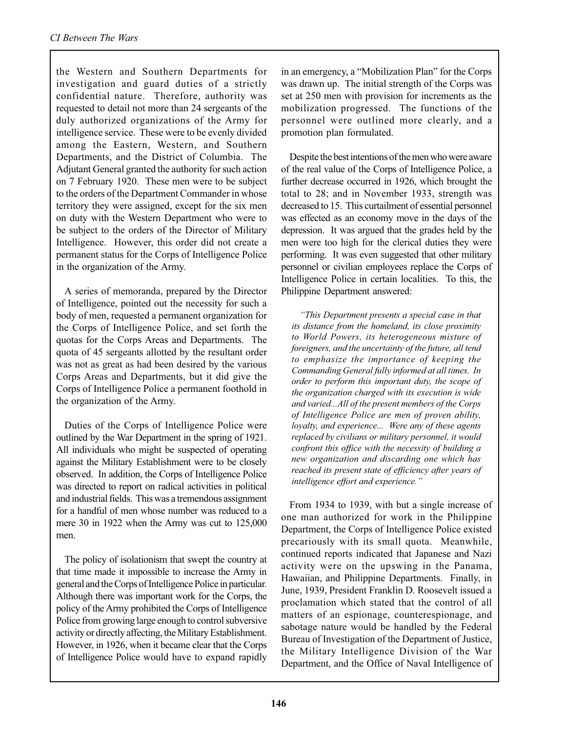the Western and Southern Departments for investigation and guard duties of a strictly confidential nature. Therefore, authority was requested to detail not more than 24 sergeants of the duly authorized organizations of the Army for intelligence service. These were to be evenly divided among the Eastern, Western, and Southern Departments, and the District of Columbia. The Adjutant General granted the authority for such action on 7 February 1920. These men were to be subject to the orders of the Department Commander in whose territory they were assigned, except for the six men on duty with the Western Department who were to be subject to the orders of the Director of Military Intelligence. However, this order did not create a permanent status for the Corps of Intelligence Police in the organization of the Army.

A series of memoranda, prepared by the Director of Intelligence, pointed out the necessity for such a body of men, requested a permanent organization for the Corps of Intelligence Police, and set forth the quotas for the Corps Areas and Departments. The quota of 45 sergeants allotted by the resultant order was not as great as had been desired by the various Corps Areas and Departments, but it did give the Corps of Intelligence Police a permanent foothold in the organization of the Army.

Duties of the Corps of Intelligence Police were outlined by the War Department in the spring of 1921. All individuals who might be suspected of operating against the Military Establishment were to be closely observed. In addition, the Corps of Intelligence Police was directed to report on radical activities in political and industrial fields. This was a tremendous assignment for a handful of men whose number was reduced to a mere 30 in 1922 when the Army was cut to 125,000 men.

The policy of isolationism that swept the country at that time made it impossible to increase the Army in general and the Corps of Intelligence Police in particular. Although there was important work for the Corps, the policy of the Army prohibited the Corps of Intelligence Police from growing large enough to control subversive activity or directly affecting, the Military Establishment. However, in 1926, when it became clear that the Corps of Intelligence Police would have to expand rapidly in an emergency, a "Mobilization Plan" for the Corps was drawn up. The initial strength of the Corps was set at 250 men with provision for increments as the mobilization progressed. The functions of the personnel were outlined more clearly, and a promotion plan formulated.

Despite the best intentions of the men who were aware of the real value of the Corps of Intelligence Police, a further decrease occurred in 1926, which brought the total to 28; and in November 1933, strength was decreased to 15. This curtailment of essential personnel was effected as an economy move in the days of the depression. It was argued that the grades held by the men were too high for the clerical duties they were performing. It was even suggested that other military personnel or civilian employees replace the Corps of Intelligence Police in certain localities. To this, the Philippine Department answered:

> *"This Department presents a special case in that its distance from the homeland, its close proximity to World Powers, its heterogeneous mixture of foreigners, and the uncertainty of the future, all tend to emphasize the importance of keeping the Commanding General fully informed at all times. In order to perform this important duty, the scope of the organization charged with its execution is wide and varied...All of the present members of the Corps of Intelligence Police are men of proven ability, loyalty, and experience... Were any of these agents replaced by civilians or military personnel, it would confront this office with the necessity of building a new organization and discarding one which has reached its present state of efficiency after years of intelligence effort and experience."*

From 1934 to 1939, with but a single increase of one man authorized for work in the Philippine Department, the Corps of Intelligence Police existed precariously with its small quota. Meanwhile, continued reports indicated that Japanese and Nazi activity were on the upswing in the Panama, Hawaiian, and Philippine Departments. Finally, in June, 1939, President Franklin D. Roosevelt issued a proclamation which stated that the control of all matters of an espionage, counterespionage, and sabotage nature would be handled by the Federal Bureau of Investigation of the Department of Justice, the Military Intelligence Division of the War Department, and the Office of Naval Intelligence of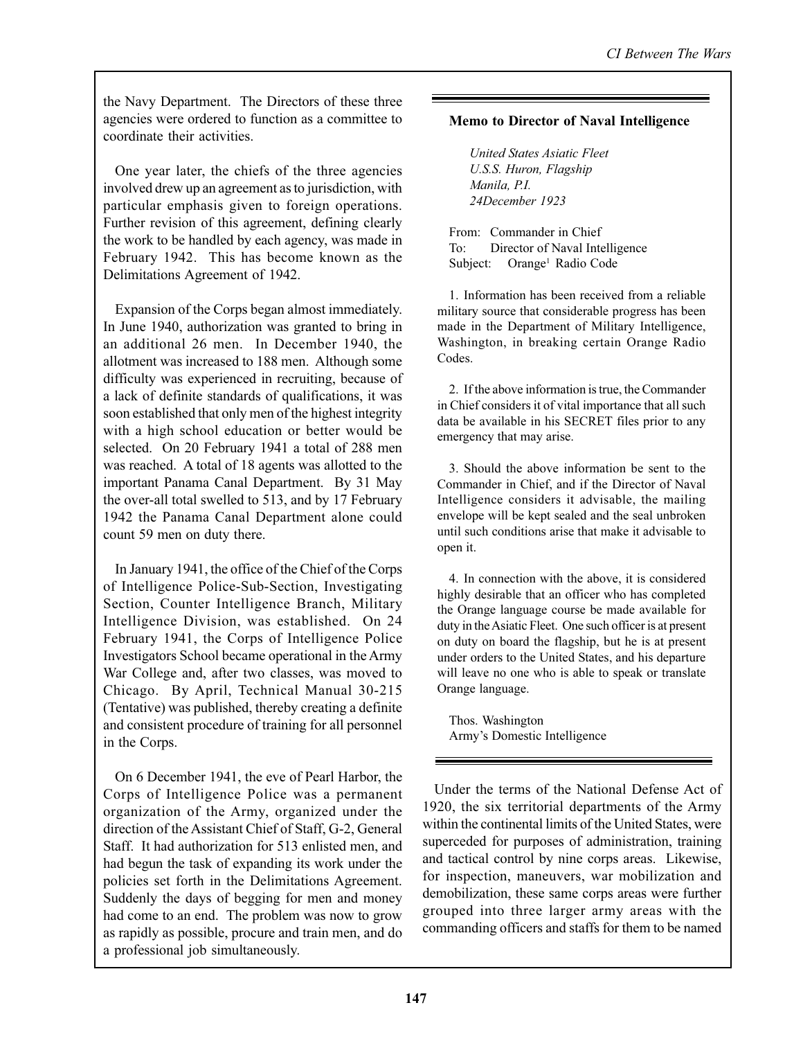the Navy Department. The Directors of these three agencies were ordered to function as a committee to coordinate their activities.

One year later, the chiefs of the three agencies involved drew up an agreement as to jurisdiction, with particular emphasis given to foreign operations. Further revision of this agreement, defining clearly the work to be handled by each agency, was made in February 1942. This has become known as the Delimitations Agreement of 1942.

Expansion of the Corps began almost immediately. In June 1940, authorization was granted to bring in an additional 26 men. In December 1940, the allotment was increased to 188 men. Although some difficulty was experienced in recruiting, because of a lack of definite standards of qualifications, it was soon established that only men of the highest integrity with a high school education or better would be selected. On 20 February 1941 a total of 288 men was reached. A total of 18 agents was allotted to the important Panama Canal Department. By 31 May the over-all total swelled to 513, and by 17 February 1942 the Panama Canal Department alone could count 59 men on duty there.

In January 1941, the office of the Chief of the Corps of Intelligence Police-Sub-Section, Investigating Section, Counter Intelligence Branch, Military Intelligence Division, was established. On 24 February 1941, the Corps of Intelligence Police Investigators School became operational in the Army War College and, after two classes, was moved to Chicago. By April, Technical Manual 30-215 (Tentative) was published, thereby creating a definite and consistent procedure of training for all personnel in the Corps.

On 6 December 1941, the eve of Pearl Harbor, the Corps of Intelligence Police was a permanent organization of the Army, organized under the direction of the Assistant Chief of Staff, G-2, General Staff. It had authorization for 513 enlisted men, and had begun the task of expanding its work under the policies set forth in the Delimitations Agreement. Suddenly the days of begging for men and money had come to an end. The problem was now to grow as rapidly as possible, procure and train men, and do a professional job simultaneously.

---

**Memo to Director of Naval Intelligence**

*United States Asiatic Fleet*
*U.S.S. Huron, Flagship*
*Manila, P.I.*
*24December 1923*

From: Commander in Chief
To: Director of Naval Intelligence
Subject: Orange[1] Radio Code

1. Information has been received from a reliable military source that considerable progress has been made in the Department of Military Intelligence, Washington, in breaking certain Orange Radio Codes.

2. If the above information is true, the Commander in Chief considers it of vital importance that all such data be available in his SECRET files prior to any emergency that may arise.

3. Should the above information be sent to the Commander in Chief, and if the Director of Naval Intelligence considers it advisable, the mailing envelope will be kept sealed and the seal unbroken until such conditions arise that make it advisable to open it.

4. In connection with the above, it is considered highly desirable that an officer who has completed the Orange language course be made available for duty in the Asiatic Fleet. One such officer is at present on duty on board the flagship, but he is at present under orders to the United States, and his departure will leave no one who is able to speak or translate Orange language.

Thos. Washington
Army's Domestic Intelligence

---

Under the terms of the National Defense Act of 1920, the six territorial departments of the Army within the continental limits of the United States, were superceded for purposes of administration, training and tactical control by nine corps areas. Likewise, for inspection, maneuvers, war mobilization and demobilization, these same corps areas were further grouped into three larger army areas with the commanding officers and staffs for them to be named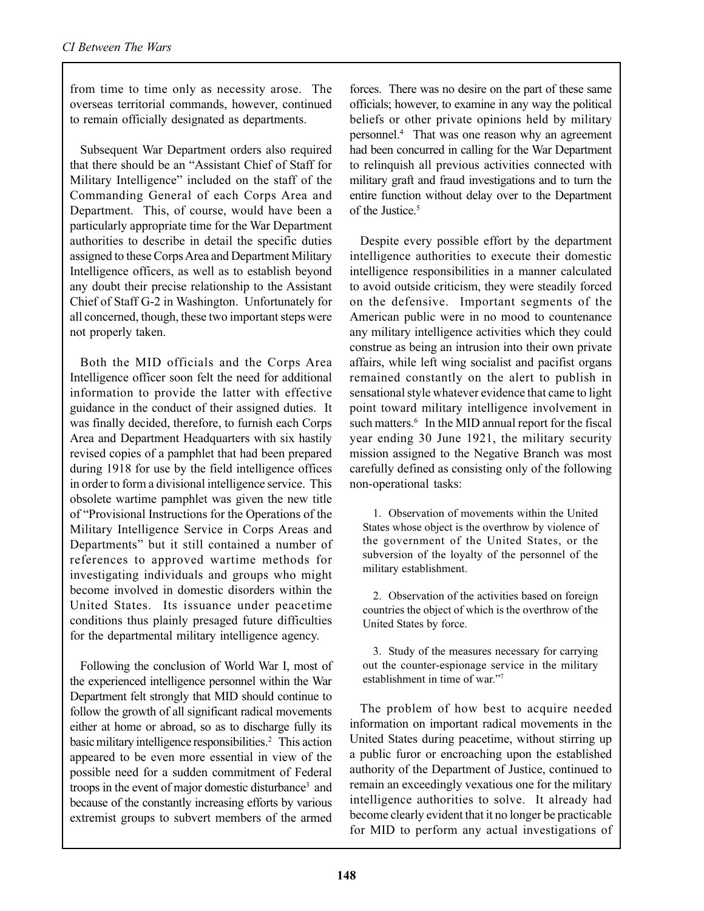from time to time only as necessity arose. The overseas territorial commands, however, continued to remain officially designated as departments.

Subsequent War Department orders also required that there should be an "Assistant Chief of Staff for Military Intelligence" included on the staff of the Commanding General of each Corps Area and Department. This, of course, would have been a particularly appropriate time for the War Department authorities to describe in detail the specific duties assigned to these Corps Area and Department Military Intelligence officers, as well as to establish beyond any doubt their precise relationship to the Assistant Chief of Staff G-2 in Washington. Unfortunately for all concerned, though, these two important steps were not properly taken.

Both the MID officials and the Corps Area Intelligence officer soon felt the need for additional information to provide the latter with effective guidance in the conduct of their assigned duties. It was finally decided, therefore, to furnish each Corps Area and Department Headquarters with six hastily revised copies of a pamphlet that had been prepared during 1918 for use by the field intelligence offices in order to form a divisional intelligence service. This obsolete wartime pamphlet was given the new title of "Provisional Instructions for the Operations of the Military Intelligence Service in Corps Areas and Departments" but it still contained a number of references to approved wartime methods for investigating individuals and groups who might become involved in domestic disorders within the United States. Its issuance under peacetime conditions thus plainly presaged future difficulties for the departmental military intelligence agency.

Following the conclusion of World War I, most of the experienced intelligence personnel within the War Department felt strongly that MID should continue to follow the growth of all significant radical movements either at home or abroad, so as to discharge fully its basic military intelligence responsibilities.[2] This action appeared to be even more essential in view of the possible need for a sudden commitment of Federal troops in the event of major domestic disturbance[3] and because of the constantly increasing efforts by various extremist groups to subvert members of the armed forces. There was no desire on the part of these same officials; however, to examine in any way the political beliefs or other private opinions held by military personnel.[4] That was one reason why an agreement had been concurred in calling for the War Department to relinquish all previous activities connected with military graft and fraud investigations and to turn the entire function without delay over to the Department of the Justice.[5]

Despite every possible effort by the department intelligence authorities to execute their domestic intelligence responsibilities in a manner calculated to avoid outside criticism, they were steadily forced on the defensive. Important segments of the American public were in no mood to countenance any military intelligence activities which they could construe as being an intrusion into their own private affairs, while left wing socialist and pacifist organs remained constantly on the alert to publish in sensational style whatever evidence that came to light point toward military intelligence involvement in such matters.[6] In the MID annual report for the fiscal year ending 30 June 1921, the military security mission assigned to the Negative Branch was most carefully defined as consisting only of the following non-operational tasks:

> 1. Observation of movements within the United States whose object is the overthrow by violence of the government of the United States, or the subversion of the loyalty of the personnel of the military establishment.
>
> 2. Observation of the activities based on foreign countries the object of which is the overthrow of the United States by force.
>
> 3. Study of the measures necessary for carrying out the counter-espionage service in the military establishment in time of war."[7]

The problem of how best to acquire needed information on important radical movements in the United States during peacetime, without stirring up a public furor or encroaching upon the established authority of the Department of Justice, continued to remain an exceedingly vexatious one for the military intelligence authorities to solve. It already had become clearly evident that it no longer be practicable for MID to perform any actual investigations of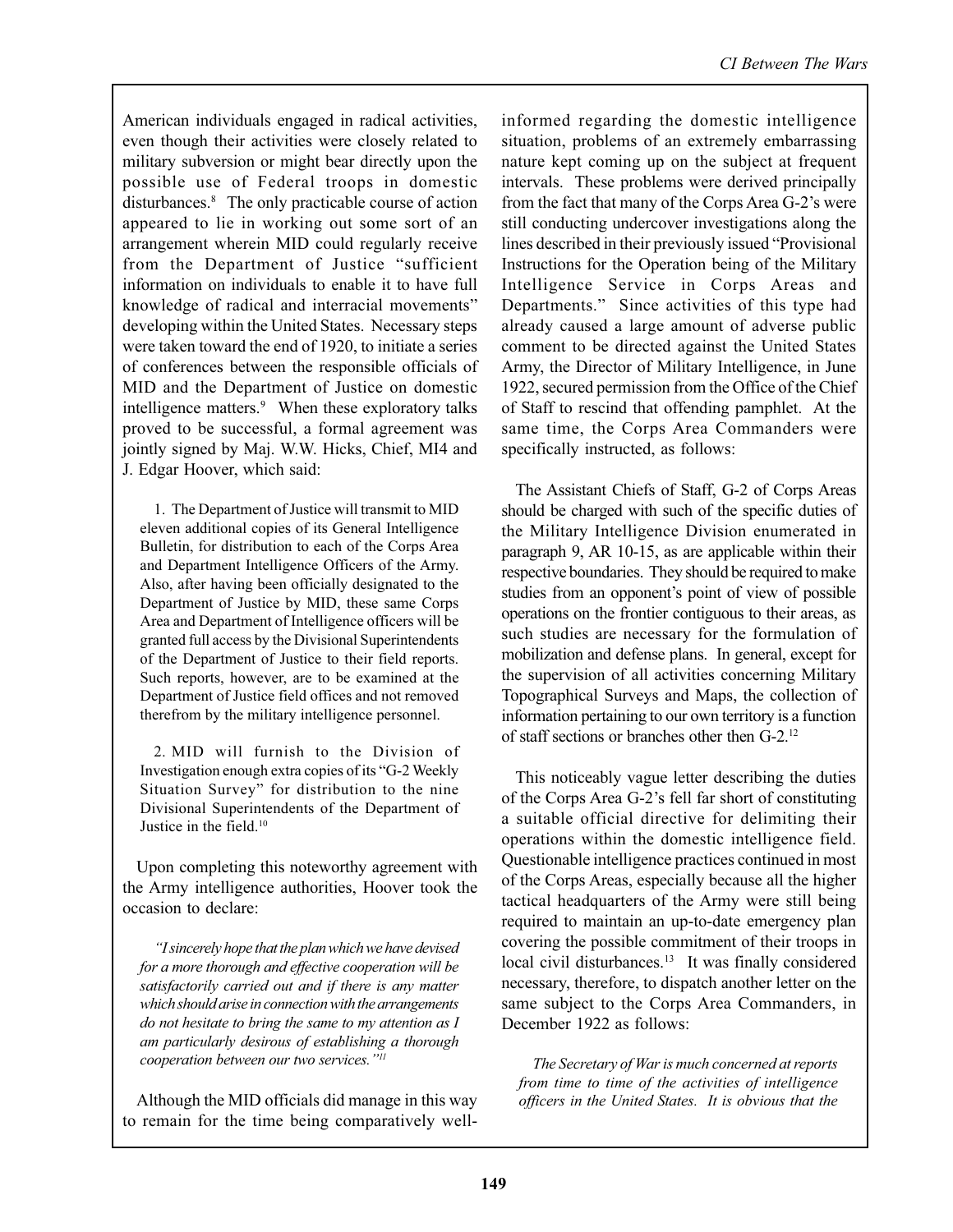American individuals engaged in radical activities, even though their activities were closely related to military subversion or might bear directly upon the possible use of Federal troops in domestic disturbances.[8] The only practicable course of action appeared to lie in working out some sort of an arrangement wherein MID could regularly receive from the Department of Justice "sufficient information on individuals to enable it to have full knowledge of radical and interracial movements" developing within the United States. Necessary steps were taken toward the end of 1920, to initiate a series of conferences between the responsible officials of MID and the Department of Justice on domestic intelligence matters.[9] When these exploratory talks proved to be successful, a formal agreement was jointly signed by Maj. W.W. Hicks, Chief, MI4 and J. Edgar Hoover, which said:

> 1. The Department of Justice will transmit to MID eleven additional copies of its General Intelligence Bulletin, for distribution to each of the Corps Area and Department Intelligence Officers of the Army. Also, after having been officially designated to the Department of Justice by MID, these same Corps Area and Department of Intelligence officers will be granted full access by the Divisional Superintendents of the Department of Justice to their field reports. Such reports, however, are to be examined at the Department of Justice field offices and not removed therefrom by the military intelligence personnel.
>
> 2. MID will furnish to the Division of Investigation enough extra copies of its "G-2 Weekly Situation Survey" for distribution to the nine Divisional Superintendents of the Department of Justice in the field.[10]

Upon completing this noteworthy agreement with the Army intelligence authorities, Hoover took the occasion to declare:

> *"I sincerely hope that the plan which we have devised for a more thorough and effective cooperation will be satisfactorily carried out and if there is any matter which should arise in connection with the arrangements do not hesitate to bring the same to my attention as I am particularly desirous of establishing a thorough cooperation between our two services."*[11]

Although the MID officials did manage in this way to remain for the time being comparatively well-informed regarding the domestic intelligence situation, problems of an extremely embarrassing nature kept coming up on the subject at frequent intervals. These problems were derived principally from the fact that many of the Corps Area G-2's were still conducting undercover investigations along the lines described in their previously issued "Provisional Instructions for the Operation being of the Military Intelligence Service in Corps Areas and Departments." Since activities of this type had already caused a large amount of adverse public comment to be directed against the United States Army, the Director of Military Intelligence, in June 1922, secured permission from the Office of the Chief of Staff to rescind that offending pamphlet. At the same time, the Corps Area Commanders were specifically instructed, as follows:

> The Assistant Chiefs of Staff, G-2 of Corps Areas should be charged with such of the specific duties of the Military Intelligence Division enumerated in paragraph 9, AR 10-15, as are applicable within their respective boundaries. They should be required to make studies from an opponent's point of view of possible operations on the frontier contiguous to their areas, as such studies are necessary for the formulation of mobilization and defense plans. In general, except for the supervision of all activities concerning Military Topographical Surveys and Maps, the collection of information pertaining to our own territory is a function of staff sections or branches other then G-2.[12]

This noticeably vague letter describing the duties of the Corps Area G-2's fell far short of constituting a suitable official directive for delimiting their operations within the domestic intelligence field. Questionable intelligence practices continued in most of the Corps Areas, especially because all the higher tactical headquarters of the Army were still being required to maintain an up-to-date emergency plan covering the possible commitment of their troops in local civil disturbances.[13] It was finally considered necessary, therefore, to dispatch another letter on the same subject to the Corps Area Commanders, in December 1922 as follows:

> *The Secretary of War is much concerned at reports from time to time of the activities of intelligence officers in the United States. It is obvious that the*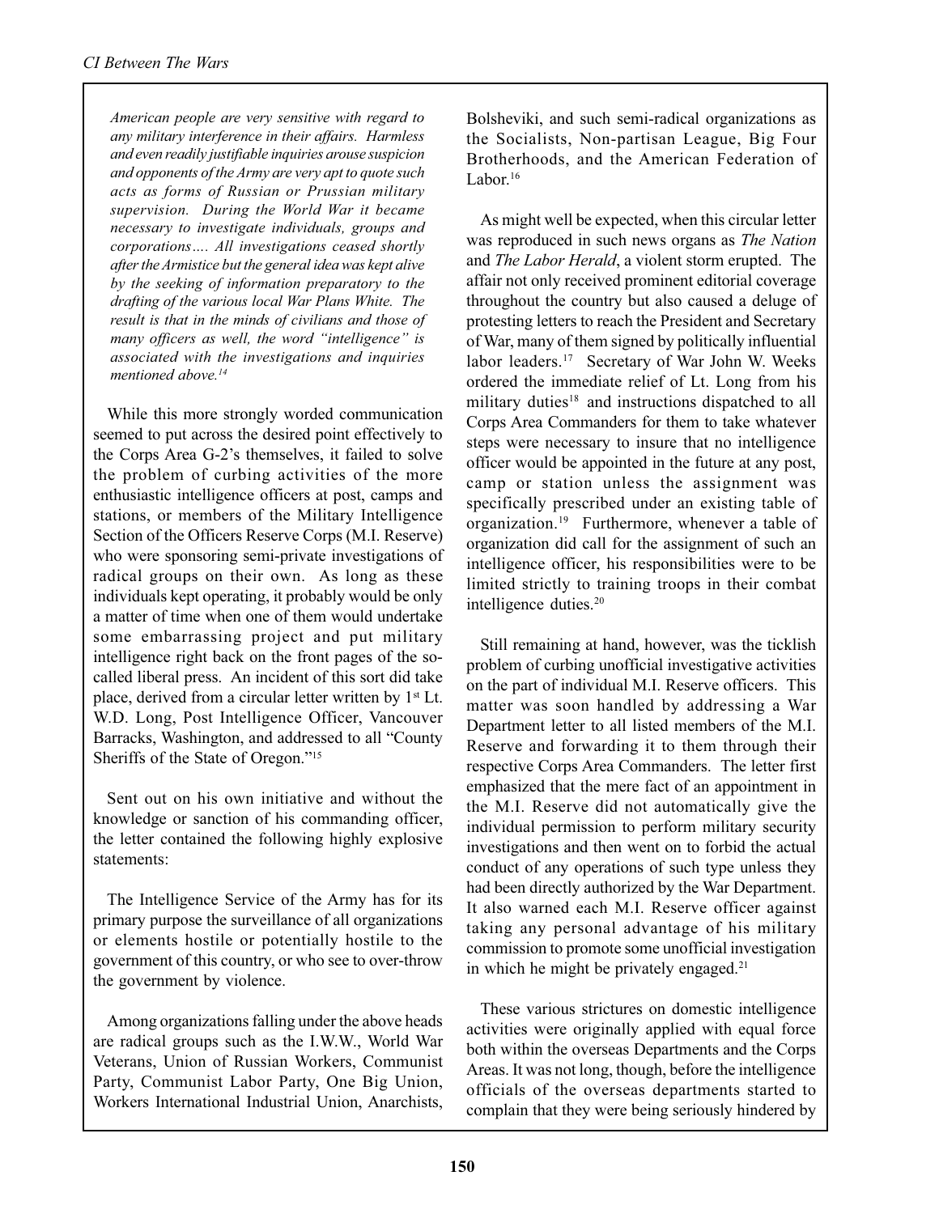*American people are very sensitive with regard to any military interference in their affairs. Harmless and even readily justifiable inquiries arouse suspicion and opponents of the Army are very apt to quote such acts as forms of Russian or Prussian military supervision. During the World War it became necessary to investigate individuals, groups and corporations…. All investigations ceased shortly after the Armistice but the general idea was kept alive by the seeking of information preparatory to the drafting of the various local War Plans White. The result is that in the minds of civilians and those of many officers as well, the word "intelligence" is associated with the investigations and inquiries mentioned above.*[14]

While this more strongly worded communication seemed to put across the desired point effectively to the Corps Area G-2's themselves, it failed to solve the problem of curbing activities of the more enthusiastic intelligence officers at post, camps and stations, or members of the Military Intelligence Section of the Officers Reserve Corps (M.I. Reserve) who were sponsoring semi-private investigations of radical groups on their own. As long as these individuals kept operating, it probably would be only a matter of time when one of them would undertake some embarrassing project and put military intelligence right back on the front pages of the so-called liberal press. An incident of this sort did take place, derived from a circular letter written by 1st Lt. W.D. Long, Post Intelligence Officer, Vancouver Barracks, Washington, and addressed to all "County Sheriffs of the State of Oregon."[15]

Sent out on his own initiative and without the knowledge or sanction of his commanding officer, the letter contained the following highly explosive statements:

The Intelligence Service of the Army has for its primary purpose the surveillance of all organizations or elements hostile or potentially hostile to the government of this country, or who see to over-throw the government by violence.

Among organizations falling under the above heads are radical groups such as the I.W.W., World War Veterans, Union of Russian Workers, Communist Party, Communist Labor Party, One Big Union, Workers International Industrial Union, Anarchists, Bolsheviki, and such semi-radical organizations as the Socialists, Non-partisan League, Big Four Brotherhoods, and the American Federation of Labor.[16]

As might well be expected, when this circular letter was reproduced in such news organs as *The Nation* and *The Labor Herald*, a violent storm erupted. The affair not only received prominent editorial coverage throughout the country but also caused a deluge of protesting letters to reach the President and Secretary of War, many of them signed by politically influential labor leaders.[17] Secretary of War John W. Weeks ordered the immediate relief of Lt. Long from his military duties[18] and instructions dispatched to all Corps Area Commanders for them to take whatever steps were necessary to insure that no intelligence officer would be appointed in the future at any post, camp or station unless the assignment was specifically prescribed under an existing table of organization.[19] Furthermore, whenever a table of organization did call for the assignment of such an intelligence officer, his responsibilities were to be limited strictly to training troops in their combat intelligence duties.[20]

Still remaining at hand, however, was the ticklish problem of curbing unofficial investigative activities on the part of individual M.I. Reserve officers. This matter was soon handled by addressing a War Department letter to all listed members of the M.I. Reserve and forwarding it to them through their respective Corps Area Commanders. The letter first emphasized that the mere fact of an appointment in the M.I. Reserve did not automatically give the individual permission to perform military security investigations and then went on to forbid the actual conduct of any operations of such type unless they had been directly authorized by the War Department. It also warned each M.I. Reserve officer against taking any personal advantage of his military commission to promote some unofficial investigation in which he might be privately engaged.[21]

These various strictures on domestic intelligence activities were originally applied with equal force both within the overseas Departments and the Corps Areas. It was not long, though, before the intelligence officials of the overseas departments started to complain that they were being seriously hindered by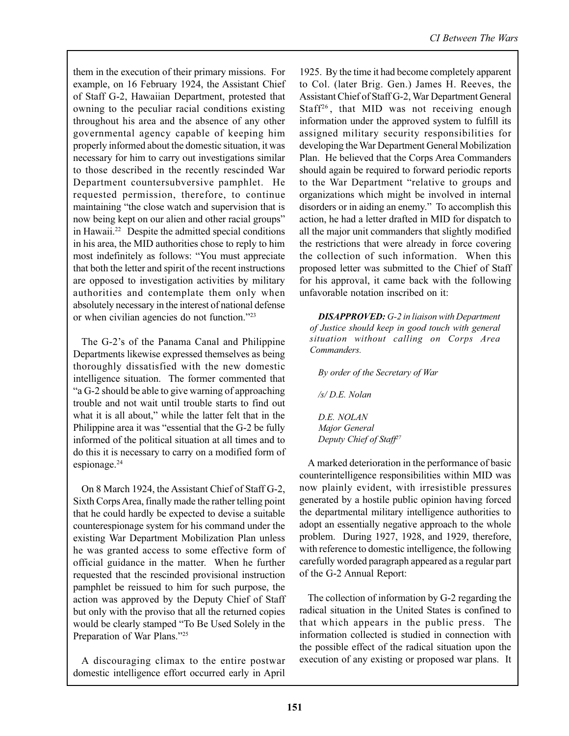them in the execution of their primary missions. For example, on 16 February 1924, the Assistant Chief of Staff G-2, Hawaiian Department, protested that owning to the peculiar racial conditions existing throughout his area and the absence of any other governmental agency capable of keeping him properly informed about the domestic situation, it was necessary for him to carry out investigations similar to those described in the recently rescinded War Department countersubversive pamphlet. He requested permission, therefore, to continue maintaining "the close watch and supervision that is now being kept on our alien and other racial groups" in Hawaii.[22] Despite the admitted special conditions in his area, the MID authorities chose to reply to him most indefinitely as follows: "You must appreciate that both the letter and spirit of the recent instructions are opposed to investigation activities by military authorities and contemplate them only when absolutely necessary in the interest of national defense or when civilian agencies do not function."[23]

The G-2's of the Panama Canal and Philippine Departments likewise expressed themselves as being thoroughly dissatisfied with the new domestic intelligence situation. The former commented that "a G-2 should be able to give warning of approaching trouble and not wait until trouble starts to find out what it is all about," while the latter felt that in the Philippine area it was "essential that the G-2 be fully informed of the political situation at all times and to do this it is necessary to carry on a modified form of espionage.[24]

On 8 March 1924, the Assistant Chief of Staff G-2, Sixth Corps Area, finally made the rather telling point that he could hardly be expected to devise a suitable counterespionage system for his command under the existing War Department Mobilization Plan unless he was granted access to some effective form of official guidance in the matter. When he further requested that the rescinded provisional instruction pamphlet be reissued to him for such purpose, the action was approved by the Deputy Chief of Staff but only with the proviso that all the returned copies would be clearly stamped "To Be Used Solely in the Preparation of War Plans."[25]

A discouraging climax to the entire postwar domestic intelligence effort occurred early in April 1925. By the time it had become completely apparent to Col. (later Brig. Gen.) James H. Reeves, the Assistant Chief of Staff G-2, War Department General Staff[26], that MID was not receiving enough information under the approved system to fulfill its assigned military security responsibilities for developing the War Department General Mobilization Plan. He believed that the Corps Area Commanders should again be required to forward periodic reports to the War Department "relative to groups and organizations which might be involved in internal disorders or in aiding an enemy." To accomplish this action, he had a letter drafted in MID for dispatch to all the major unit commanders that slightly modified the restrictions that were already in force covering the collection of such information. When this proposed letter was submitted to the Chief of Staff for his approval, it came back with the following unfavorable notation inscribed on it:

> ***DISAPPROVED:*** *G-2 in liaison with Department of Justice should keep in good touch with general situation without calling on Corps Area Commanders.*
>
> *By order of the Secretary of War*
>
> */s/ D.E. Nolan*
>
> *D.E. NOLAN*
> *Major General*
> *Deputy Chief of Staff*[27]

A marked deterioration in the performance of basic counterintelligence responsibilities within MID was now plainly evident, with irresistible pressures generated by a hostile public opinion having forced the departmental military intelligence authorities to adopt an essentially negative approach to the whole problem. During 1927, 1928, and 1929, therefore, with reference to domestic intelligence, the following carefully worded paragraph appeared as a regular part of the G-2 Annual Report:

> The collection of information by G-2 regarding the radical situation in the United States is confined to that which appears in the public press. The information collected is studied in connection with the possible effect of the radical situation upon the execution of any existing or proposed war plans. It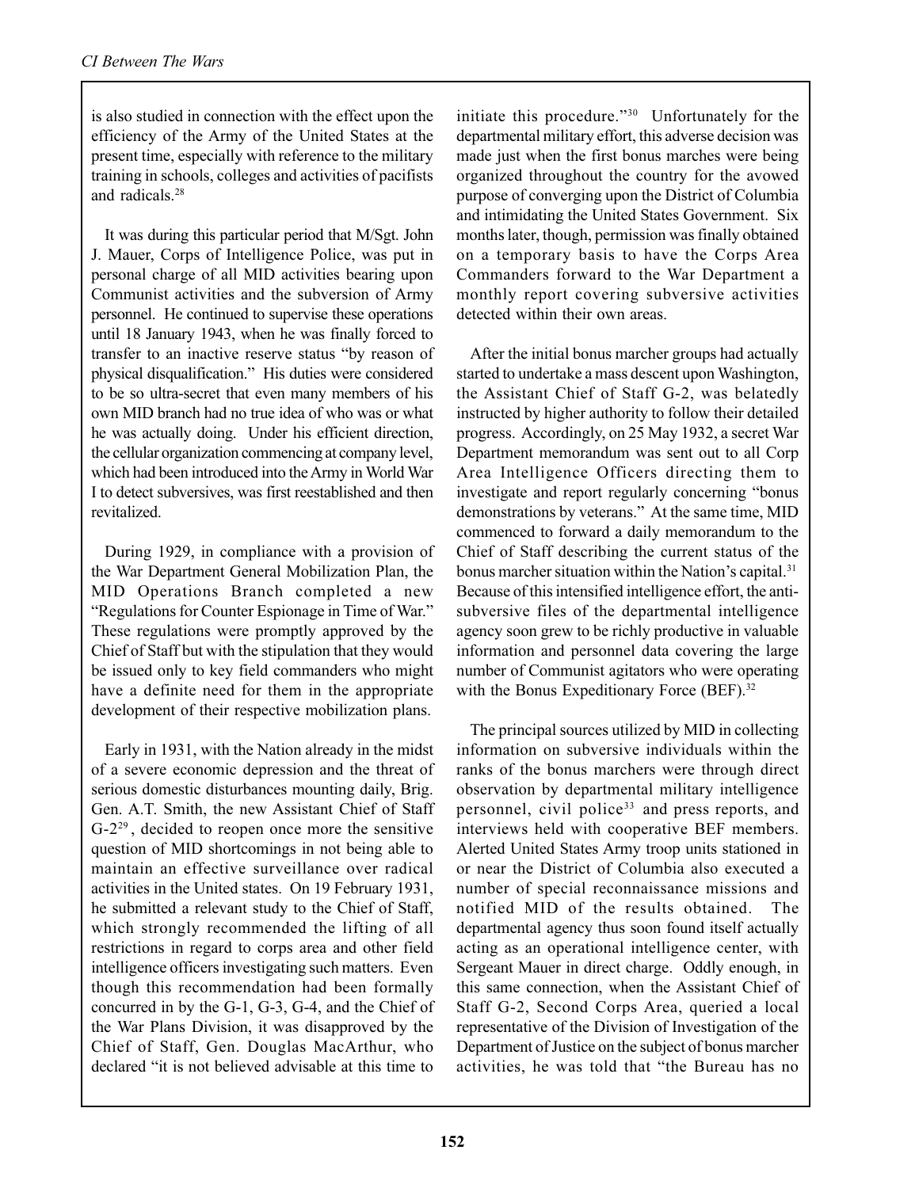is also studied in connection with the effect upon the efficiency of the Army of the United States at the present time, especially with reference to the military training in schools, colleges and activities of pacifists and radicals.[28]

It was during this particular period that M/Sgt. John J. Mauer, Corps of Intelligence Police, was put in personal charge of all MID activities bearing upon Communist activities and the subversion of Army personnel. He continued to supervise these operations until 18 January 1943, when he was finally forced to transfer to an inactive reserve status "by reason of physical disqualification." His duties were considered to be so ultra-secret that even many members of his own MID branch had no true idea of who was or what he was actually doing. Under his efficient direction, the cellular organization commencing at company level, which had been introduced into the Army in World War I to detect subversives, was first reestablished and then revitalized.

During 1929, in compliance with a provision of the War Department General Mobilization Plan, the MID Operations Branch completed a new "Regulations for Counter Espionage in Time of War." These regulations were promptly approved by the Chief of Staff but with the stipulation that they would be issued only to key field commanders who might have a definite need for them in the appropriate development of their respective mobilization plans.

Early in 1931, with the Nation already in the midst of a severe economic depression and the threat of serious domestic disturbances mounting daily, Brig. Gen. A.T. Smith, the new Assistant Chief of Staff G-2[29], decided to reopen once more the sensitive question of MID shortcomings in not being able to maintain an effective surveillance over radical activities in the United states. On 19 February 1931, he submitted a relevant study to the Chief of Staff, which strongly recommended the lifting of all restrictions in regard to corps area and other field intelligence officers investigating such matters. Even though this recommendation had been formally concurred in by the G-1, G-3, G-4, and the Chief of the War Plans Division, it was disapproved by the Chief of Staff, Gen. Douglas MacArthur, who declared "it is not believed advisable at this time to initiate this procedure."[30] Unfortunately for the departmental military effort, this adverse decision was made just when the first bonus marches were being organized throughout the country for the avowed purpose of converging upon the District of Columbia and intimidating the United States Government. Six months later, though, permission was finally obtained on a temporary basis to have the Corps Area Commanders forward to the War Department a monthly report covering subversive activities detected within their own areas.

After the initial bonus marcher groups had actually started to undertake a mass descent upon Washington, the Assistant Chief of Staff G-2, was belatedly instructed by higher authority to follow their detailed progress. Accordingly, on 25 May 1932, a secret War Department memorandum was sent out to all Corp Area Intelligence Officers directing them to investigate and report regularly concerning "bonus demonstrations by veterans." At the same time, MID commenced to forward a daily memorandum to the Chief of Staff describing the current status of the bonus marcher situation within the Nation's capital.[31] Because of this intensified intelligence effort, the anti-subversive files of the departmental intelligence agency soon grew to be richly productive in valuable information and personnel data covering the large number of Communist agitators who were operating with the Bonus Expeditionary Force (BEF).[32]

The principal sources utilized by MID in collecting information on subversive individuals within the ranks of the bonus marchers were through direct observation by departmental military intelligence personnel, civil police[33] and press reports, and interviews held with cooperative BEF members. Alerted United States Army troop units stationed in or near the District of Columbia also executed a number of special reconnaissance missions and notified MID of the results obtained. The departmental agency thus soon found itself actually acting as an operational intelligence center, with Sergeant Mauer in direct charge. Oddly enough, in this same connection, when the Assistant Chief of Staff G-2, Second Corps Area, queried a local representative of the Division of Investigation of the Department of Justice on the subject of bonus marcher activities, he was told that "the Bureau has no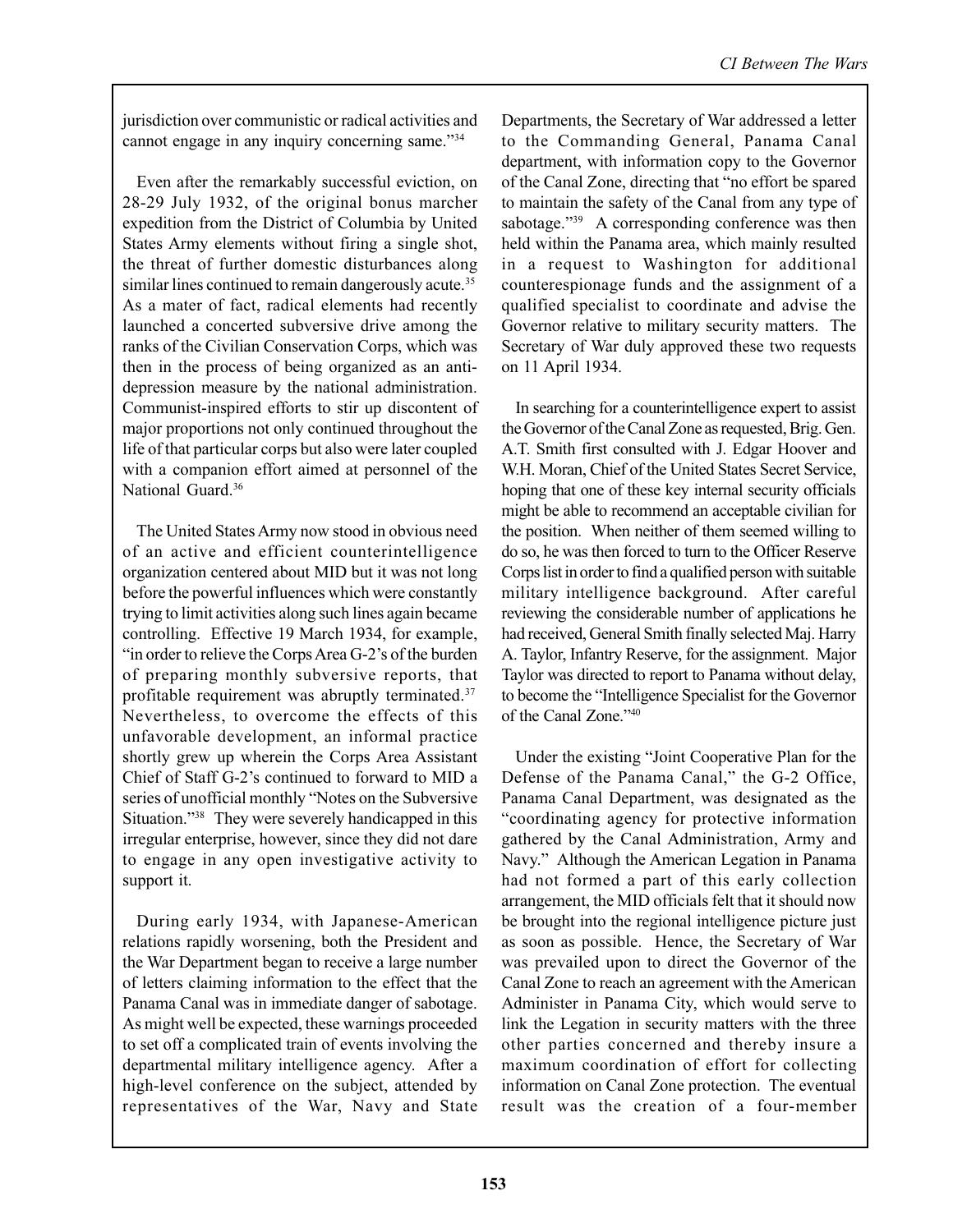jurisdiction over communistic or radical activities and cannot engage in any inquiry concerning same."[34]

Even after the remarkably successful eviction, on 28-29 July 1932, of the original bonus marcher expedition from the District of Columbia by United States Army elements without firing a single shot, the threat of further domestic disturbances along similar lines continued to remain dangerously acute.[35] As a mater of fact, radical elements had recently launched a concerted subversive drive among the ranks of the Civilian Conservation Corps, which was then in the process of being organized as an anti-depression measure by the national administration. Communist-inspired efforts to stir up discontent of major proportions not only continued throughout the life of that particular corps but also were later coupled with a companion effort aimed at personnel of the National Guard.[36]

The United States Army now stood in obvious need of an active and efficient counterintelligence organization centered about MID but it was not long before the powerful influences which were constantly trying to limit activities along such lines again became controlling. Effective 19 March 1934, for example, "in order to relieve the Corps Area G-2's of the burden of preparing monthly subversive reports, that profitable requirement was abruptly terminated.[37] Nevertheless, to overcome the effects of this unfavorable development, an informal practice shortly grew up wherein the Corps Area Assistant Chief of Staff G-2's continued to forward to MID a series of unofficial monthly "Notes on the Subversive Situation."[38] They were severely handicapped in this irregular enterprise, however, since they did not dare to engage in any open investigative activity to support it.

During early 1934, with Japanese-American relations rapidly worsening, both the President and the War Department began to receive a large number of letters claiming information to the effect that the Panama Canal was in immediate danger of sabotage. As might well be expected, these warnings proceeded to set off a complicated train of events involving the departmental military intelligence agency. After a high-level conference on the subject, attended by representatives of the War, Navy and State Departments, the Secretary of War addressed a letter to the Commanding General, Panama Canal department, with information copy to the Governor of the Canal Zone, directing that "no effort be spared to maintain the safety of the Canal from any type of sabotage."[39] A corresponding conference was then held within the Panama area, which mainly resulted in a request to Washington for additional counterespionage funds and the assignment of a qualified specialist to coordinate and advise the Governor relative to military security matters. The Secretary of War duly approved these two requests on 11 April 1934.

In searching for a counterintelligence expert to assist the Governor of the Canal Zone as requested, Brig. Gen. A.T. Smith first consulted with J. Edgar Hoover and W.H. Moran, Chief of the United States Secret Service, hoping that one of these key internal security officials might be able to recommend an acceptable civilian for the position. When neither of them seemed willing to do so, he was then forced to turn to the Officer Reserve Corps list in order to find a qualified person with suitable military intelligence background. After careful reviewing the considerable number of applications he had received, General Smith finally selected Maj. Harry A. Taylor, Infantry Reserve, for the assignment. Major Taylor was directed to report to Panama without delay, to become the "Intelligence Specialist for the Governor of the Canal Zone."[40]

Under the existing "Joint Cooperative Plan for the Defense of the Panama Canal," the G-2 Office, Panama Canal Department, was designated as the "coordinating agency for protective information gathered by the Canal Administration, Army and Navy." Although the American Legation in Panama had not formed a part of this early collection arrangement, the MID officials felt that it should now be brought into the regional intelligence picture just as soon as possible. Hence, the Secretary of War was prevailed upon to direct the Governor of the Canal Zone to reach an agreement with the American Administer in Panama City, which would serve to link the Legation in security matters with the three other parties concerned and thereby insure a maximum coordination of effort for collecting information on Canal Zone protection. The eventual result was the creation of a four-member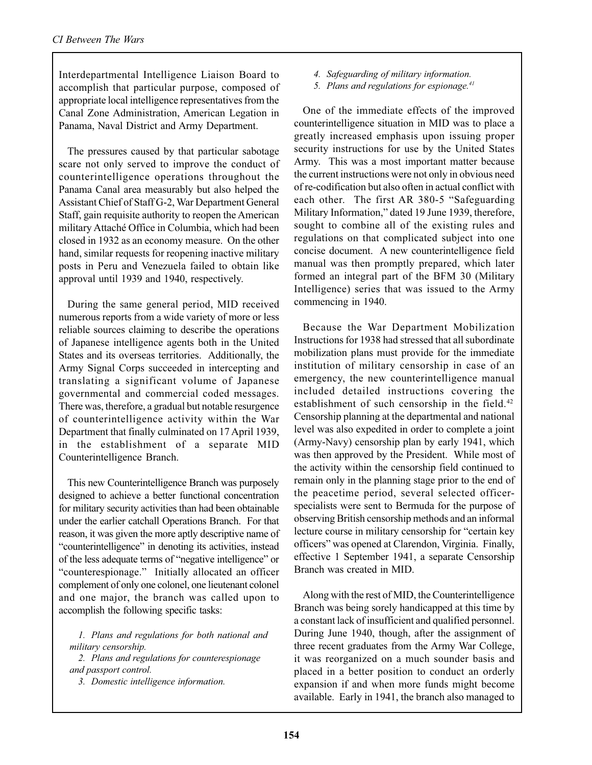Interdepartmental Intelligence Liaison Board to accomplish that particular purpose, composed of appropriate local intelligence representatives from the Canal Zone Administration, American Legation in Panama, Naval District and Army Department.

The pressures caused by that particular sabotage scare not only served to improve the conduct of counterintelligence operations throughout the Panama Canal area measurably but also helped the Assistant Chief of Staff G-2, War Department General Staff, gain requisite authority to reopen the American military Attaché Office in Columbia, which had been closed in 1932 as an economy measure. On the other hand, similar requests for reopening inactive military posts in Peru and Venezuela failed to obtain like approval until 1939 and 1940, respectively.

During the same general period, MID received numerous reports from a wide variety of more or less reliable sources claiming to describe the operations of Japanese intelligence agents both in the United States and its overseas territories. Additionally, the Army Signal Corps succeeded in intercepting and translating a significant volume of Japanese governmental and commercial coded messages. There was, therefore, a gradual but notable resurgence of counterintelligence activity within the War Department that finally culminated on 17 April 1939, in the establishment of a separate MID Counterintelligence Branch.

This new Counterintelligence Branch was purposely designed to achieve a better functional concentration for military security activities than had been obtainable under the earlier catchall Operations Branch. For that reason, it was given the more aptly descriptive name of "counterintelligence" in denoting its activities, instead of the less adequate terms of "negative intelligence" or "counterespionage." Initially allocated an officer complement of only one colonel, one lieutenant colonel and one major, the branch was called upon to accomplish the following specific tasks:

*1. Plans and regulations for both national and military censorship.*
*2. Plans and regulations for counterespionage and passport control.*
*3. Domestic intelligence information.*
*4. Safeguarding of military information.*
*5. Plans and regulations for espionage.*[41]

One of the immediate effects of the improved counterintelligence situation in MID was to place a greatly increased emphasis upon issuing proper security instructions for use by the United States Army. This was a most important matter because the current instructions were not only in obvious need of re-codification but also often in actual conflict with each other. The first AR 380-5 "Safeguarding Military Information," dated 19 June 1939, therefore, sought to combine all of the existing rules and regulations on that complicated subject into one concise document. A new counterintelligence field manual was then promptly prepared, which later formed an integral part of the BFM 30 (Military Intelligence) series that was issued to the Army commencing in 1940.

Because the War Department Mobilization Instructions for 1938 had stressed that all subordinate mobilization plans must provide for the immediate institution of military censorship in case of an emergency, the new counterintelligence manual included detailed instructions covering the establishment of such censorship in the field.[42] Censorship planning at the departmental and national level was also expedited in order to complete a joint (Army-Navy) censorship plan by early 1941, which was then approved by the President. While most of the activity within the censorship field continued to remain only in the planning stage prior to the end of the peacetime period, several selected officer-specialists were sent to Bermuda for the purpose of observing British censorship methods and an informal lecture course in military censorship for "certain key officers" was opened at Clarendon, Virginia. Finally, effective 1 September 1941, a separate Censorship Branch was created in MID.

Along with the rest of MID, the Counterintelligence Branch was being sorely handicapped at this time by a constant lack of insufficient and qualified personnel. During June 1940, though, after the assignment of three recent graduates from the Army War College, it was reorganized on a much sounder basis and placed in a better position to conduct an orderly expansion if and when more funds might become available. Early in 1941, the branch also managed to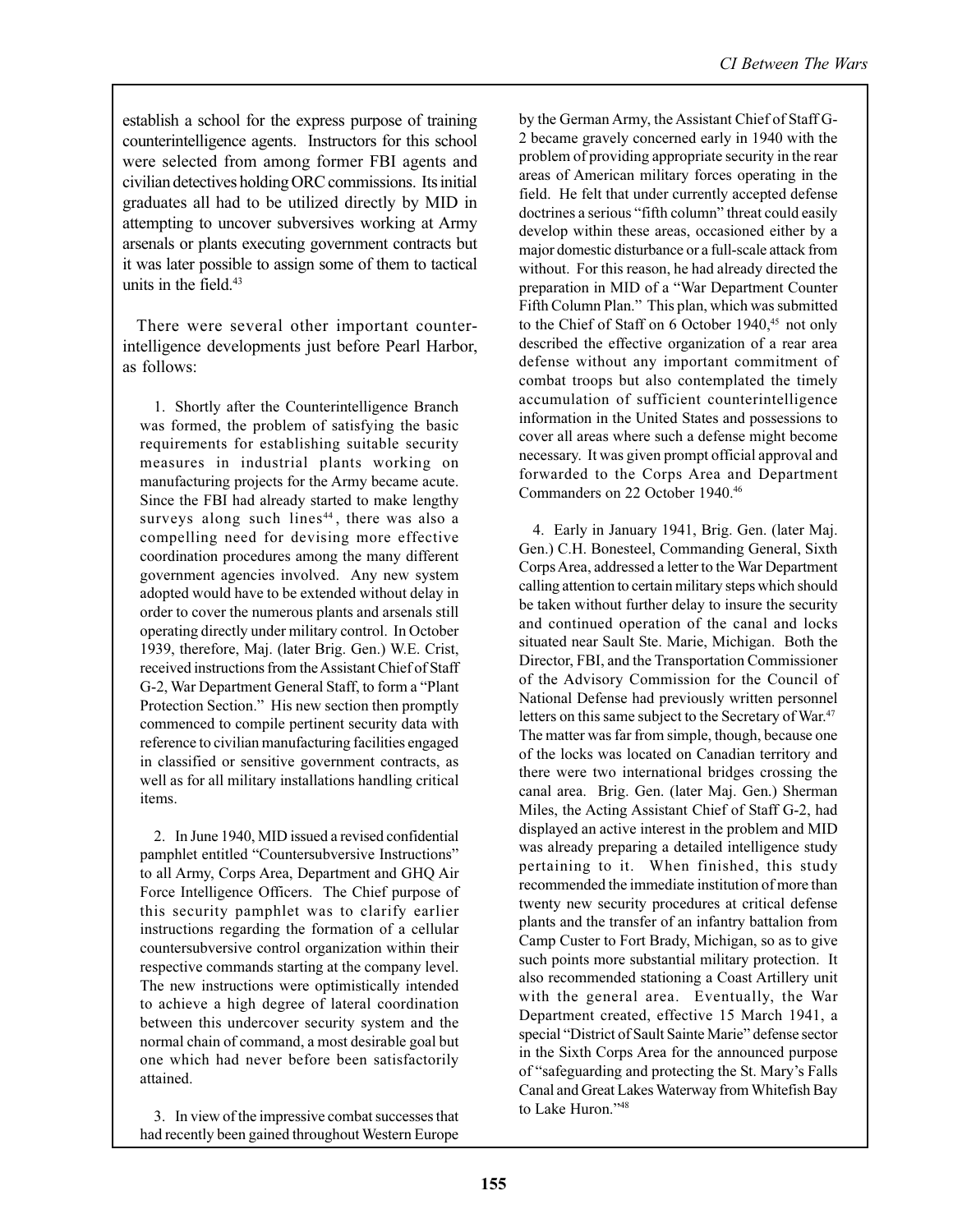establish a school for the express purpose of training counterintelligence agents. Instructors for this school were selected from among former FBI agents and civilian detectives holding ORC commissions. Its initial graduates all had to be utilized directly by MID in attempting to uncover subversives working at Army arsenals or plants executing government contracts but it was later possible to assign some of them to tactical units in the field.[43]

There were several other important counterintelligence developments just before Pearl Harbor, as follows:

1. Shortly after the Counterintelligence Branch was formed, the problem of satisfying the basic requirements for establishing suitable security measures in industrial plants working on manufacturing projects for the Army became acute. Since the FBI had already started to make lengthy surveys along such lines[44], there was also a compelling need for devising more effective coordination procedures among the many different government agencies involved. Any new system adopted would have to be extended without delay in order to cover the numerous plants and arsenals still operating directly under military control. In October 1939, therefore, Maj. (later Brig. Gen.) W.E. Crist, received instructions from the Assistant Chief of Staff G-2, War Department General Staff, to form a "Plant Protection Section." His new section then promptly commenced to compile pertinent security data with reference to civilian manufacturing facilities engaged in classified or sensitive government contracts, as well as for all military installations handling critical items.

2. In June 1940, MID issued a revised confidential pamphlet entitled "Countersubversive Instructions" to all Army, Corps Area, Department and GHQ Air Force Intelligence Officers. The Chief purpose of this security pamphlet was to clarify earlier instructions regarding the formation of a cellular countersubversive control organization within their respective commands starting at the company level. The new instructions were optimistically intended to achieve a high degree of lateral coordination between this undercover security system and the normal chain of command, a most desirable goal but one which had never before been satisfactorily attained.

3. In view of the impressive combat successes that had recently been gained throughout Western Europe by the German Army, the Assistant Chief of Staff G-2 became gravely concerned early in 1940 with the problem of providing appropriate security in the rear areas of American military forces operating in the field. He felt that under currently accepted defense doctrines a serious "fifth column" threat could easily develop within these areas, occasioned either by a major domestic disturbance or a full-scale attack from without. For this reason, he had already directed the preparation in MID of a "War Department Counter Fifth Column Plan." This plan, which was submitted to the Chief of Staff on 6 October 1940,[45] not only described the effective organization of a rear area defense without any important commitment of combat troops but also contemplated the timely accumulation of sufficient counterintelligence information in the United States and possessions to cover all areas where such a defense might become necessary. It was given prompt official approval and forwarded to the Corps Area and Department Commanders on 22 October 1940.[46]

4. Early in January 1941, Brig. Gen. (later Maj. Gen.) C.H. Bonesteel, Commanding General, Sixth Corps Area, addressed a letter to the War Department calling attention to certain military steps which should be taken without further delay to insure the security and continued operation of the canal and locks situated near Sault Ste. Marie, Michigan. Both the Director, FBI, and the Transportation Commissioner of the Advisory Commission for the Council of National Defense had previously written personnel letters on this same subject to the Secretary of War.[47] The matter was far from simple, though, because one of the locks was located on Canadian territory and there were two international bridges crossing the canal area. Brig. Gen. (later Maj. Gen.) Sherman Miles, the Acting Assistant Chief of Staff G-2, had displayed an active interest in the problem and MID was already preparing a detailed intelligence study pertaining to it. When finished, this study recommended the immediate institution of more than twenty new security procedures at critical defense plants and the transfer of an infantry battalion from Camp Custer to Fort Brady, Michigan, so as to give such points more substantial military protection. It also recommended stationing a Coast Artillery unit with the general area. Eventually, the War Department created, effective 15 March 1941, a special "District of Sault Sainte Marie" defense sector in the Sixth Corps Area for the announced purpose of "safeguarding and protecting the St. Mary's Falls Canal and Great Lakes Waterway from Whitefish Bay to Lake Huron."[48]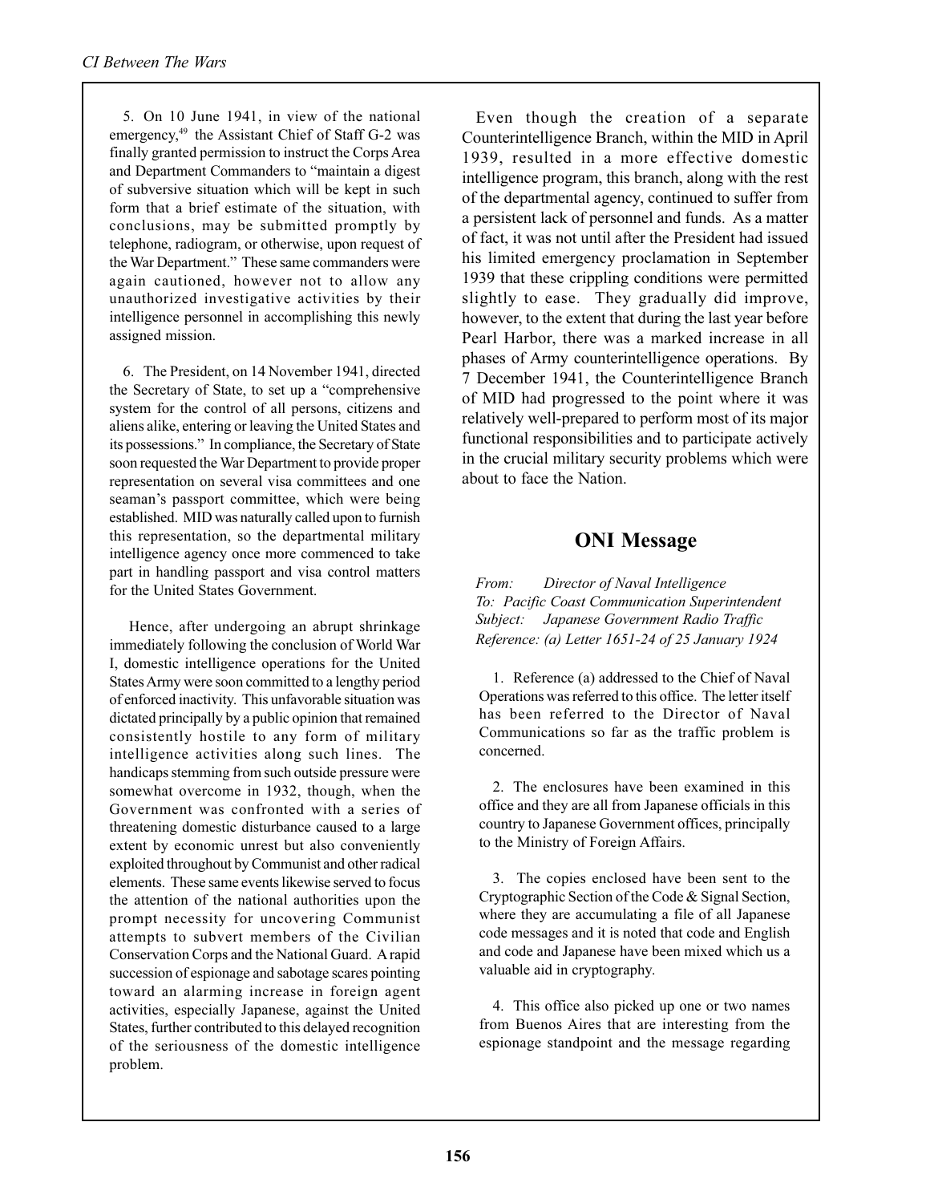5. On 10 June 1941, in view of the national emergency,[49] the Assistant Chief of Staff G-2 was finally granted permission to instruct the Corps Area and Department Commanders to "maintain a digest of subversive situation which will be kept in such form that a brief estimate of the situation, with conclusions, may be submitted promptly by telephone, radiogram, or otherwise, upon request of the War Department." These same commanders were again cautioned, however not to allow any unauthorized investigative activities by their intelligence personnel in accomplishing this newly assigned mission.

6. The President, on 14 November 1941, directed the Secretary of State, to set up a "comprehensive system for the control of all persons, citizens and aliens alike, entering or leaving the United States and its possessions." In compliance, the Secretary of State soon requested the War Department to provide proper representation on several visa committees and one seaman's passport committee, which were being established. MID was naturally called upon to furnish this representation, so the departmental military intelligence agency once more commenced to take part in handling passport and visa control matters for the United States Government.

Hence, after undergoing an abrupt shrinkage immediately following the conclusion of World War I, domestic intelligence operations for the United States Army were soon committed to a lengthy period of enforced inactivity. This unfavorable situation was dictated principally by a public opinion that remained consistently hostile to any form of military intelligence activities along such lines. The handicaps stemming from such outside pressure were somewhat overcome in 1932, though, when the Government was confronted with a series of threatening domestic disturbance caused to a large extent by economic unrest but also conveniently exploited throughout by Communist and other radical elements. These same events likewise served to focus the attention of the national authorities upon the prompt necessity for uncovering Communist attempts to subvert members of the Civilian Conservation Corps and the National Guard. A rapid succession of espionage and sabotage scares pointing toward an alarming increase in foreign agent activities, especially Japanese, against the United States, further contributed to this delayed recognition of the seriousness of the domestic intelligence problem.

Even though the creation of a separate Counterintelligence Branch, within the MID in April 1939, resulted in a more effective domestic intelligence program, this branch, along with the rest of the departmental agency, continued to suffer from a persistent lack of personnel and funds. As a matter of fact, it was not until after the President had issued his limited emergency proclamation in September 1939 that these crippling conditions were permitted slightly to ease. They gradually did improve, however, to the extent that during the last year before Pearl Harbor, there was a marked increase in all phases of Army counterintelligence operations. By 7 December 1941, the Counterintelligence Branch of MID had progressed to the point where it was relatively well-prepared to perform most of its major functional responsibilities and to participate actively in the crucial military security problems which were about to face the Nation.

## ONI Message

*From: Director of Naval Intelligence*
*To: Pacific Coast Communication Superintendent*
*Subject: Japanese Government Radio Traffic*
*Reference: (a) Letter 1651-24 of 25 January 1924*

1. Reference (a) addressed to the Chief of Naval Operations was referred to this office. The letter itself has been referred to the Director of Naval Communications so far as the traffic problem is concerned.

2. The enclosures have been examined in this office and they are all from Japanese officials in this country to Japanese Government offices, principally to the Ministry of Foreign Affairs.

3. The copies enclosed have been sent to the Cryptographic Section of the Code & Signal Section, where they are accumulating a file of all Japanese code messages and it is noted that code and English and code and Japanese have been mixed which us a valuable aid in cryptography.

4. This office also picked up one or two names from Buenos Aires that are interesting from the espionage standpoint and the message regarding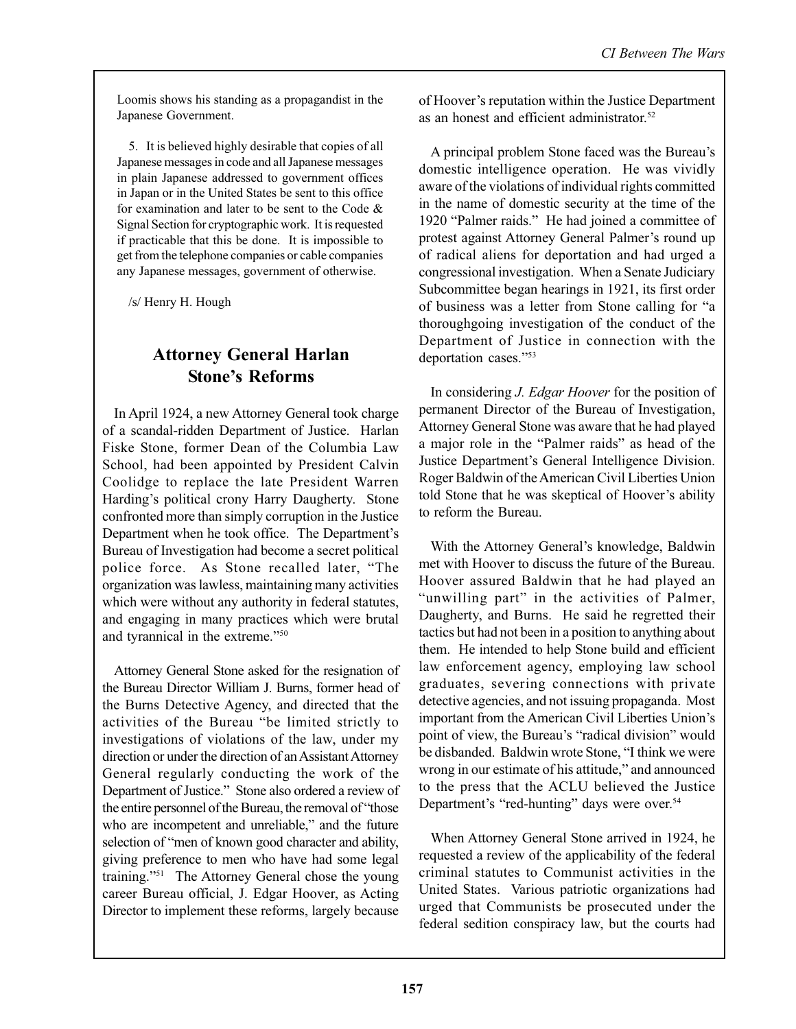Loomis shows his standing as a propagandist in the Japanese Government.

5. It is believed highly desirable that copies of all Japanese messages in code and all Japanese messages in plain Japanese addressed to government offices in Japan or in the United States be sent to this office for examination and later to be sent to the Code & Signal Section for cryptographic work. It is requested if practicable that this be done. It is impossible to get from the telephone companies or cable companies any Japanese messages, government of otherwise.

/s/ Henry H. Hough

## Attorney General Harlan Stone's Reforms

In April 1924, a new Attorney General took charge of a scandal-ridden Department of Justice. Harlan Fiske Stone, former Dean of the Columbia Law School, had been appointed by President Calvin Coolidge to replace the late President Warren Harding's political crony Harry Daugherty. Stone confronted more than simply corruption in the Justice Department when he took office. The Department's Bureau of Investigation had become a secret political police force. As Stone recalled later, "The organization was lawless, maintaining many activities which were without any authority in federal statutes, and engaging in many practices which were brutal and tyrannical in the extreme."[50]

Attorney General Stone asked for the resignation of the Bureau Director William J. Burns, former head of the Burns Detective Agency, and directed that the activities of the Bureau "be limited strictly to investigations of violations of the law, under my direction or under the direction of an Assistant Attorney General regularly conducting the work of the Department of Justice." Stone also ordered a review of the entire personnel of the Bureau, the removal of "those who are incompetent and unreliable," and the future selection of "men of known good character and ability, giving preference to men who have had some legal training."[51] The Attorney General chose the young career Bureau official, J. Edgar Hoover, as Acting Director to implement these reforms, largely because of Hoover's reputation within the Justice Department as an honest and efficient administrator.[52]

A principal problem Stone faced was the Bureau's domestic intelligence operation. He was vividly aware of the violations of individual rights committed in the name of domestic security at the time of the 1920 "Palmer raids." He had joined a committee of protest against Attorney General Palmer's round up of radical aliens for deportation and had urged a congressional investigation. When a Senate Judiciary Subcommittee began hearings in 1921, its first order of business was a letter from Stone calling for "a thoroughgoing investigation of the conduct of the Department of Justice in connection with the deportation cases."[53]

In considering *J. Edgar Hoover* for the position of permanent Director of the Bureau of Investigation, Attorney General Stone was aware that he had played a major role in the "Palmer raids" as head of the Justice Department's General Intelligence Division. Roger Baldwin of the American Civil Liberties Union told Stone that he was skeptical of Hoover's ability to reform the Bureau.

With the Attorney General's knowledge, Baldwin met with Hoover to discuss the future of the Bureau. Hoover assured Baldwin that he had played an "unwilling part" in the activities of Palmer, Daugherty, and Burns. He said he regretted their tactics but had not been in a position to anything about them. He intended to help Stone build and efficient law enforcement agency, employing law school graduates, severing connections with private detective agencies, and not issuing propaganda. Most important from the American Civil Liberties Union's point of view, the Bureau's "radical division" would be disbanded. Baldwin wrote Stone, "I think we were wrong in our estimate of his attitude," and announced to the press that the ACLU believed the Justice Department's "red-hunting" days were over.[54]

When Attorney General Stone arrived in 1924, he requested a review of the applicability of the federal criminal statutes to Communist activities in the United States. Various patriotic organizations had urged that Communists be prosecuted under the federal sedition conspiracy law, but the courts had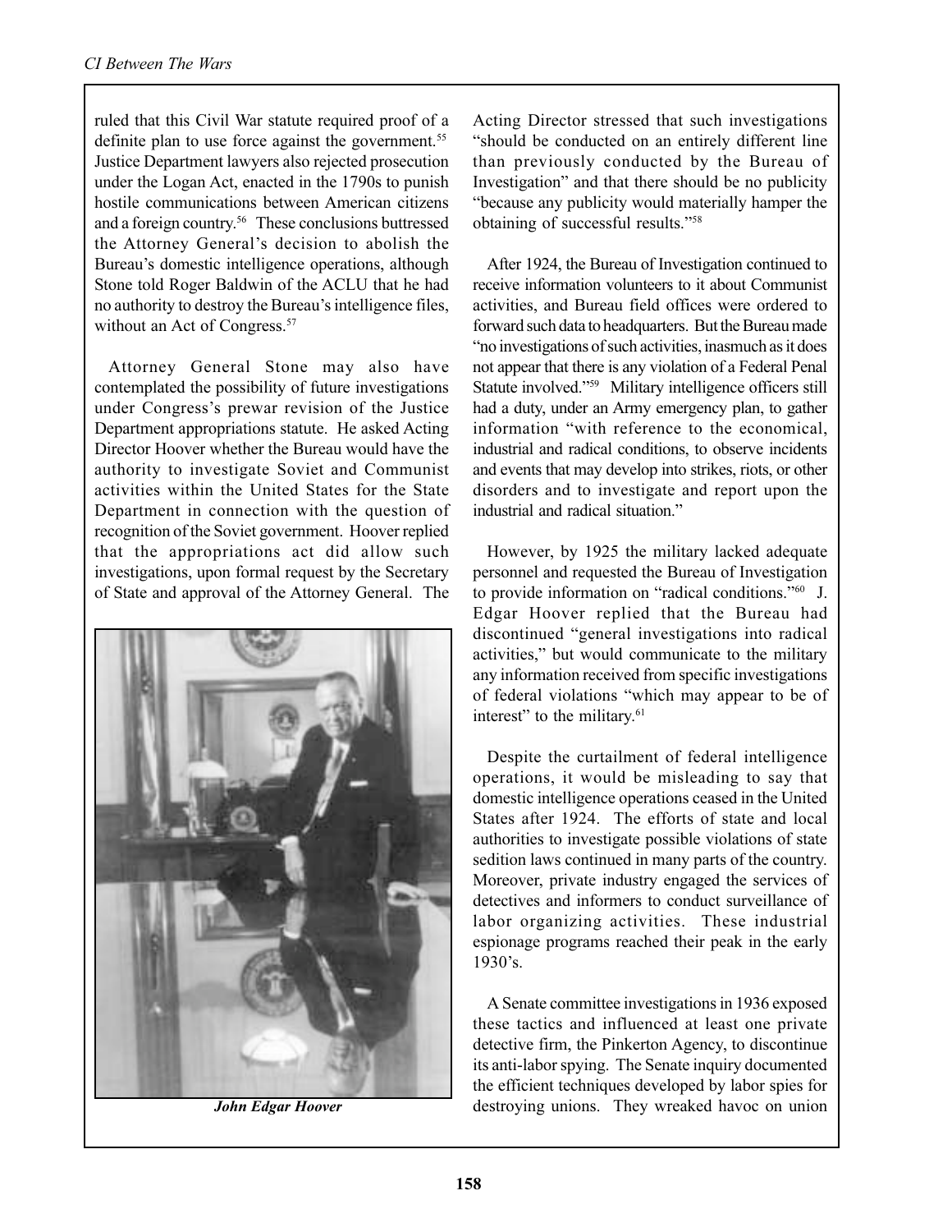ruled that this Civil War statute required proof of a definite plan to use force against the government.[55] Justice Department lawyers also rejected prosecution under the Logan Act, enacted in the 1790s to punish hostile communications between American citizens and a foreign country.[56] These conclusions buttressed the Attorney General's decision to abolish the Bureau's domestic intelligence operations, although Stone told Roger Baldwin of the ACLU that he had no authority to destroy the Bureau's intelligence files, without an Act of Congress.[57]

Attorney General Stone may also have contemplated the possibility of future investigations under Congress's prewar revision of the Justice Department appropriations statute. He asked Acting Director Hoover whether the Bureau would have the authority to investigate Soviet and Communist activities within the United States for the State Department in connection with the question of recognition of the Soviet government. Hoover replied that the appropriations act did allow such investigations, upon formal request by the Secretary of State and approval of the Attorney General. The Acting Director stressed that such investigations "should be conducted on an entirely different line than previously conducted by the Bureau of Investigation" and that there should be no publicity "because any publicity would materially hamper the obtaining of successful results."[58]

*John Edgar Hoover*

After 1924, the Bureau of Investigation continued to receive information volunteers to it about Communist activities, and Bureau field offices were ordered to forward such data to headquarters. But the Bureau made "no investigations of such activities, inasmuch as it does not appear that there is any violation of a Federal Penal Statute involved."[59] Military intelligence officers still had a duty, under an Army emergency plan, to gather information "with reference to the economical, industrial and radical conditions, to observe incidents and events that may develop into strikes, riots, or other disorders and to investigate and report upon the industrial and radical situation."

However, by 1925 the military lacked adequate personnel and requested the Bureau of Investigation to provide information on "radical conditions."[60] J. Edgar Hoover replied that the Bureau had discontinued "general investigations into radical activities," but would communicate to the military any information received from specific investigations of federal violations "which may appear to be of interest" to the military.[61]

Despite the curtailment of federal intelligence operations, it would be misleading to say that domestic intelligence operations ceased in the United States after 1924. The efforts of state and local authorities to investigate possible violations of state sedition laws continued in many parts of the country. Moreover, private industry engaged the services of detectives and informers to conduct surveillance of labor organizing activities. These industrial espionage programs reached their peak in the early 1930's.

A Senate committee investigations in 1936 exposed these tactics and influenced at least one private detective firm, the Pinkerton Agency, to discontinue its anti-labor spying. The Senate inquiry documented the efficient techniques developed by labor spies for destroying unions. They wreaked havoc on union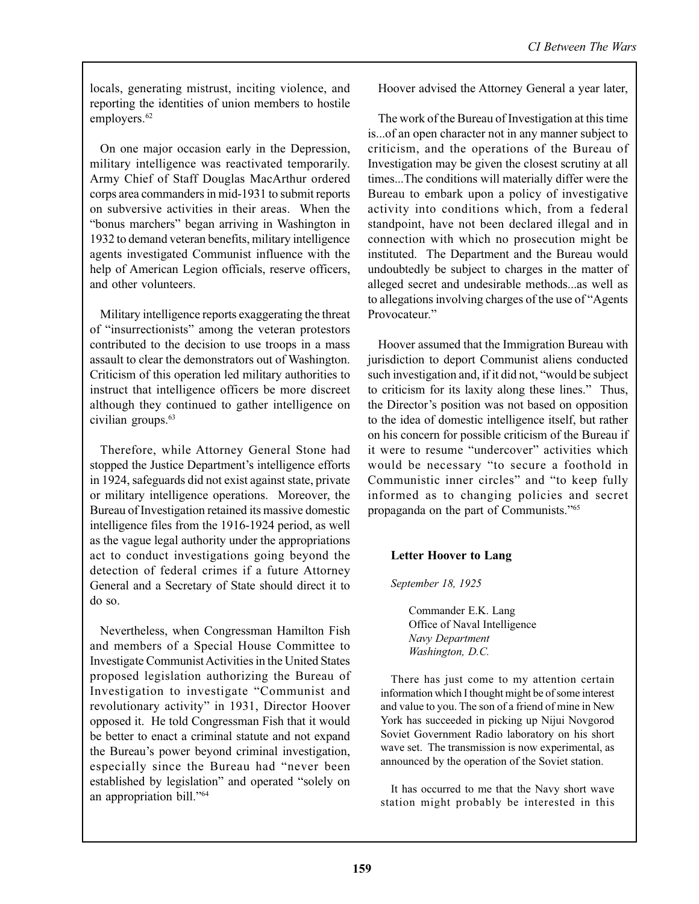locals, generating mistrust, inciting violence, and reporting the identities of union members to hostile employers.[62]

On one major occasion early in the Depression, military intelligence was reactivated temporarily. Army Chief of Staff Douglas MacArthur ordered corps area commanders in mid-1931 to submit reports on subversive activities in their areas. When the "bonus marchers" began arriving in Washington in 1932 to demand veteran benefits, military intelligence agents investigated Communist influence with the help of American Legion officials, reserve officers, and other volunteers.

Military intelligence reports exaggerating the threat of "insurrectionists" among the veteran protestors contributed to the decision to use troops in a mass assault to clear the demonstrators out of Washington. Criticism of this operation led military authorities to instruct that intelligence officers be more discreet although they continued to gather intelligence on civilian groups.[63]

Therefore, while Attorney General Stone had stopped the Justice Department's intelligence efforts in 1924, safeguards did not exist against state, private or military intelligence operations. Moreover, the Bureau of Investigation retained its massive domestic intelligence files from the 1916-1924 period, as well as the vague legal authority under the appropriations act to conduct investigations going beyond the detection of federal crimes if a future Attorney General and a Secretary of State should direct it to do so.

Nevertheless, when Congressman Hamilton Fish and members of a Special House Committee to Investigate Communist Activities in the United States proposed legislation authorizing the Bureau of Investigation to investigate "Communist and revolutionary activity" in 1931, Director Hoover opposed it. He told Congressman Fish that it would be better to enact a criminal statute and not expand the Bureau's power beyond criminal investigation, especially since the Bureau had "never been established by legislation" and operated "solely on an appropriation bill."[64]

Hoover advised the Attorney General a year later,

> The work of the Bureau of Investigation at this time is...of an open character not in any manner subject to criticism, and the operations of the Bureau of Investigation may be given the closest scrutiny at all times...The conditions will materially differ were the Bureau to embark upon a policy of investigative activity into conditions which, from a federal standpoint, have not been declared illegal and in connection with which no prosecution might be instituted. The Department and the Bureau would undoubtedly be subject to charges in the matter of alleged secret and undesirable methods...as well as to allegations involving charges of the use of "Agents Provocateur."

Hoover assumed that the Immigration Bureau with jurisdiction to deport Communist aliens conducted such investigation and, if it did not, "would be subject to criticism for its laxity along these lines." Thus, the Director's position was not based on opposition to the idea of domestic intelligence itself, but rather on his concern for possible criticism of the Bureau if it were to resume "undercover" activities which would be necessary "to secure a foothold in Communistic inner circles" and "to keep fully informed as to changing policies and secret propaganda on the part of Communists."[65]

### Letter Hoover to Lang

*September 18, 1925*

> Commander E.K. Lang
> Office of Naval Intelligence
> *Navy Department*
> *Washington, D.C.*
>
> There has just come to my attention certain information which I thought might be of some interest and value to you. The son of a friend of mine in New York has succeeded in picking up Nijui Novgorod Soviet Government Radio laboratory on his short wave set. The transmission is now experimental, as announced by the operation of the Soviet station.
>
> It has occurred to me that the Navy short wave station might probably be interested in this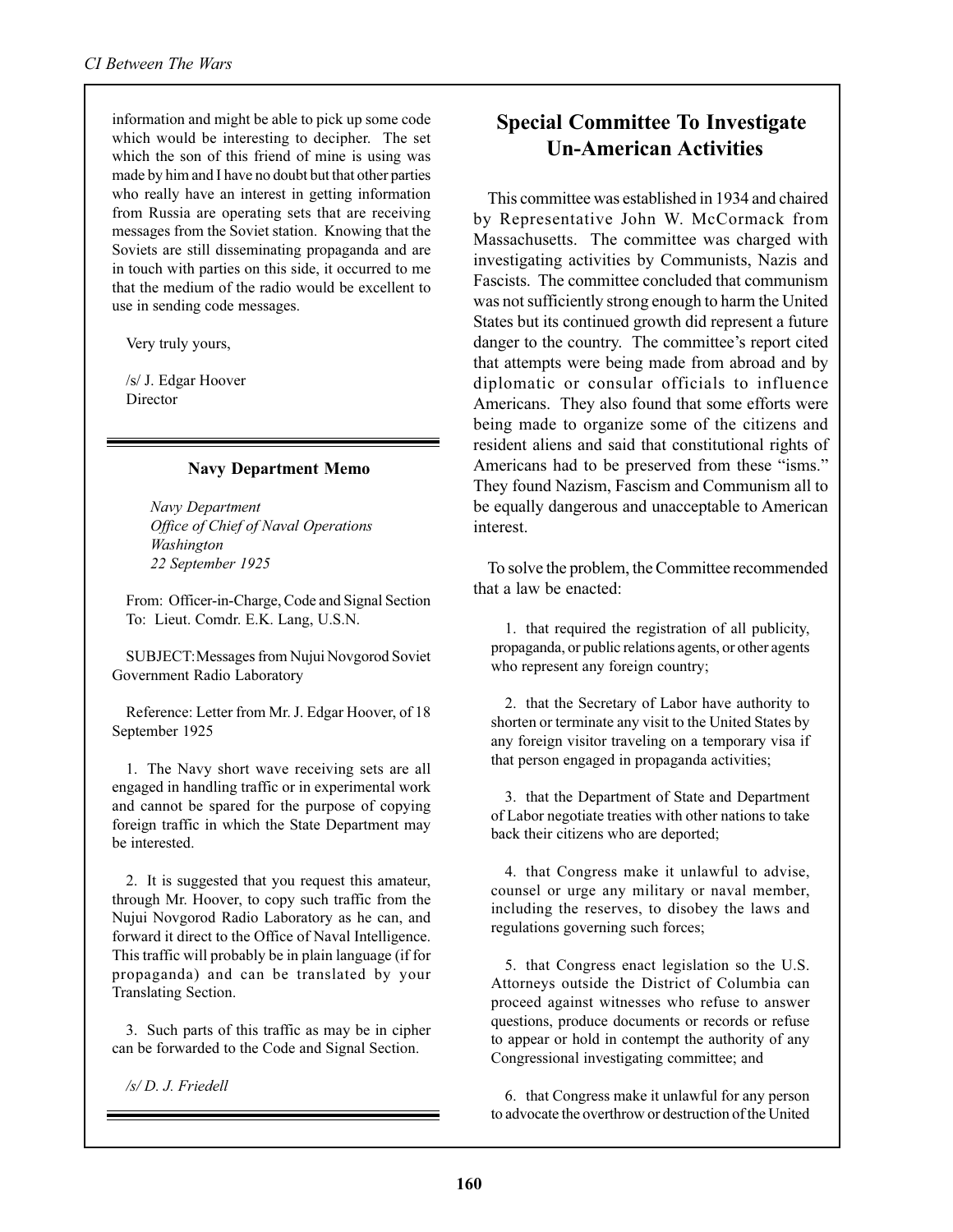information and might be able to pick up some code which would be interesting to decipher. The set which the son of this friend of mine is using was made by him and I have no doubt but that other parties who really have an interest in getting information from Russia are operating sets that are receiving messages from the Soviet station. Knowing that the Soviets are still disseminating propaganda and are in touch with parties on this side, it occurred to me that the medium of the radio would be excellent to use in sending code messages.

Very truly yours,

/s/ J. Edgar Hoover
Director

---

### Navy Department Memo

*Navy Department*
*Office of Chief of Naval Operations*
*Washington*
*22 September 1925*

From: Officer-in-Charge, Code and Signal Section
To: Lieut. Comdr. E.K. Lang, U.S.N.

SUBJECT: Messages from Nujui Novgorod Soviet Government Radio Laboratory

Reference: Letter from Mr. J. Edgar Hoover, of 18 September 1925

1. The Navy short wave receiving sets are all engaged in handling traffic or in experimental work and cannot be spared for the purpose of copying foreign traffic in which the State Department may be interested.

2. It is suggested that you request this amateur, through Mr. Hoover, to copy such traffic from the Nujui Novgorod Radio Laboratory as he can, and forward it direct to the Office of Naval Intelligence. This traffic will probably be in plain language (if for propaganda) and can be translated by your Translating Section.

3. Such parts of this traffic as may be in cipher can be forwarded to the Code and Signal Section.

*/s/ D. J. Friedell*

---

## Special Committee To Investigate Un-American Activities

This committee was established in 1934 and chaired by Representative John W. McCormack from Massachusetts. The committee was charged with investigating activities by Communists, Nazis and Fascists. The committee concluded that communism was not sufficiently strong enough to harm the United States but its continued growth did represent a future danger to the country. The committee's report cited that attempts were being made from abroad and by diplomatic or consular officials to influence Americans. They also found that some efforts were being made to organize some of the citizens and resident aliens and said that constitutional rights of Americans had to be preserved from these "isms." They found Nazism, Fascism and Communism all to be equally dangerous and unacceptable to American interest.

To solve the problem, the Committee recommended that a law be enacted:

1. that required the registration of all publicity, propaganda, or public relations agents, or other agents who represent any foreign country;

2. that the Secretary of Labor have authority to shorten or terminate any visit to the United States by any foreign visitor traveling on a temporary visa if that person engaged in propaganda activities;

3. that the Department of State and Department of Labor negotiate treaties with other nations to take back their citizens who are deported;

4. that Congress make it unlawful to advise, counsel or urge any military or naval member, including the reserves, to disobey the laws and regulations governing such forces;

5. that Congress enact legislation so the U.S. Attorneys outside the District of Columbia can proceed against witnesses who refuse to answer questions, produce documents or records or refuse to appear or hold in contempt the authority of any Congressional investigating committee; and

6. that Congress make it unlawful for any person to advocate the overthrow or destruction of the United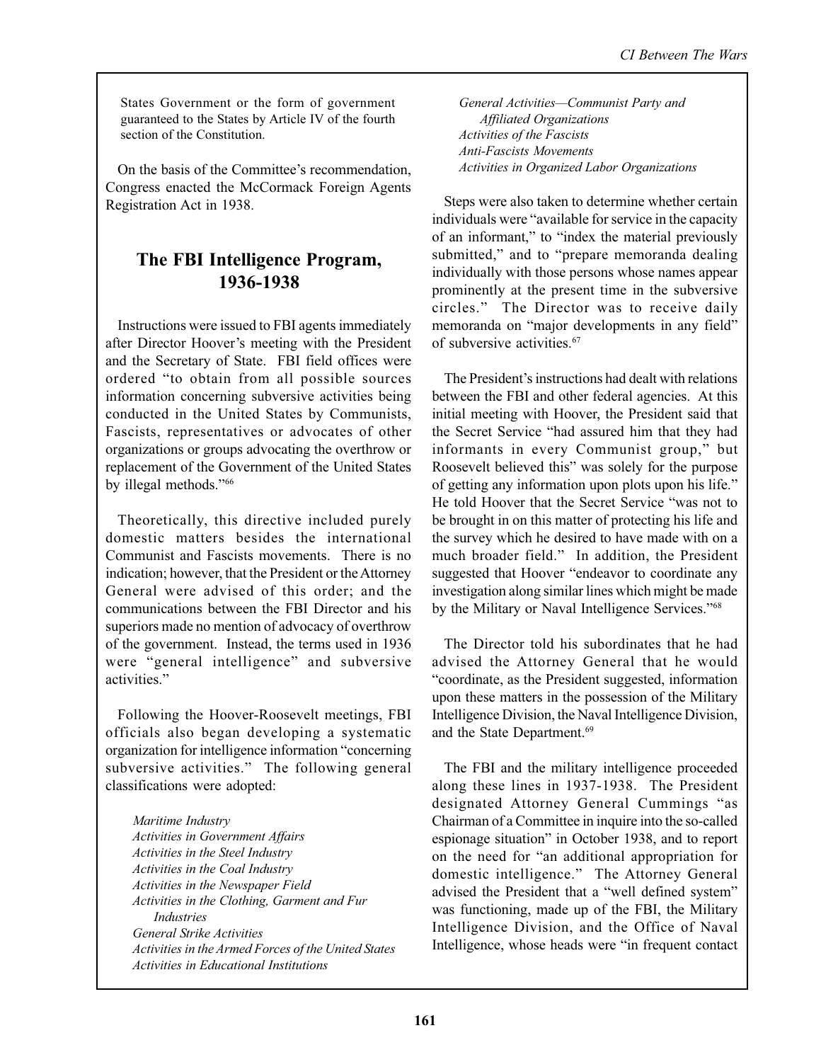States Government or the form of government guaranteed to the States by Article IV of the fourth section of the Constitution.

On the basis of the Committee's recommendation, Congress enacted the McCormack Foreign Agents Registration Act in 1938.

## The FBI Intelligence Program, 1936-1938

Instructions were issued to FBI agents immediately after Director Hoover's meeting with the President and the Secretary of State. FBI field offices were ordered "to obtain from all possible sources information concerning subversive activities being conducted in the United States by Communists, Fascists, representatives or advocates of other organizations or groups advocating the overthrow or replacement of the Government of the United States by illegal methods."[66]

Theoretically, this directive included purely domestic matters besides the international Communist and Fascists movements. There is no indication; however, that the President or the Attorney General were advised of this order; and the communications between the FBI Director and his superiors made no mention of advocacy of overthrow of the government. Instead, the terms used in 1936 were "general intelligence" and subversive activities."

Following the Hoover-Roosevelt meetings, FBI officials also began developing a systematic organization for intelligence information "concerning subversive activities." The following general classifications were adopted:

*Maritime Industry*
*Activities in Government Affairs*
*Activities in the Steel Industry*
*Activities in the Coal Industry*
*Activities in the Newspaper Field*
*Activities in the Clothing, Garment and Fur Industries*
*General Strike Activities*
*Activities in the Armed Forces of the United States*
*Activities in Educational Institutions*
*General Activities—Communist Party and Affiliated Organizations*
*Activities of the Fascists*
*Anti-Fascists Movements*
*Activities in Organized Labor Organizations*

Steps were also taken to determine whether certain individuals were "available for service in the capacity of an informant," to "index the material previously submitted," and to "prepare memoranda dealing individually with those persons whose names appear prominently at the present time in the subversive circles." The Director was to receive daily memoranda on "major developments in any field" of subversive activities.[67]

The President's instructions had dealt with relations between the FBI and other federal agencies. At this initial meeting with Hoover, the President said that the Secret Service "had assured him that they had informants in every Communist group," but Roosevelt believed this" was solely for the purpose of getting any information upon plots upon his life." He told Hoover that the Secret Service "was not to be brought in on this matter of protecting his life and the survey which he desired to have made with on a much broader field." In addition, the President suggested that Hoover "endeavor to coordinate any investigation along similar lines which might be made by the Military or Naval Intelligence Services."[68]

The Director told his subordinates that he had advised the Attorney General that he would "coordinate, as the President suggested, information upon these matters in the possession of the Military Intelligence Division, the Naval Intelligence Division, and the State Department.[69]

The FBI and the military intelligence proceeded along these lines in 1937-1938. The President designated Attorney General Cummings "as Chairman of a Committee in inquire into the so-called espionage situation" in October 1938, and to report on the need for "an additional appropriation for domestic intelligence." The Attorney General advised the President that a "well defined system" was functioning, made up of the FBI, the Military Intelligence Division, and the Office of Naval Intelligence, whose heads were "in frequent contact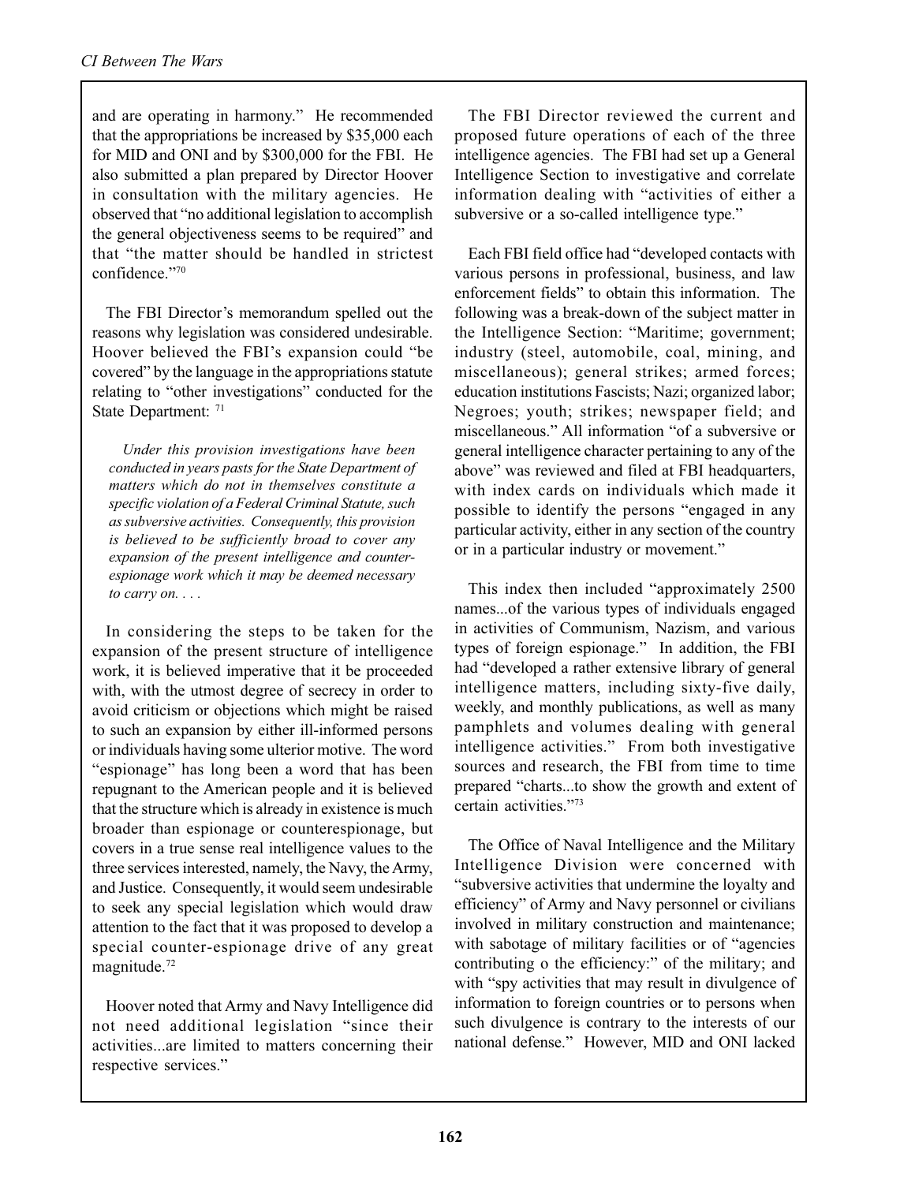and are operating in harmony." He recommended that the appropriations be increased by $35,000 each for MID and ONI and by $300,000 for the FBI. He also submitted a plan prepared by Director Hoover in consultation with the military agencies. He observed that "no additional legislation to accomplish the general objectiveness seems to be required" and that "the matter should be handled in strictest confidence."[70]

The FBI Director's memorandum spelled out the reasons why legislation was considered undesirable. Hoover believed the FBI's expansion could "be covered" by the language in the appropriations statute relating to "other investigations" conducted for the State Department: [71]

> *Under this provision investigations have been conducted in years pasts for the State Department of matters which do not in themselves constitute a specific violation of a Federal Criminal Statute, such as subversive activities. Consequently, this provision is believed to be sufficiently broad to cover any expansion of the present intelligence and counter-espionage work which it may be deemed necessary to carry on. . . .*

In considering the steps to be taken for the expansion of the present structure of intelligence work, it is believed imperative that it be proceeded with, with the utmost degree of secrecy in order to avoid criticism or objections which might be raised to such an expansion by either ill-informed persons or individuals having some ulterior motive. The word "espionage" has long been a word that has been repugnant to the American people and it is believed that the structure which is already in existence is much broader than espionage or counterespionage, but covers in a true sense real intelligence values to the three services interested, namely, the Navy, the Army, and Justice. Consequently, it would seem undesirable to seek any special legislation which would draw attention to the fact that it was proposed to develop a special counter-espionage drive of any great magnitude.[72]

Hoover noted that Army and Navy Intelligence did not need additional legislation "since their activities...are limited to matters concerning their respective services."

The FBI Director reviewed the current and proposed future operations of each of the three intelligence agencies. The FBI had set up a General Intelligence Section to investigative and correlate information dealing with "activities of either a subversive or a so-called intelligence type."

Each FBI field office had "developed contacts with various persons in professional, business, and law enforcement fields" to obtain this information. The following was a break-down of the subject matter in the Intelligence Section: "Maritime; government; industry (steel, automobile, coal, mining, and miscellaneous); general strikes; armed forces; education institutions Fascists; Nazi; organized labor; Negroes; youth; strikes; newspaper field; and miscellaneous." All information "of a subversive or general intelligence character pertaining to any of the above" was reviewed and filed at FBI headquarters, with index cards on individuals which made it possible to identify the persons "engaged in any particular activity, either in any section of the country or in a particular industry or movement."

This index then included "approximately 2500 names...of the various types of individuals engaged in activities of Communism, Nazism, and various types of foreign espionage." In addition, the FBI had "developed a rather extensive library of general intelligence matters, including sixty-five daily, weekly, and monthly publications, as well as many pamphlets and volumes dealing with general intelligence activities." From both investigative sources and research, the FBI from time to time prepared "charts...to show the growth and extent of certain activities."[73]

The Office of Naval Intelligence and the Military Intelligence Division were concerned with "subversive activities that undermine the loyalty and efficiency" of Army and Navy personnel or civilians involved in military construction and maintenance; with sabotage of military facilities or of "agencies contributing o the efficiency:" of the military; and with "spy activities that may result in divulgence of information to foreign countries or to persons when such divulgence is contrary to the interests of our national defense." However, MID and ONI lacked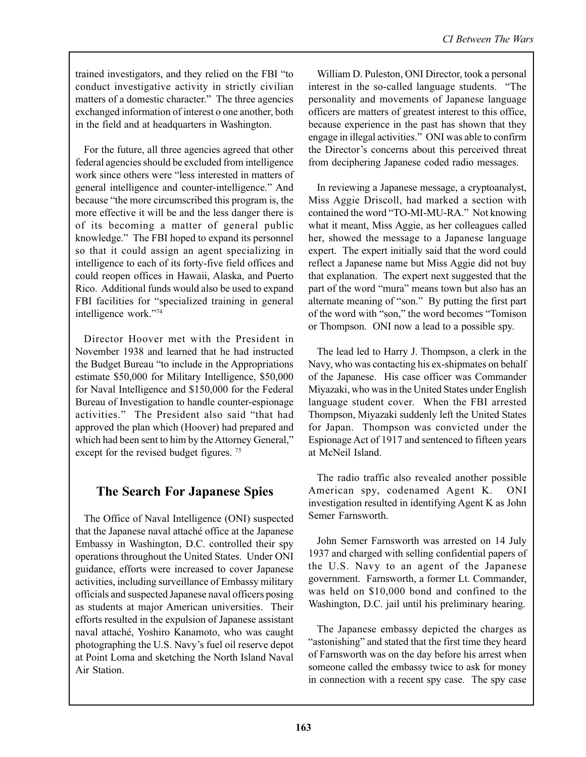trained investigators, and they relied on the FBI "to conduct investigative activity in strictly civilian matters of a domestic character." The three agencies exchanged information of interest o one another, both in the field and at headquarters in Washington.

For the future, all three agencies agreed that other federal agencies should be excluded from intelligence work since others were "less interested in matters of general intelligence and counter-intelligence." And because "the more circumscribed this program is, the more effective it will be and the less danger there is of its becoming a matter of general public knowledge." The FBI hoped to expand its personnel so that it could assign an agent specializing in intelligence to each of its forty-five field offices and could reopen offices in Hawaii, Alaska, and Puerto Rico. Additional funds would also be used to expand FBI facilities for "specialized training in general intelligence work."[74]

Director Hoover met with the President in November 1938 and learned that he had instructed the Budget Bureau "to include in the Appropriations estimate $50,000 for Military Intelligence, $50,000 for Naval Intelligence and $150,000 for the Federal Bureau of Investigation to handle counter-espionage activities." The President also said "that had approved the plan which (Hoover) had prepared and which had been sent to him by the Attorney General," except for the revised budget figures. [75]

## The Search For Japanese Spies

The Office of Naval Intelligence (ONI) suspected that the Japanese naval attaché office at the Japanese Embassy in Washington, D.C. controlled their spy operations throughout the United States. Under ONI guidance, efforts were increased to cover Japanese activities, including surveillance of Embassy military officials and suspected Japanese naval officers posing as students at major American universities. Their efforts resulted in the expulsion of Japanese assistant naval attaché, Yoshiro Kanamoto, who was caught photographing the U.S. Navy's fuel oil reserve depot at Point Loma and sketching the North Island Naval Air Station.

William D. Puleston, ONI Director, took a personal interest in the so-called language students. "The personality and movements of Japanese language officers are matters of greatest interest to this office, because experience in the past has shown that they engage in illegal activities." ONI was able to confirm the Director's concerns about this perceived threat from deciphering Japanese coded radio messages.

In reviewing a Japanese message, a cryptoanalyst, Miss Aggie Driscoll, had marked a section with contained the word "TO-MI-MU-RA." Not knowing what it meant, Miss Aggie, as her colleagues called her, showed the message to a Japanese language expert. The expert initially said that the word could reflect a Japanese name but Miss Aggie did not buy that explanation. The expert next suggested that the part of the word "mura" means town but also has an alternate meaning of "son." By putting the first part of the word with "son," the word becomes "Tomison or Thompson. ONI now a lead to a possible spy.

The lead led to Harry J. Thompson, a clerk in the Navy, who was contacting his ex-shipmates on behalf of the Japanese. His case officer was Commander Miyazaki, who was in the United States under English language student cover. When the FBI arrested Thompson, Miyazaki suddenly left the United States for Japan. Thompson was convicted under the Espionage Act of 1917 and sentenced to fifteen years at McNeil Island.

The radio traffic also revealed another possible American spy, codenamed Agent K. ONI investigation resulted in identifying Agent K as John Semer Farnsworth.

John Semer Farnsworth was arrested on 14 July 1937 and charged with selling confidential papers of the U.S. Navy to an agent of the Japanese government. Farnsworth, a former Lt. Commander, was held on $10,000 bond and confined to the Washington, D.C. jail until his preliminary hearing.

The Japanese embassy depicted the charges as "astonishing" and stated that the first time they heard of Farnsworth was on the day before his arrest when someone called the embassy twice to ask for money in connection with a recent spy case. The spy case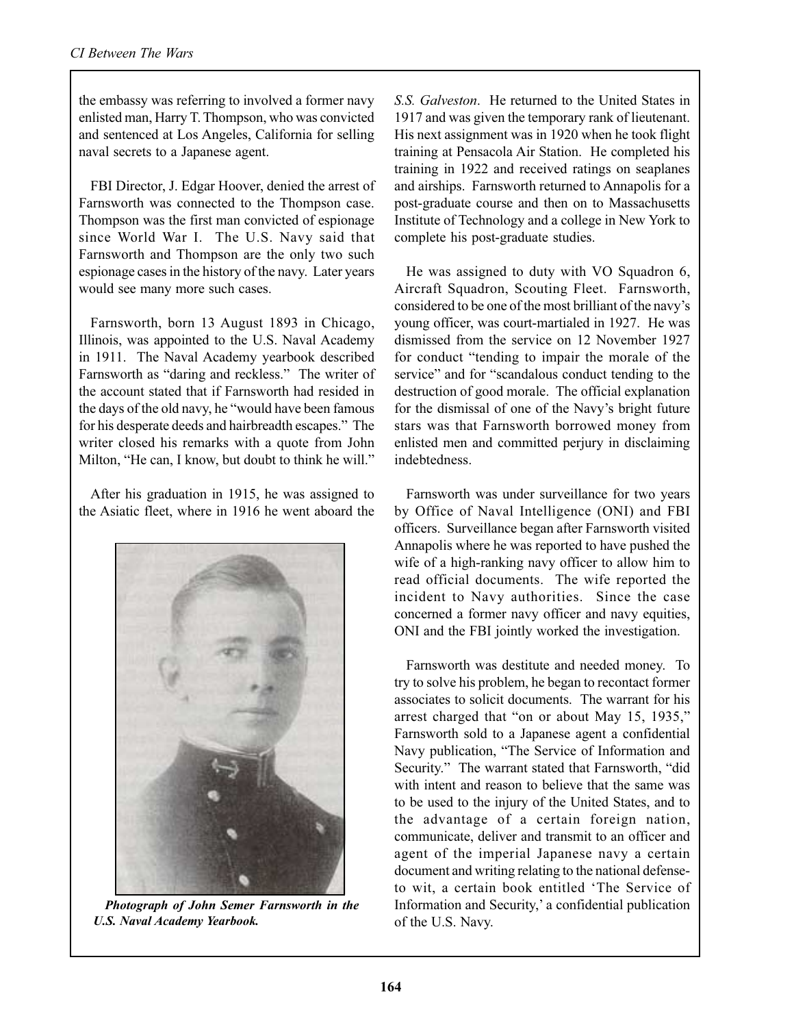the embassy was referring to involved a former navy enlisted man, Harry T. Thompson, who was convicted and sentenced at Los Angeles, California for selling naval secrets to a Japanese agent.

FBI Director, J. Edgar Hoover, denied the arrest of Farnsworth was connected to the Thompson case. Thompson was the first man convicted of espionage since World War I. The U.S. Navy said that Farnsworth and Thompson are the only two such espionage cases in the history of the navy. Later years would see many more such cases.

Farnsworth, born 13 August 1893 in Chicago, Illinois, was appointed to the U.S. Naval Academy in 1911. The Naval Academy yearbook described Farnsworth as "daring and reckless." The writer of the account stated that if Farnsworth had resided in the days of the old navy, he "would have been famous for his desperate deeds and hairbreadth escapes." The writer closed his remarks with a quote from John Milton, "He can, I know, but doubt to think he will."

After his graduation in 1915, he was assigned to the Asiatic fleet, where in 1916 he went aboard the *S.S. Galveston*. He returned to the United States in 1917 and was given the temporary rank of lieutenant. His next assignment was in 1920 when he took flight training at Pensacola Air Station. He completed his training in 1922 and received ratings on seaplanes and airships. Farnsworth returned to Annapolis for a post-graduate course and then on to Massachusetts Institute of Technology and a college in New York to complete his post-graduate studies.

***Photograph of John Semer Farnsworth in the U.S. Naval Academy Yearbook.***

He was assigned to duty with VO Squadron 6, Aircraft Squadron, Scouting Fleet. Farnsworth, considered to be one of the most brilliant of the navy's young officer, was court-martialed in 1927. He was dismissed from the service on 12 November 1927 for conduct "tending to impair the morale of the service" and for "scandalous conduct tending to the destruction of good morale. The official explanation for the dismissal of one of the Navy's bright future stars was that Farnsworth borrowed money from enlisted men and committed perjury in disclaiming indebtedness.

Farnsworth was under surveillance for two years by Office of Naval Intelligence (ONI) and FBI officers. Surveillance began after Farnsworth visited Annapolis where he was reported to have pushed the wife of a high-ranking navy officer to allow him to read official documents. The wife reported the incident to Navy authorities. Since the case concerned a former navy officer and navy equities, ONI and the FBI jointly worked the investigation.

Farnsworth was destitute and needed money. To try to solve his problem, he began to recontact former associates to solicit documents. The warrant for his arrest charged that "on or about May 15, 1935," Farnsworth sold to a Japanese agent a confidential Navy publication, "The Service of Information and Security." The warrant stated that Farnsworth, "did with intent and reason to believe that the same was to be used to the injury of the United States, and to the advantage of a certain foreign nation, communicate, deliver and transmit to an officer and agent of the imperial Japanese navy a certain document and writing relating to the national defense-to wit, a certain book entitled 'The Service of Information and Security,' a confidential publication of the U.S. Navy.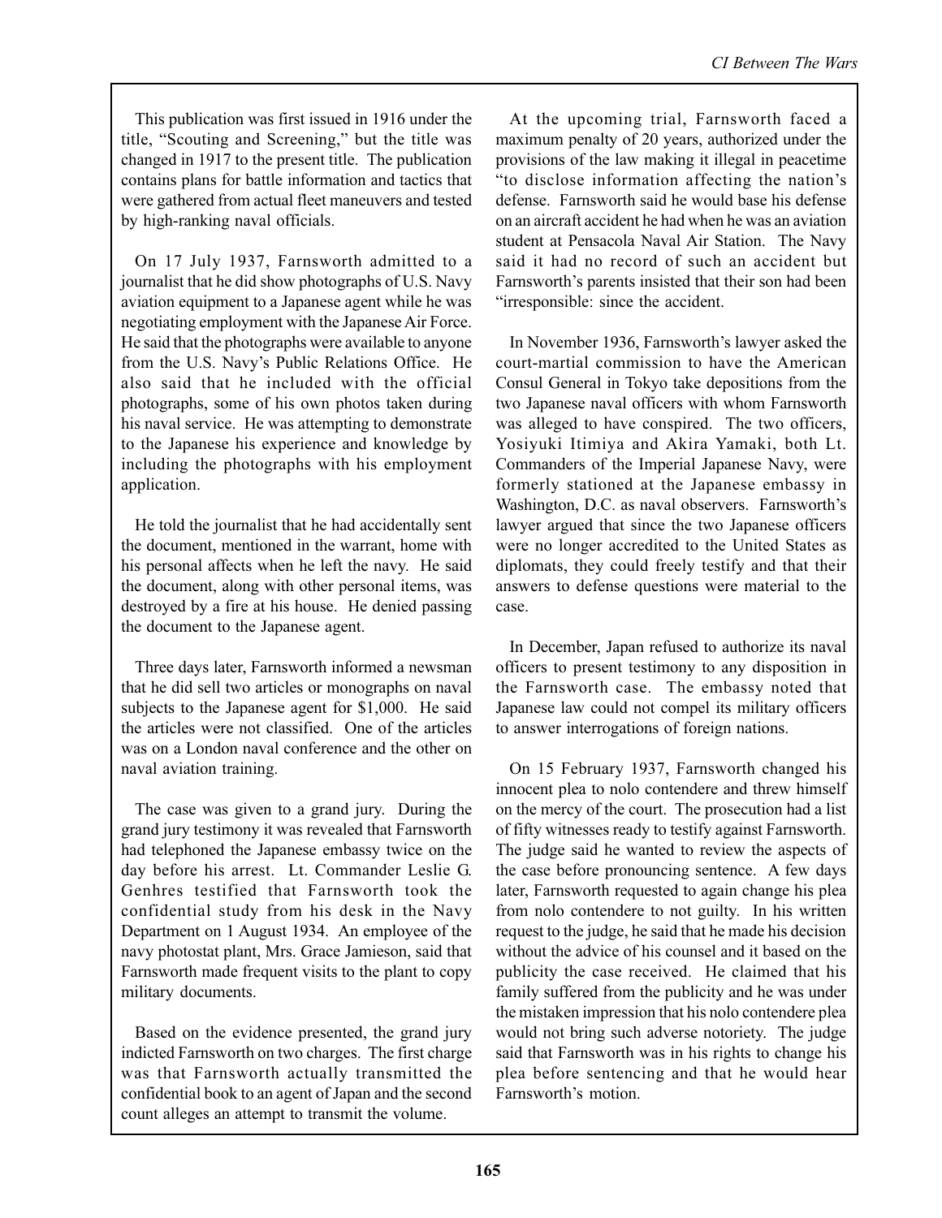This publication was first issued in 1916 under the title, "Scouting and Screening," but the title was changed in 1917 to the present title. The publication contains plans for battle information and tactics that were gathered from actual fleet maneuvers and tested by high-ranking naval officials.

On 17 July 1937, Farnsworth admitted to a journalist that he did show photographs of U.S. Navy aviation equipment to a Japanese agent while he was negotiating employment with the Japanese Air Force. He said that the photographs were available to anyone from the U.S. Navy's Public Relations Office. He also said that he included with the official photographs, some of his own photos taken during his naval service. He was attempting to demonstrate to the Japanese his experience and knowledge by including the photographs with his employment application.

He told the journalist that he had accidentally sent the document, mentioned in the warrant, home with his personal affects when he left the navy. He said the document, along with other personal items, was destroyed by a fire at his house. He denied passing the document to the Japanese agent.

Three days later, Farnsworth informed a newsman that he did sell two articles or monographs on naval subjects to the Japanese agent for $1,000. He said the articles were not classified. One of the articles was on a London naval conference and the other on naval aviation training.

The case was given to a grand jury. During the grand jury testimony it was revealed that Farnsworth had telephoned the Japanese embassy twice on the day before his arrest. Lt. Commander Leslie G. Genhres testified that Farnsworth took the confidential study from his desk in the Navy Department on 1 August 1934. An employee of the navy photostat plant, Mrs. Grace Jamieson, said that Farnsworth made frequent visits to the plant to copy military documents.

Based on the evidence presented, the grand jury indicted Farnsworth on two charges. The first charge was that Farnsworth actually transmitted the confidential book to an agent of Japan and the second count alleges an attempt to transmit the volume.

At the upcoming trial, Farnsworth faced a maximum penalty of 20 years, authorized under the provisions of the law making it illegal in peacetime "to disclose information affecting the nation's defense. Farnsworth said he would base his defense on an aircraft accident he had when he was an aviation student at Pensacola Naval Air Station. The Navy said it had no record of such an accident but Farnsworth's parents insisted that their son had been "irresponsible: since the accident.

In November 1936, Farnsworth's lawyer asked the court-martial commission to have the American Consul General in Tokyo take depositions from the two Japanese naval officers with whom Farnsworth was alleged to have conspired. The two officers, Yosiyuki Itimiya and Akira Yamaki, both Lt. Commanders of the Imperial Japanese Navy, were formerly stationed at the Japanese embassy in Washington, D.C. as naval observers. Farnsworth's lawyer argued that since the two Japanese officers were no longer accredited to the United States as diplomats, they could freely testify and that their answers to defense questions were material to the case.

In December, Japan refused to authorize its naval officers to present testimony to any disposition in the Farnsworth case. The embassy noted that Japanese law could not compel its military officers to answer interrogations of foreign nations.

On 15 February 1937, Farnsworth changed his innocent plea to nolo contendere and threw himself on the mercy of the court. The prosecution had a list of fifty witnesses ready to testify against Farnsworth. The judge said he wanted to review the aspects of the case before pronouncing sentence. A few days later, Farnsworth requested to again change his plea from nolo contendere to not guilty. In his written request to the judge, he said that he made his decision without the advice of his counsel and it based on the publicity the case received. He claimed that his family suffered from the publicity and he was under the mistaken impression that his nolo contendere plea would not bring such adverse notoriety. The judge said that Farnsworth was in his rights to change his plea before sentencing and that he would hear Farnsworth's motion.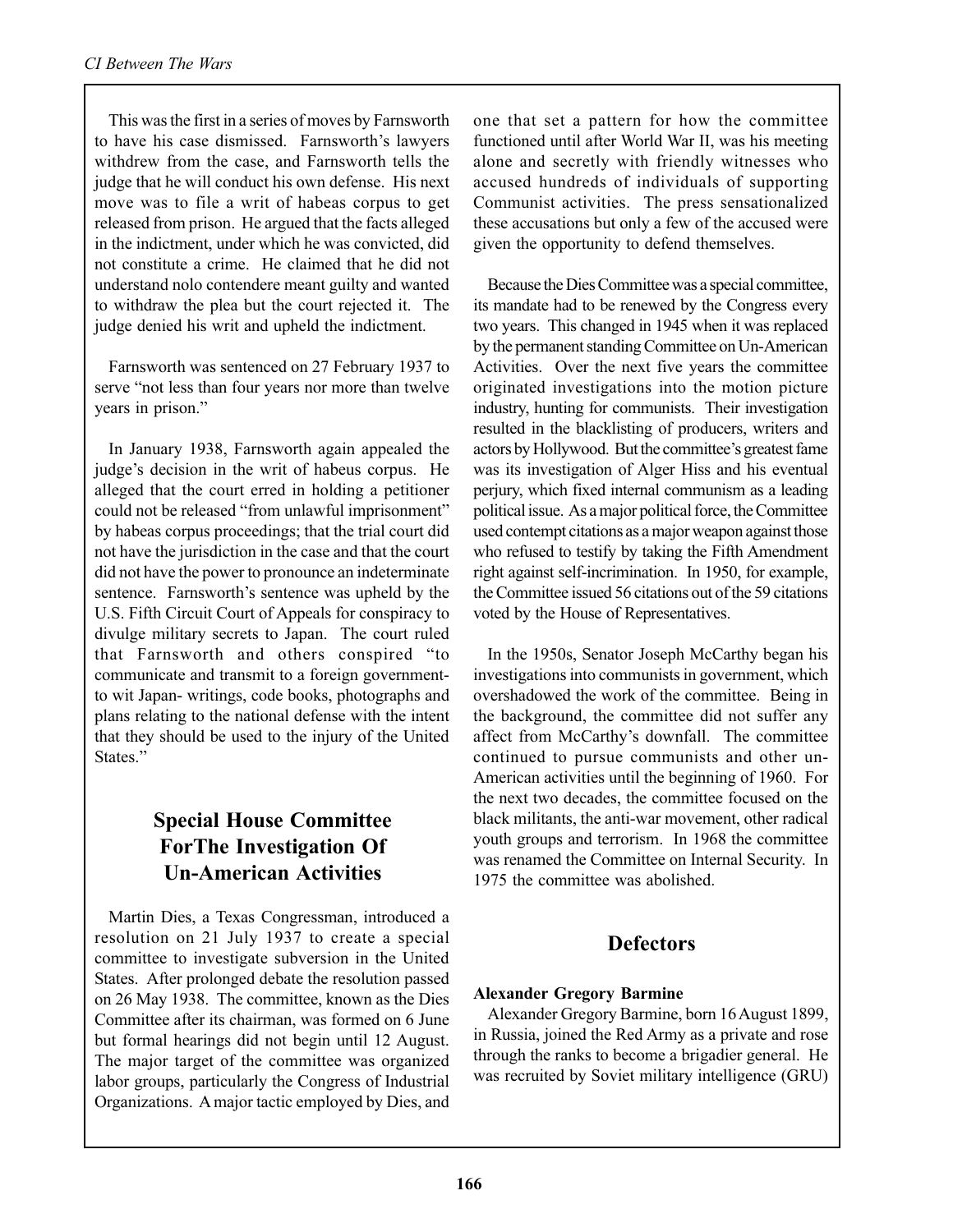This was the first in a series of moves by Farnsworth to have his case dismissed. Farnsworth's lawyers withdrew from the case, and Farnsworth tells the judge that he will conduct his own defense. His next move was to file a writ of habeas corpus to get released from prison. He argued that the facts alleged in the indictment, under which he was convicted, did not constitute a crime. He claimed that he did not understand nolo contendere meant guilty and wanted to withdraw the plea but the court rejected it. The judge denied his writ and upheld the indictment.

Farnsworth was sentenced on 27 February 1937 to serve "not less than four years nor more than twelve years in prison."

In January 1938, Farnsworth again appealed the judge's decision in the writ of habeus corpus. He alleged that the court erred in holding a petitioner could not be released "from unlawful imprisonment" by habeas corpus proceedings; that the trial court did not have the jurisdiction in the case and that the court did not have the power to pronounce an indeterminate sentence. Farnsworth's sentence was upheld by the U.S. Fifth Circuit Court of Appeals for conspiracy to divulge military secrets to Japan. The court ruled that Farnsworth and others conspired "to communicate and transmit to a foreign government-to wit Japan- writings, code books, photographs and plans relating to the national defense with the intent that they should be used to the injury of the United States."

## Special House Committee ForThe Investigation Of Un-American Activities

Martin Dies, a Texas Congressman, introduced a resolution on 21 July 1937 to create a special committee to investigate subversion in the United States. After prolonged debate the resolution passed on 26 May 1938. The committee, known as the Dies Committee after its chairman, was formed on 6 June but formal hearings did not begin until 12 August. The major target of the committee was organized labor groups, particularly the Congress of Industrial Organizations. A major tactic employed by Dies, and one that set a pattern for how the committee functioned until after World War II, was his meeting alone and secretly with friendly witnesses who accused hundreds of individuals of supporting Communist activities. The press sensationalized these accusations but only a few of the accused were given the opportunity to defend themselves.

Because the Dies Committee was a special committee, its mandate had to be renewed by the Congress every two years. This changed in 1945 when it was replaced by the permanent standing Committee on Un-American Activities. Over the next five years the committee originated investigations into the motion picture industry, hunting for communists. Their investigation resulted in the blacklisting of producers, writers and actors by Hollywood. But the committee's greatest fame was its investigation of Alger Hiss and his eventual perjury, which fixed internal communism as a leading political issue. As a major political force, the Committee used contempt citations as a major weapon against those who refused to testify by taking the Fifth Amendment right against self-incrimination. In 1950, for example, the Committee issued 56 citations out of the 59 citations voted by the House of Representatives.

In the 1950s, Senator Joseph McCarthy began his investigations into communists in government, which overshadowed the work of the committee. Being in the background, the committee did not suffer any affect from McCarthy's downfall. The committee continued to pursue communists and other un-American activities until the beginning of 1960. For the next two decades, the committee focused on the black militants, the anti-war movement, other radical youth groups and terrorism. In 1968 the committee was renamed the Committee on Internal Security. In 1975 the committee was abolished.

## Defectors

**Alexander Gregory Barmine**

Alexander Gregory Barmine, born 16 August 1899, in Russia, joined the Red Army as a private and rose through the ranks to become a brigadier general. He was recruited by Soviet military intelligence (GRU)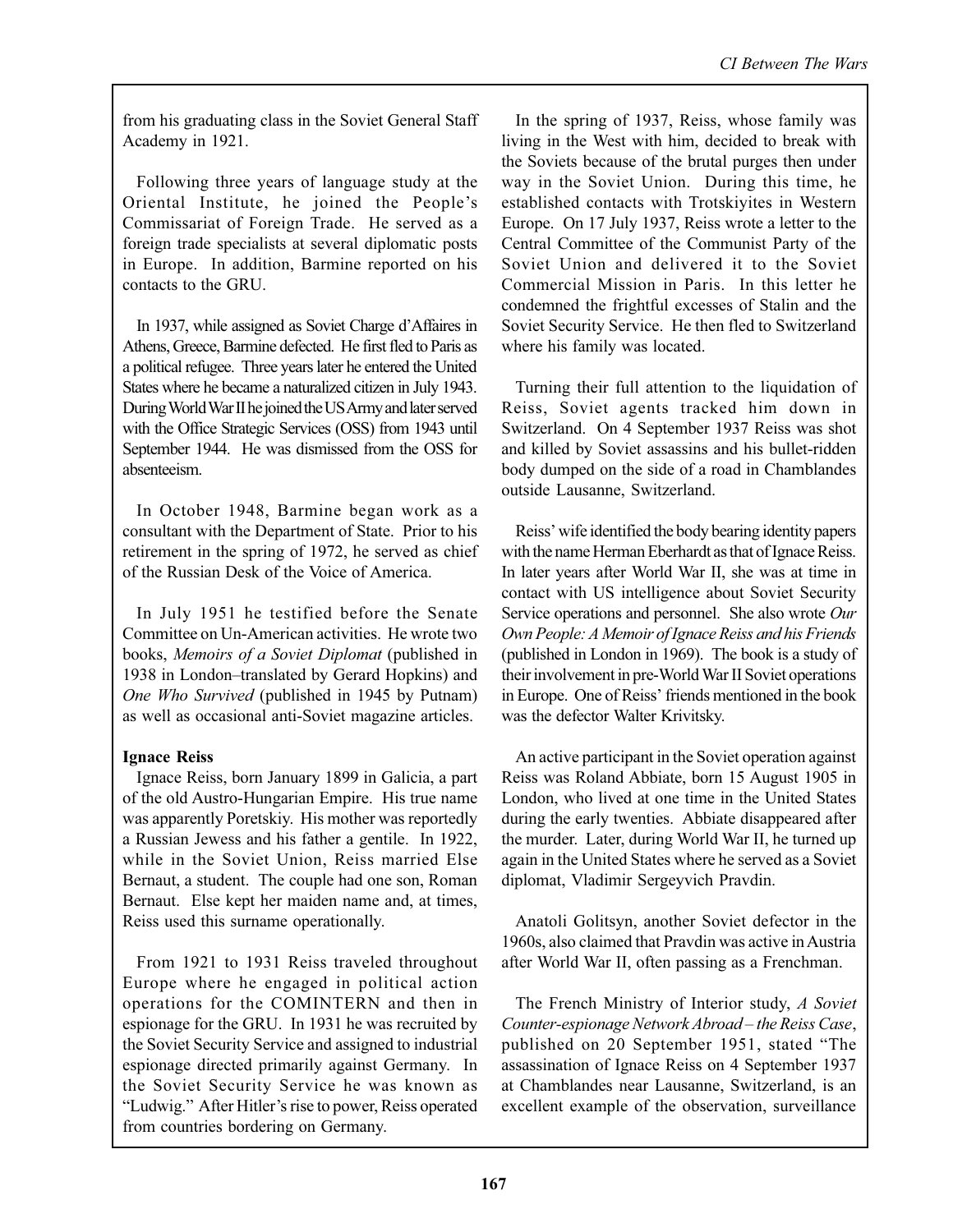from his graduating class in the Soviet General Staff Academy in 1921.

Following three years of language study at the Oriental Institute, he joined the People's Commissariat of Foreign Trade. He served as a foreign trade specialists at several diplomatic posts in Europe. In addition, Barmine reported on his contacts to the GRU.

In 1937, while assigned as Soviet Charge d'Affaires in Athens, Greece, Barmine defected. He first fled to Paris as a political refugee. Three years later he entered the United States where he became a naturalized citizen in July 1943. During World War II he joined the US Army and later served with the Office Strategic Services (OSS) from 1943 until September 1944. He was dismissed from the OSS for absenteeism.

In October 1948, Barmine began work as a consultant with the Department of State. Prior to his retirement in the spring of 1972, he served as chief of the Russian Desk of the Voice of America.

In July 1951 he testified before the Senate Committee on Un-American activities. He wrote two books, *Memoirs of a Soviet Diplomat* (published in 1938 in London–translated by Gerard Hopkins) and *One Who Survived* (published in 1945 by Putnam) as well as occasional anti-Soviet magazine articles.

**Ignace Reiss**

Ignace Reiss, born January 1899 in Galicia, a part of the old Austro-Hungarian Empire. His true name was apparently Poretskiy. His mother was reportedly a Russian Jewess and his father a gentile. In 1922, while in the Soviet Union, Reiss married Else Bernaut, a student. The couple had one son, Roman Bernaut. Else kept her maiden name and, at times, Reiss used this surname operationally.

From 1921 to 1931 Reiss traveled throughout Europe where he engaged in political action operations for the COMINTERN and then in espionage for the GRU. In 1931 he was recruited by the Soviet Security Service and assigned to industrial espionage directed primarily against Germany. In the Soviet Security Service he was known as "Ludwig." After Hitler's rise to power, Reiss operated from countries bordering on Germany.

In the spring of 1937, Reiss, whose family was living in the West with him, decided to break with the Soviets because of the brutal purges then under way in the Soviet Union. During this time, he established contacts with Trotskiyites in Western Europe. On 17 July 1937, Reiss wrote a letter to the Central Committee of the Communist Party of the Soviet Union and delivered it to the Soviet Commercial Mission in Paris. In this letter he condemned the frightful excesses of Stalin and the Soviet Security Service. He then fled to Switzerland where his family was located.

Turning their full attention to the liquidation of Reiss, Soviet agents tracked him down in Switzerland. On 4 September 1937 Reiss was shot and killed by Soviet assassins and his bullet-ridden body dumped on the side of a road in Chamblandes outside Lausanne, Switzerland.

Reiss' wife identified the body bearing identity papers with the name Herman Eberhardt as that of Ignace Reiss. In later years after World War II, she was at time in contact with US intelligence about Soviet Security Service operations and personnel. She also wrote *Our Own People: A Memoir of Ignace Reiss and his Friends* (published in London in 1969). The book is a study of their involvement in pre-World War II Soviet operations in Europe. One of Reiss' friends mentioned in the book was the defector Walter Krivitsky.

An active participant in the Soviet operation against Reiss was Roland Abbiate, born 15 August 1905 in London, who lived at one time in the United States during the early twenties. Abbiate disappeared after the murder. Later, during World War II, he turned up again in the United States where he served as a Soviet diplomat, Vladimir Sergeyvich Pravdin.

Anatoli Golitsyn, another Soviet defector in the 1960s, also claimed that Pravdin was active in Austria after World War II, often passing as a Frenchman.

The French Ministry of Interior study, *A Soviet Counter-espionage Network Abroad – the Reiss Case*, published on 20 September 1951, stated "The assassination of Ignace Reiss on 4 September 1937 at Chamblandes near Lausanne, Switzerland, is an excellent example of the observation, surveillance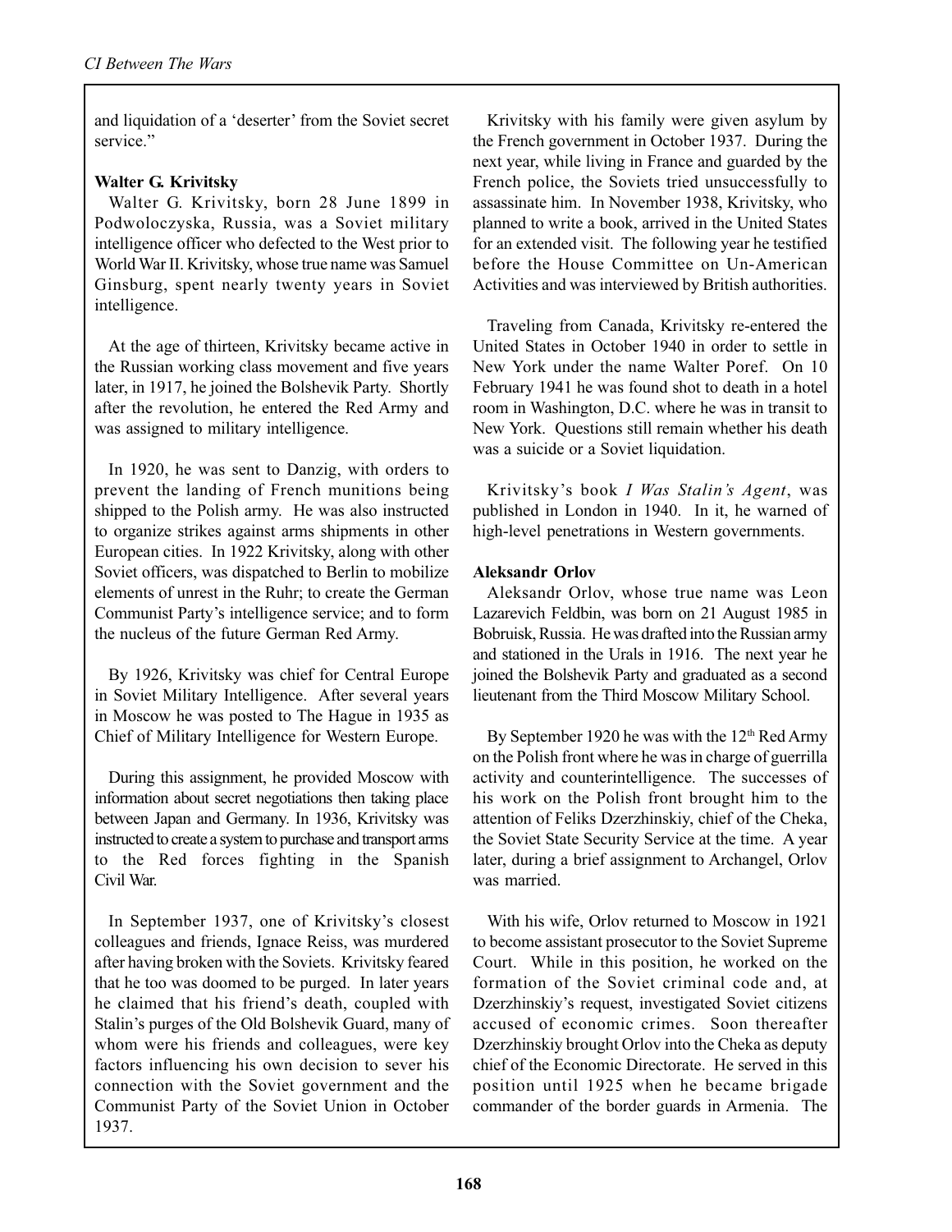and liquidation of a 'deserter' from the Soviet secret service."

**Walter G. Krivitsky**

Walter G. Krivitsky, born 28 June 1899 in Podwoloczyska, Russia, was a Soviet military intelligence officer who defected to the West prior to World War II. Krivitsky, whose true name was Samuel Ginsburg, spent nearly twenty years in Soviet intelligence.

At the age of thirteen, Krivitsky became active in the Russian working class movement and five years later, in 1917, he joined the Bolshevik Party. Shortly after the revolution, he entered the Red Army and was assigned to military intelligence.

In 1920, he was sent to Danzig, with orders to prevent the landing of French munitions being shipped to the Polish army. He was also instructed to organize strikes against arms shipments in other European cities. In 1922 Krivitsky, along with other Soviet officers, was dispatched to Berlin to mobilize elements of unrest in the Ruhr; to create the German Communist Party's intelligence service; and to form the nucleus of the future German Red Army.

By 1926, Krivitsky was chief for Central Europe in Soviet Military Intelligence. After several years in Moscow he was posted to The Hague in 1935 as Chief of Military Intelligence for Western Europe.

During this assignment, he provided Moscow with information about secret negotiations then taking place between Japan and Germany. In 1936, Krivitsky was instructed to create a system to purchase and transport arms to the Red forces fighting in the Spanish Civil War.

In September 1937, one of Krivitsky's closest colleagues and friends, Ignace Reiss, was murdered after having broken with the Soviets. Krivitsky feared that he too was doomed to be purged. In later years he claimed that his friend's death, coupled with Stalin's purges of the Old Bolshevik Guard, many of whom were his friends and colleagues, were key factors influencing his own decision to sever his connection with the Soviet government and the Communist Party of the Soviet Union in October 1937.

Krivitsky with his family were given asylum by the French government in October 1937. During the next year, while living in France and guarded by the French police, the Soviets tried unsuccessfully to assassinate him. In November 1938, Krivitsky, who planned to write a book, arrived in the United States for an extended visit. The following year he testified before the House Committee on Un-American Activities and was interviewed by British authorities.

Traveling from Canada, Krivitsky re-entered the United States in October 1940 in order to settle in New York under the name Walter Poref. On 10 February 1941 he was found shot to death in a hotel room in Washington, D.C. where he was in transit to New York. Questions still remain whether his death was a suicide or a Soviet liquidation.

Krivitsky's book *I Was Stalin's Agent*, was published in London in 1940. In it, he warned of high-level penetrations in Western governments.

**Aleksandr Orlov**

Aleksandr Orlov, whose true name was Leon Lazarevich Feldbin, was born on 21 August 1985 in Bobruisk, Russia. He was drafted into the Russian army and stationed in the Urals in 1916. The next year he joined the Bolshevik Party and graduated as a second lieutenant from the Third Moscow Military School.

By September 1920 he was with the 12th Red Army on the Polish front where he was in charge of guerrilla activity and counterintelligence. The successes of his work on the Polish front brought him to the attention of Feliks Dzerzhinskiy, chief of the Cheka, the Soviet State Security Service at the time. A year later, during a brief assignment to Archangel, Orlov was married.

With his wife, Orlov returned to Moscow in 1921 to become assistant prosecutor to the Soviet Supreme Court. While in this position, he worked on the formation of the Soviet criminal code and, at Dzerzhinskiy's request, investigated Soviet citizens accused of economic crimes. Soon thereafter Dzerzhinskiy brought Orlov into the Cheka as deputy chief of the Economic Directorate. He served in this position until 1925 when he became brigade commander of the border guards in Armenia. The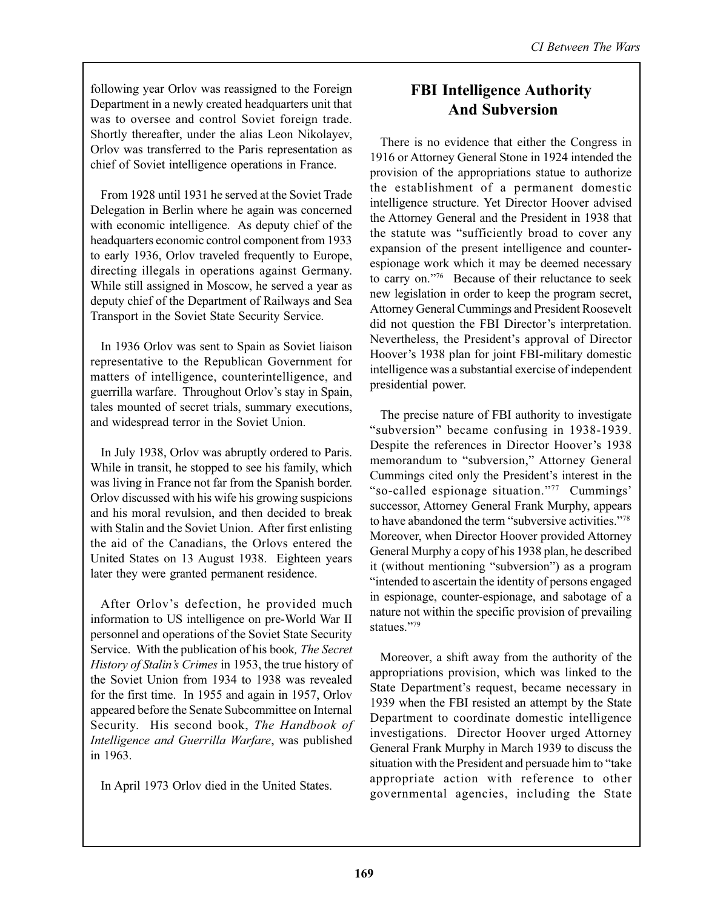following year Orlov was reassigned to the Foreign Department in a newly created headquarters unit that was to oversee and control Soviet foreign trade. Shortly thereafter, under the alias Leon Nikolayev, Orlov was transferred to the Paris representation as chief of Soviet intelligence operations in France.

From 1928 until 1931 he served at the Soviet Trade Delegation in Berlin where he again was concerned with economic intelligence. As deputy chief of the headquarters economic control component from 1933 to early 1936, Orlov traveled frequently to Europe, directing illegals in operations against Germany. While still assigned in Moscow, he served a year as deputy chief of the Department of Railways and Sea Transport in the Soviet State Security Service.

In 1936 Orlov was sent to Spain as Soviet liaison representative to the Republican Government for matters of intelligence, counterintelligence, and guerrilla warfare. Throughout Orlov's stay in Spain, tales mounted of secret trials, summary executions, and widespread terror in the Soviet Union.

In July 1938, Orlov was abruptly ordered to Paris. While in transit, he stopped to see his family, which was living in France not far from the Spanish border. Orlov discussed with his wife his growing suspicions and his moral revulsion, and then decided to break with Stalin and the Soviet Union. After first enlisting the aid of the Canadians, the Orlovs entered the United States on 13 August 1938. Eighteen years later they were granted permanent residence.

After Orlov's defection, he provided much information to US intelligence on pre-World War II personnel and operations of the Soviet State Security Service. With the publication of his book, *The Secret History of Stalin's Crimes* in 1953, the true history of the Soviet Union from 1934 to 1938 was revealed for the first time. In 1955 and again in 1957, Orlov appeared before the Senate Subcommittee on Internal Security. His second book, *The Handbook of Intelligence and Guerrilla Warfare*, was published in 1963.

In April 1973 Orlov died in the United States.

## FBI Intelligence Authority And Subversion

There is no evidence that either the Congress in 1916 or Attorney General Stone in 1924 intended the provision of the appropriations statue to authorize the establishment of a permanent domestic intelligence structure. Yet Director Hoover advised the Attorney General and the President in 1938 that the statute was "sufficiently broad to cover any expansion of the present intelligence and counter-espionage work which it may be deemed necessary to carry on."[76] Because of their reluctance to seek new legislation in order to keep the program secret, Attorney General Cummings and President Roosevelt did not question the FBI Director's interpretation. Nevertheless, the President's approval of Director Hoover's 1938 plan for joint FBI-military domestic intelligence was a substantial exercise of independent presidential power.

The precise nature of FBI authority to investigate "subversion" became confusing in 1938-1939. Despite the references in Director Hoover's 1938 memorandum to "subversion," Attorney General Cummings cited only the President's interest in the "so-called espionage situation."[77] Cummings' successor, Attorney General Frank Murphy, appears to have abandoned the term "subversive activities."[78] Moreover, when Director Hoover provided Attorney General Murphy a copy of his 1938 plan, he described it (without mentioning "subversion") as a program "intended to ascertain the identity of persons engaged in espionage, counter-espionage, and sabotage of a nature not within the specific provision of prevailing statues."[79]

Moreover, a shift away from the authority of the appropriations provision, which was linked to the State Department's request, became necessary in 1939 when the FBI resisted an attempt by the State Department to coordinate domestic intelligence investigations. Director Hoover urged Attorney General Frank Murphy in March 1939 to discuss the situation with the President and persuade him to "take appropriate action with reference to other governmental agencies, including the State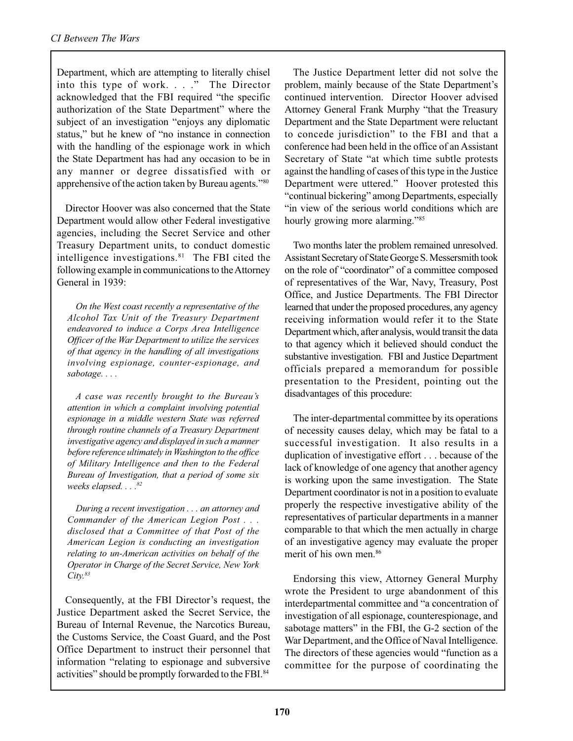Department, which are attempting to literally chisel into this type of work. . . ." The Director acknowledged that the FBI required "the specific authorization of the State Department" where the subject of an investigation "enjoys any diplomatic status," but he knew of "no instance in connection with the handling of the espionage work in which the State Department has had any occasion to be in any manner or degree dissatisfied with or apprehensive of the action taken by Bureau agents."[80]

Director Hoover was also concerned that the State Department would allow other Federal investigative agencies, including the Secret Service and other Treasury Department units, to conduct domestic intelligence investigations.[81] The FBI cited the following example in communications to the Attorney General in 1939:

> *On the West coast recently a representative of the Alcohol Tax Unit of the Treasury Department endeavored to induce a Corps Area Intelligence Officer of the War Department to utilize the services of that agency in the handling of all investigations involving espionage, counter-espionage, and sabotage. . . .*
>
> *A case was recently brought to the Bureau's attention in which a complaint involving potential espionage in a middle western State was referred through routine channels of a Treasury Department investigative agency and displayed in such a manner before reference ultimately in Washington to the office of Military Intelligence and then to the Federal Bureau of Investigation, that a period of some six weeks elapsed. . . .*[82]
>
> *During a recent investigation . . . an attorney and Commander of the American Legion Post . . . disclosed that a Committee of that Post of the American Legion is conducting an investigation relating to un-American activities on behalf of the Operator in Charge of the Secret Service, New York City.*[83]

Consequently, at the FBI Director's request, the Justice Department asked the Secret Service, the Bureau of Internal Revenue, the Narcotics Bureau, the Customs Service, the Coast Guard, and the Post Office Department to instruct their personnel that information "relating to espionage and subversive activities" should be promptly forwarded to the FBI.[84]

The Justice Department letter did not solve the problem, mainly because of the State Department's continued intervention. Director Hoover advised Attorney General Frank Murphy "that the Treasury Department and the State Department were reluctant to concede jurisdiction" to the FBI and that a conference had been held in the office of an Assistant Secretary of State "at which time subtle protests against the handling of cases of this type in the Justice Department were uttered." Hoover protested this "continual bickering" among Departments, especially "in view of the serious world conditions which are hourly growing more alarming."[85]

Two months later the problem remained unresolved. Assistant Secretary of State George S. Messersmith took on the role of "coordinator" of a committee composed of representatives of the War, Navy, Treasury, Post Office, and Justice Departments. The FBI Director learned that under the proposed procedures, any agency receiving information would refer it to the State Department which, after analysis, would transit the data to that agency which it believed should conduct the substantive investigation. FBI and Justice Department officials prepared a memorandum for possible presentation to the President, pointing out the disadvantages of this procedure:

> The inter-departmental committee by its operations of necessity causes delay, which may be fatal to a successful investigation. It also results in a duplication of investigative effort . . . because of the lack of knowledge of one agency that another agency is working upon the same investigation. The State Department coordinator is not in a position to evaluate properly the respective investigative ability of the representatives of particular departments in a manner comparable to that which the men actually in charge of an investigative agency may evaluate the proper merit of his own men.[86]

Endorsing this view, Attorney General Murphy wrote the President to urge abandonment of this interdepartmental committee and "a concentration of investigation of all espionage, counterespionage, and sabotage matters" in the FBI, the G-2 section of the War Department, and the Office of Naval Intelligence. The directors of these agencies would "function as a committee for the purpose of coordinating the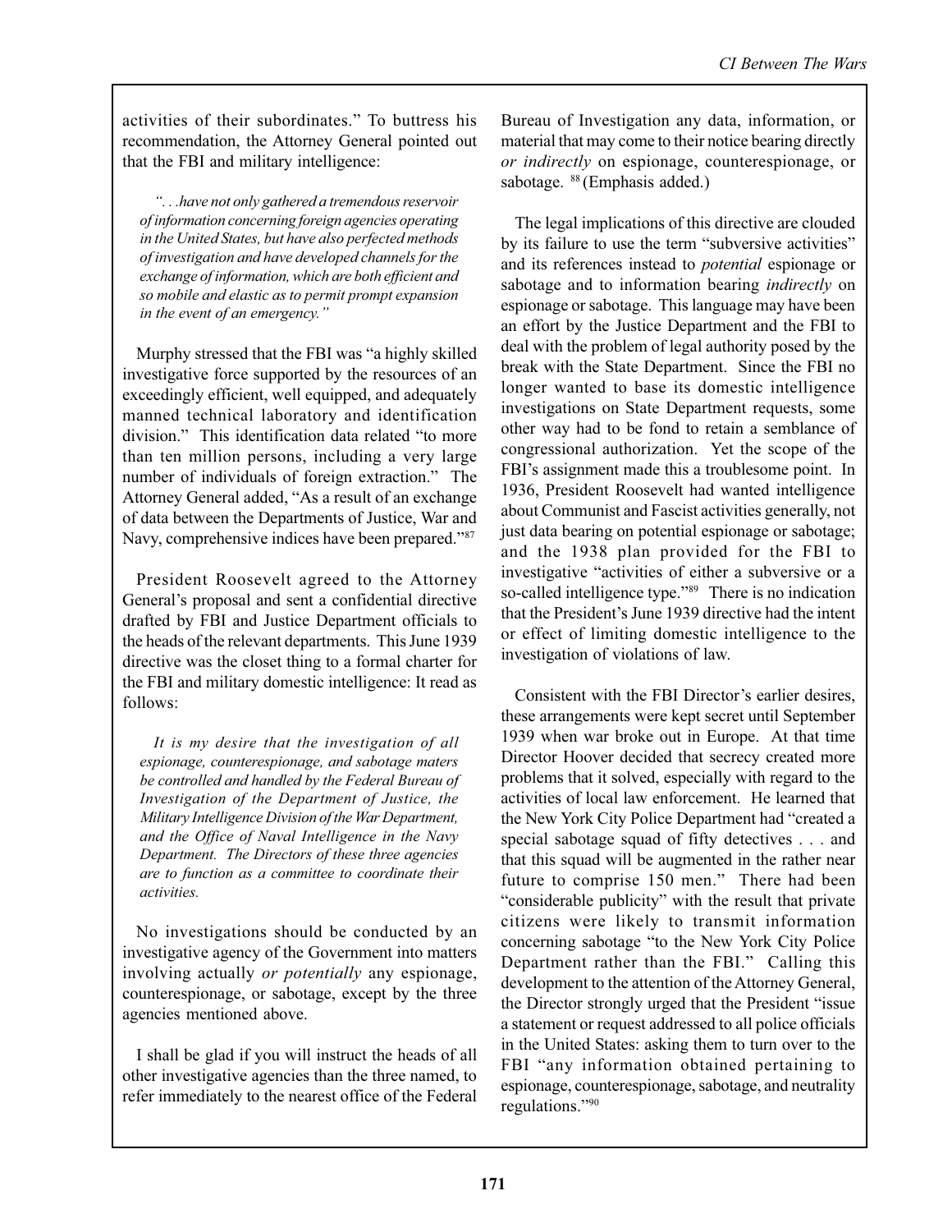activities of their subordinates." To buttress his recommendation, the Attorney General pointed out that the FBI and military intelligence:

> *". . .have not only gathered a tremendous reservoir of information concerning foreign agencies operating in the United States, but have also perfected methods of investigation and have developed channels for the exchange of information, which are both efficient and so mobile and elastic as to permit prompt expansion in the event of an emergency."*

Murphy stressed that the FBI was "a highly skilled investigative force supported by the resources of an exceedingly efficient, well equipped, and adequately manned technical laboratory and identification division." This identification data related "to more than ten million persons, including a very large number of individuals of foreign extraction." The Attorney General added, "As a result of an exchange of data between the Departments of Justice, War and Navy, comprehensive indices have been prepared."[87]

President Roosevelt agreed to the Attorney General's proposal and sent a confidential directive drafted by FBI and Justice Department officials to the heads of the relevant departments. This June 1939 directive was the closet thing to a formal charter for the FBI and military domestic intelligence: It read as follows:

> *It is my desire that the investigation of all espionage, counterespionage, and sabotage maters be controlled and handled by the Federal Bureau of Investigation of the Department of Justice, the Military Intelligence Division of the War Department, and the Office of Naval Intelligence in the Navy Department. The Directors of these three agencies are to function as a committee to coordinate their activities.*
>
> No investigations should be conducted by an investigative agency of the Government into matters involving actually *or potentially* any espionage, counterespionage, or sabotage, except by the three agencies mentioned above.
>
> I shall be glad if you will instruct the heads of all other investigative agencies than the three named, to refer immediately to the nearest office of the Federal Bureau of Investigation any data, information, or material that may come to their notice bearing directly *or indirectly* on espionage, counterespionage, or sabotage.[88] (Emphasis added.)

The legal implications of this directive are clouded by its failure to use the term "subversive activities" and its references instead to *potential* espionage or sabotage and to information bearing *indirectly* on espionage or sabotage. This language may have been an effort by the Justice Department and the FBI to deal with the problem of legal authority posed by the break with the State Department. Since the FBI no longer wanted to base its domestic intelligence investigations on State Department requests, some other way had to be fond to retain a semblance of congressional authorization. Yet the scope of the FBI's assignment made this a troublesome point. In 1936, President Roosevelt had wanted intelligence about Communist and Fascist activities generally, not just data bearing on potential espionage or sabotage; and the 1938 plan provided for the FBI to investigative "activities of either a subversive or a so-called intelligence type."[89] There is no indication that the President's June 1939 directive had the intent or effect of limiting domestic intelligence to the investigation of violations of law.

Consistent with the FBI Director's earlier desires, these arrangements were kept secret until September 1939 when war broke out in Europe. At that time Director Hoover decided that secrecy created more problems that it solved, especially with regard to the activities of local law enforcement. He learned that the New York City Police Department had "created a special sabotage squad of fifty detectives . . . and that this squad will be augmented in the rather near future to comprise 150 men." There had been "considerable publicity" with the result that private citizens were likely to transmit information concerning sabotage "to the New York City Police Department rather than the FBI." Calling this development to the attention of the Attorney General, the Director strongly urged that the President "issue a statement or request addressed to all police officials in the United States: asking them to turn over to the FBI "any information obtained pertaining to espionage, counterespionage, sabotage, and neutrality regulations."[90]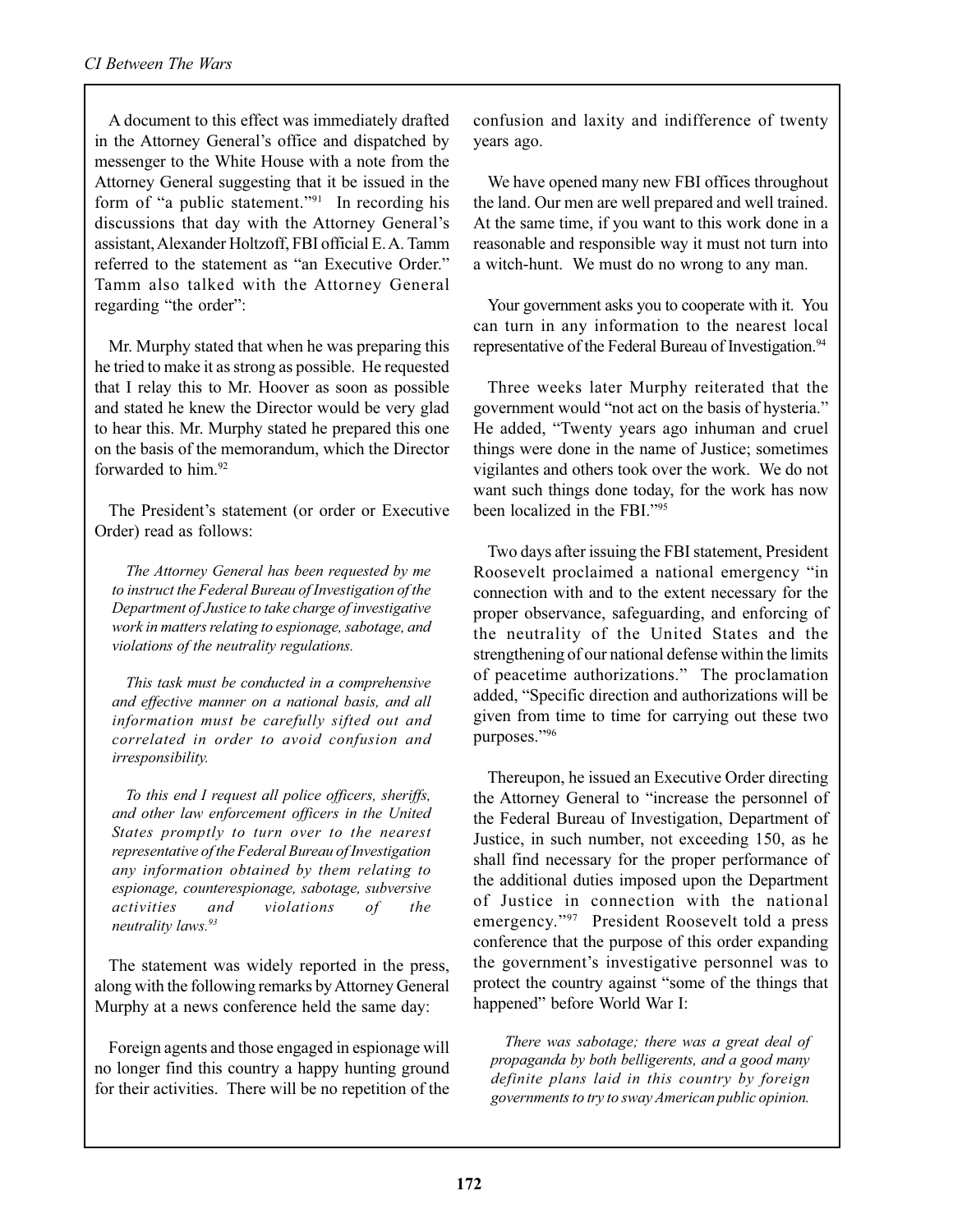A document to this effect was immediately drafted in the Attorney General's office and dispatched by messenger to the White House with a note from the Attorney General suggesting that it be issued in the form of "a public statement."[91] In recording his discussions that day with the Attorney General's assistant, Alexander Holtzoff, FBI official E. A. Tamm referred to the statement as "an Executive Order." Tamm also talked with the Attorney General regarding "the order":

Mr. Murphy stated that when he was preparing this he tried to make it as strong as possible. He requested that I relay this to Mr. Hoover as soon as possible and stated he knew the Director would be very glad to hear this. Mr. Murphy stated he prepared this one on the basis of the memorandum, which the Director forwarded to him.[92]

The President's statement (or order or Executive Order) read as follows:

*The Attorney General has been requested by me to instruct the Federal Bureau of Investigation of the Department of Justice to take charge of investigative work in matters relating to espionage, sabotage, and violations of the neutrality regulations.*

*This task must be conducted in a comprehensive and effective manner on a national basis, and all information must be carefully sifted out and correlated in order to avoid confusion and irresponsibility.*

*To this end I request all police officers, sheriffs, and other law enforcement officers in the United States promptly to turn over to the nearest representative of the Federal Bureau of Investigation any information obtained by them relating to espionage, counterespionage, sabotage, subversive activities and violations of the neutrality laws.*[93]

The statement was widely reported in the press, along with the following remarks by Attorney General Murphy at a news conference held the same day:

Foreign agents and those engaged in espionage will no longer find this country a happy hunting ground for their activities. There will be no repetition of the confusion and laxity and indifference of twenty years ago.

We have opened many new FBI offices throughout the land. Our men are well prepared and well trained. At the same time, if you want to this work done in a reasonable and responsible way it must not turn into a witch-hunt. We must do no wrong to any man.

Your government asks you to cooperate with it. You can turn in any information to the nearest local representative of the Federal Bureau of Investigation.[94]

Three weeks later Murphy reiterated that the government would "not act on the basis of hysteria." He added, "Twenty years ago inhuman and cruel things were done in the name of Justice; sometimes vigilantes and others took over the work. We do not want such things done today, for the work has now been localized in the FBI."[95]

Two days after issuing the FBI statement, President Roosevelt proclaimed a national emergency "in connection with and to the extent necessary for the proper observance, safeguarding, and enforcing of the neutrality of the United States and the strengthening of our national defense within the limits of peacetime authorizations." The proclamation added, "Specific direction and authorizations will be given from time to time for carrying out these two purposes."[96]

Thereupon, he issued an Executive Order directing the Attorney General to "increase the personnel of the Federal Bureau of Investigation, Department of Justice, in such number, not exceeding 150, as he shall find necessary for the proper performance of the additional duties imposed upon the Department of Justice in connection with the national emergency."[97] President Roosevelt told a press conference that the purpose of this order expanding the government's investigative personnel was to protect the country against "some of the things that happened" before World War I:

*There was sabotage; there was a great deal of propaganda by both belligerents, and a good many definite plans laid in this country by foreign governments to try to sway American public opinion.*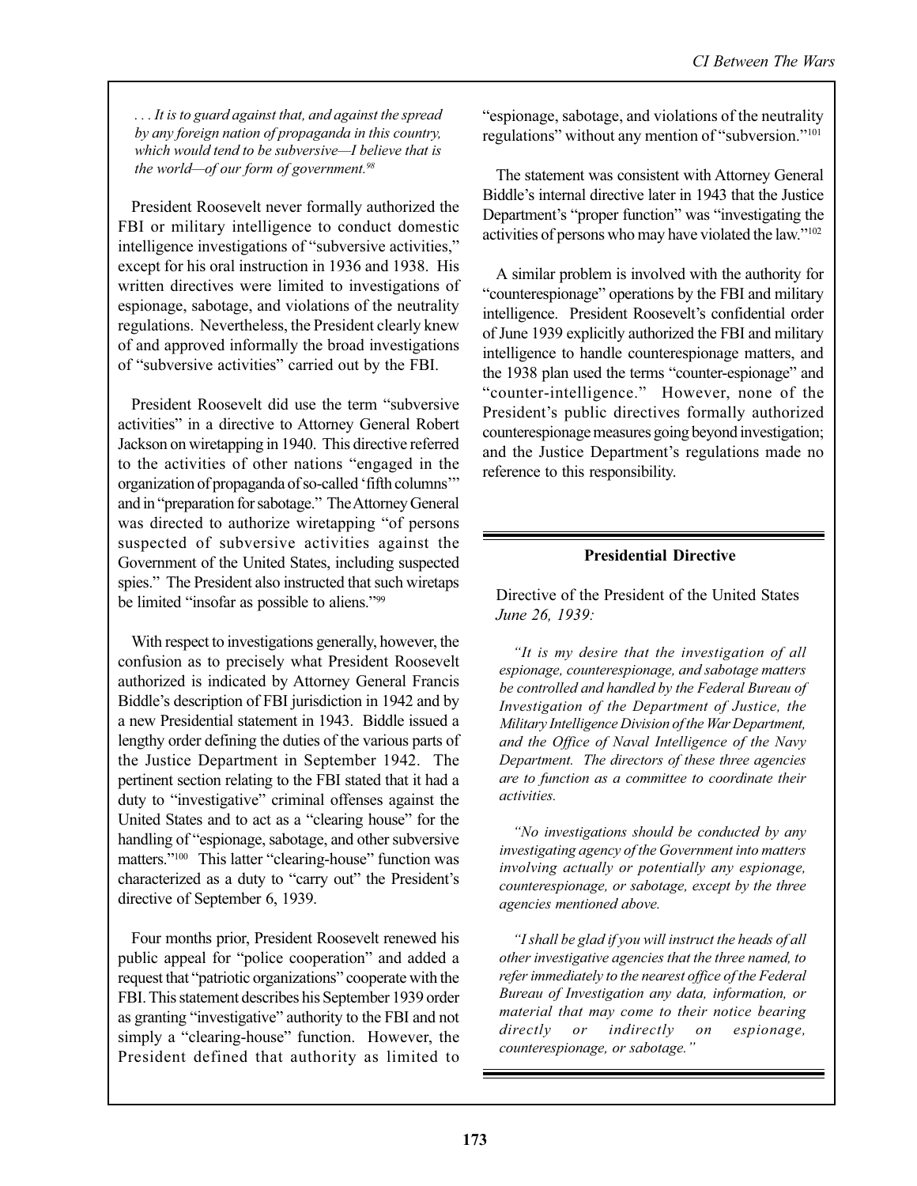*. . . It is to guard against that, and against the spread by any foreign nation of propaganda in this country, which would tend to be subversive—I believe that is the world—of our form of government.*[98]

President Roosevelt never formally authorized the FBI or military intelligence to conduct domestic intelligence investigations of "subversive activities," except for his oral instruction in 1936 and 1938. His written directives were limited to investigations of espionage, sabotage, and violations of the neutrality regulations. Nevertheless, the President clearly knew of and approved informally the broad investigations of "subversive activities" carried out by the FBI.

President Roosevelt did use the term "subversive activities" in a directive to Attorney General Robert Jackson on wiretapping in 1940. This directive referred to the activities of other nations "engaged in the organization of propaganda of so-called 'fifth columns'" and in "preparation for sabotage." The Attorney General was directed to authorize wiretapping "of persons suspected of subversive activities against the Government of the United States, including suspected spies." The President also instructed that such wiretaps be limited "insofar as possible to aliens."[99]

With respect to investigations generally, however, the confusion as to precisely what President Roosevelt authorized is indicated by Attorney General Francis Biddle's description of FBI jurisdiction in 1942 and by a new Presidential statement in 1943. Biddle issued a lengthy order defining the duties of the various parts of the Justice Department in September 1942. The pertinent section relating to the FBI stated that it had a duty to "investigative" criminal offenses against the United States and to act as a "clearing house" for the handling of "espionage, sabotage, and other subversive matters."[100] This latter "clearing-house" function was characterized as a duty to "carry out" the President's directive of September 6, 1939.

Four months prior, President Roosevelt renewed his public appeal for "police cooperation" and added a request that "patriotic organizations" cooperate with the FBI. This statement describes his September 1939 order as granting "investigative" authority to the FBI and not simply a "clearing-house" function. However, the President defined that authority as limited to "espionage, sabotage, and violations of the neutrality regulations" without any mention of "subversion."[101]

The statement was consistent with Attorney General Biddle's internal directive later in 1943 that the Justice Department's "proper function" was "investigating the activities of persons who may have violated the law."[102]

A similar problem is involved with the authority for "counterespionage" operations by the FBI and military intelligence. President Roosevelt's confidential order of June 1939 explicitly authorized the FBI and military intelligence to handle counterespionage matters, and the 1938 plan used the terms "counter-espionage" and "counter-intelligence." However, none of the President's public directives formally authorized counterespionage measures going beyond investigation; and the Justice Department's regulations made no reference to this responsibility.

---

**Presidential Directive**

Directive of the President of the United States *June 26, 1939:*

*"It is my desire that the investigation of all espionage, counterespionage, and sabotage matters be controlled and handled by the Federal Bureau of Investigation of the Department of Justice, the Military Intelligence Division of the War Department, and the Office of Naval Intelligence of the Navy Department. The directors of these three agencies are to function as a committee to coordinate their activities.*

*"No investigations should be conducted by any investigating agency of the Government into matters involving actually or potentially any espionage, counterespionage, or sabotage, except by the three agencies mentioned above.*

*"I shall be glad if you will instruct the heads of all other investigative agencies that the three named, to refer immediately to the nearest office of the Federal Bureau of Investigation any data, information, or material that may come to their notice bearing directly or indirectly on espionage, counterespionage, or sabotage."*

---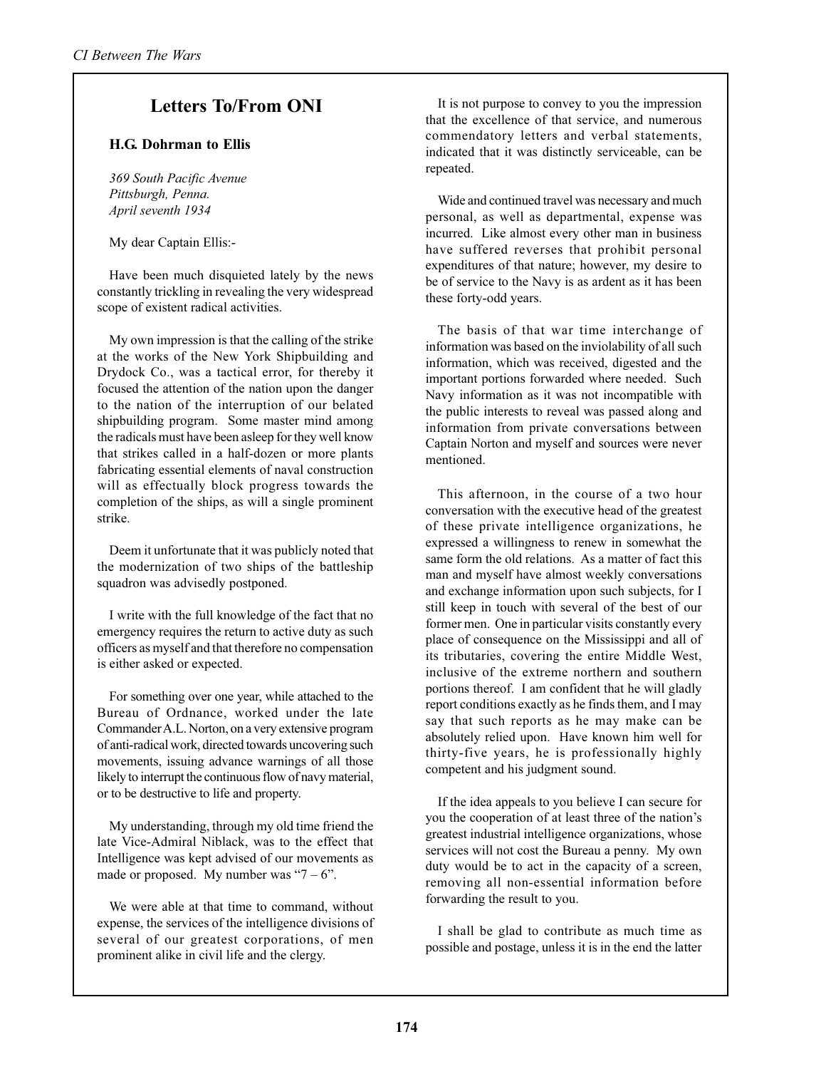## Letters To/From ONI

### H.G. Dohrman to Ellis

*369 South Pacific Avenue*
*Pittsburgh, Penna.*
*April seventh 1934*

My dear Captain Ellis:-

Have been much disquieted lately by the news constantly trickling in revealing the very widespread scope of existent radical activities.

My own impression is that the calling of the strike at the works of the New York Shipbuilding and Drydock Co., was a tactical error, for thereby it focused the attention of the nation upon the danger to the nation of the interruption of our belated shipbuilding program. Some master mind among the radicals must have been asleep for they well know that strikes called in a half-dozen or more plants fabricating essential elements of naval construction will as effectually block progress towards the completion of the ships, as will a single prominent strike.

Deem it unfortunate that it was publicly noted that the modernization of two ships of the battleship squadron was advisedly postponed.

I write with the full knowledge of the fact that no emergency requires the return to active duty as such officers as myself and that therefore no compensation is either asked or expected.

For something over one year, while attached to the Bureau of Ordnance, worked under the late Commander A.L. Norton, on a very extensive program of anti-radical work, directed towards uncovering such movements, issuing advance warnings of all those likely to interrupt the continuous flow of navy material, or to be destructive to life and property.

My understanding, through my old time friend the late Vice-Admiral Niblack, was to the effect that Intelligence was kept advised of our movements as made or proposed. My number was "7 – 6".

We were able at that time to command, without expense, the services of the intelligence divisions of several of our greatest corporations, of men prominent alike in civil life and the clergy.

It is not purpose to convey to you the impression that the excellence of that service, and numerous commendatory letters and verbal statements, indicated that it was distinctly serviceable, can be repeated.

Wide and continued travel was necessary and much personal, as well as departmental, expense was incurred. Like almost every other man in business have suffered reverses that prohibit personal expenditures of that nature; however, my desire to be of service to the Navy is as ardent as it has been these forty-odd years.

The basis of that war time interchange of information was based on the inviolability of all such information, which was received, digested and the important portions forwarded where needed. Such Navy information as it was not incompatible with the public interests to reveal was passed along and information from private conversations between Captain Norton and myself and sources were never mentioned.

This afternoon, in the course of a two hour conversation with the executive head of the greatest of these private intelligence organizations, he expressed a willingness to renew in somewhat the same form the old relations. As a matter of fact this man and myself have almost weekly conversations and exchange information upon such subjects, for I still keep in touch with several of the best of our former men. One in particular visits constantly every place of consequence on the Mississippi and all of its tributaries, covering the entire Middle West, inclusive of the extreme northern and southern portions thereof. I am confident that he will gladly report conditions exactly as he finds them, and I may say that such reports as he may make can be absolutely relied upon. Have known him well for thirty-five years, he is professionally highly competent and his judgment sound.

If the idea appeals to you believe I can secure for you the cooperation of at least three of the nation's greatest industrial intelligence organizations, whose services will not cost the Bureau a penny. My own duty would be to act in the capacity of a screen, removing all non-essential information before forwarding the result to you.

I shall be glad to contribute as much time as possible and postage, unless it is in the end the latter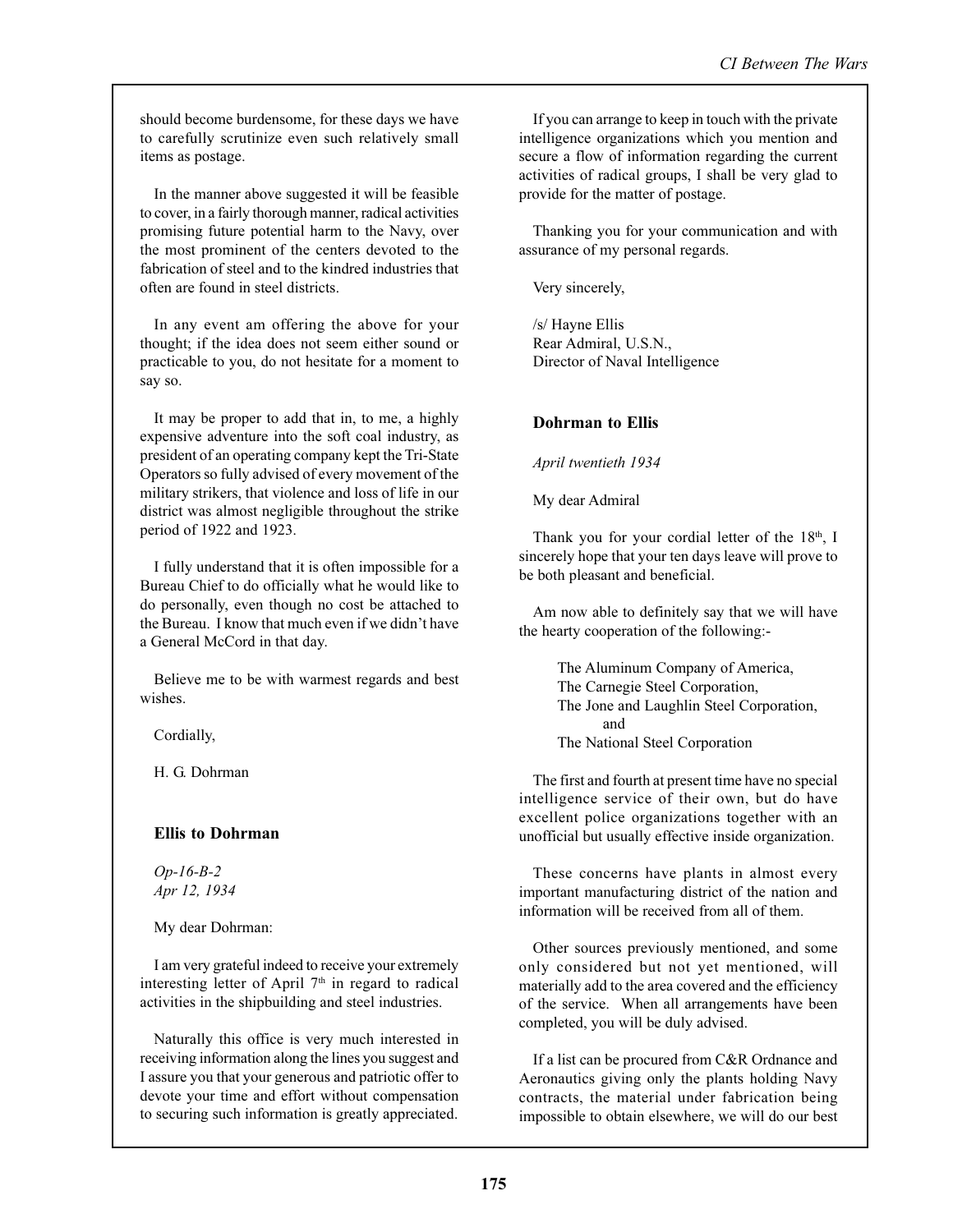should become burdensome, for these days we have to carefully scrutinize even such relatively small items as postage.

In the manner above suggested it will be feasible to cover, in a fairly thorough manner, radical activities promising future potential harm to the Navy, over the most prominent of the centers devoted to the fabrication of steel and to the kindred industries that often are found in steel districts.

In any event am offering the above for your thought; if the idea does not seem either sound or practicable to you, do not hesitate for a moment to say so.

It may be proper to add that in, to me, a highly expensive adventure into the soft coal industry, as president of an operating company kept the Tri-State Operators so fully advised of every movement of the military strikers, that violence and loss of life in our district was almost negligible throughout the strike period of 1922 and 1923.

I fully understand that it is often impossible for a Bureau Chief to do officially what he would like to do personally, even though no cost be attached to the Bureau. I know that much even if we didn't have a General McCord in that day.

Believe me to be with warmest regards and best wishes.

Cordially,

H. G. Dohrman

### Ellis to Dohrman

*Op-16-B-2*
*Apr 12, 1934*

My dear Dohrman:

I am very grateful indeed to receive your extremely interesting letter of April 7th in regard to radical activities in the shipbuilding and steel industries.

Naturally this office is very much interested in receiving information along the lines you suggest and I assure you that your generous and patriotic offer to devote your time and effort without compensation to securing such information is greatly appreciated.

If you can arrange to keep in touch with the private intelligence organizations which you mention and secure a flow of information regarding the current activities of radical groups, I shall be very glad to provide for the matter of postage.

Thanking you for your communication and with assurance of my personal regards.

Very sincerely,

/s/ Hayne Ellis
Rear Admiral, U.S.N.,
Director of Naval Intelligence

### Dohrman to Ellis

*April twentieth 1934*

My dear Admiral

Thank you for your cordial letter of the 18th, I sincerely hope that your ten days leave will prove to be both pleasant and beneficial.

Am now able to definitely say that we will have the hearty cooperation of the following:-

The Aluminum Company of America,
The Carnegie Steel Corporation,
The Jone and Laughlin Steel Corporation,
and
The National Steel Corporation

The first and fourth at present time have no special intelligence service of their own, but do have excellent police organizations together with an unofficial but usually effective inside organization.

These concerns have plants in almost every important manufacturing district of the nation and information will be received from all of them.

Other sources previously mentioned, and some only considered but not yet mentioned, will materially add to the area covered and the efficiency of the service. When all arrangements have been completed, you will be duly advised.

If a list can be procured from C&R Ordnance and Aeronautics giving only the plants holding Navy contracts, the material under fabrication being impossible to obtain elsewhere, we will do our best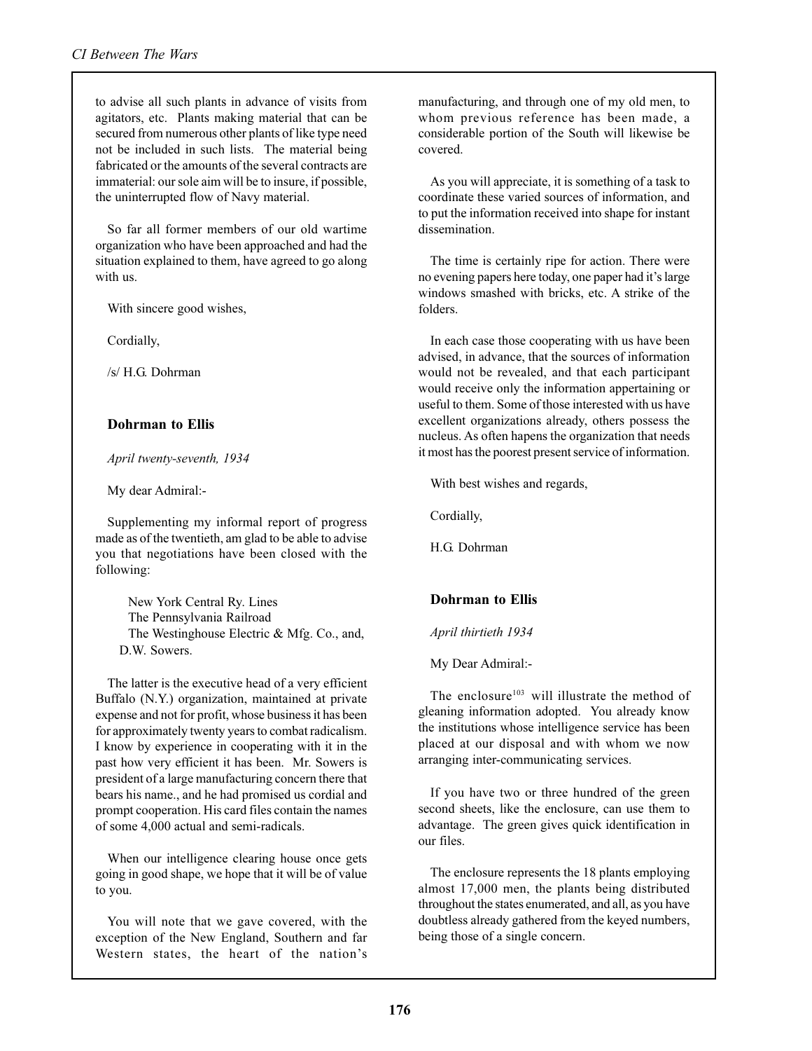to advise all such plants in advance of visits from agitators, etc. Plants making material that can be secured from numerous other plants of like type need not be included in such lists. The material being fabricated or the amounts of the several contracts are immaterial: our sole aim will be to insure, if possible, the uninterrupted flow of Navy material.

So far all former members of our old wartime organization who have been approached and had the situation explained to them, have agreed to go along with us.

With sincere good wishes,

Cordially,

/s/ H.G. Dohrman

### Dohrman to Ellis

*April twenty-seventh, 1934*

My dear Admiral:-

Supplementing my informal report of progress made as of the twentieth, am glad to be able to advise you that negotiations have been closed with the following:

New York Central Ry. Lines
The Pennsylvania Railroad
The Westinghouse Electric & Mfg. Co., and,
D.W. Sowers.

The latter is the executive head of a very efficient Buffalo (N.Y.) organization, maintained at private expense and not for profit, whose business it has been for approximately twenty years to combat radicalism. I know by experience in cooperating with it in the past how very efficient it has been. Mr. Sowers is president of a large manufacturing concern there that bears his name., and he had promised us cordial and prompt cooperation. His card files contain the names of some 4,000 actual and semi-radicals.

When our intelligence clearing house once gets going in good shape, we hope that it will be of value to you.

You will note that we gave covered, with the exception of the New England, Southern and far Western states, the heart of the nation's manufacturing, and through one of my old men, to whom previous reference has been made, a considerable portion of the South will likewise be covered.

As you will appreciate, it is something of a task to coordinate these varied sources of information, and to put the information received into shape for instant dissemination.

The time is certainly ripe for action. There were no evening papers here today, one paper had it's large windows smashed with bricks, etc. A strike of the folders.

In each case those cooperating with us have been advised, in advance, that the sources of information would not be revealed, and that each participant would receive only the information appertaining or useful to them. Some of those interested with us have excellent organizations already, others possess the nucleus. As often hapens the organization that needs it most has the poorest present service of information.

With best wishes and regards,

Cordially,

H.G. Dohrman

### Dohrman to Ellis

*April thirtieth 1934*

My Dear Admiral:-

The enclosure[103] will illustrate the method of gleaning information adopted. You already know the institutions whose intelligence service has been placed at our disposal and with whom we now arranging inter-communicating services.

If you have two or three hundred of the green second sheets, like the enclosure, can use them to advantage. The green gives quick identification in our files.

The enclosure represents the 18 plants employing almost 17,000 men, the plants being distributed throughout the states enumerated, and all, as you have doubtless already gathered from the keyed numbers, being those of a single concern.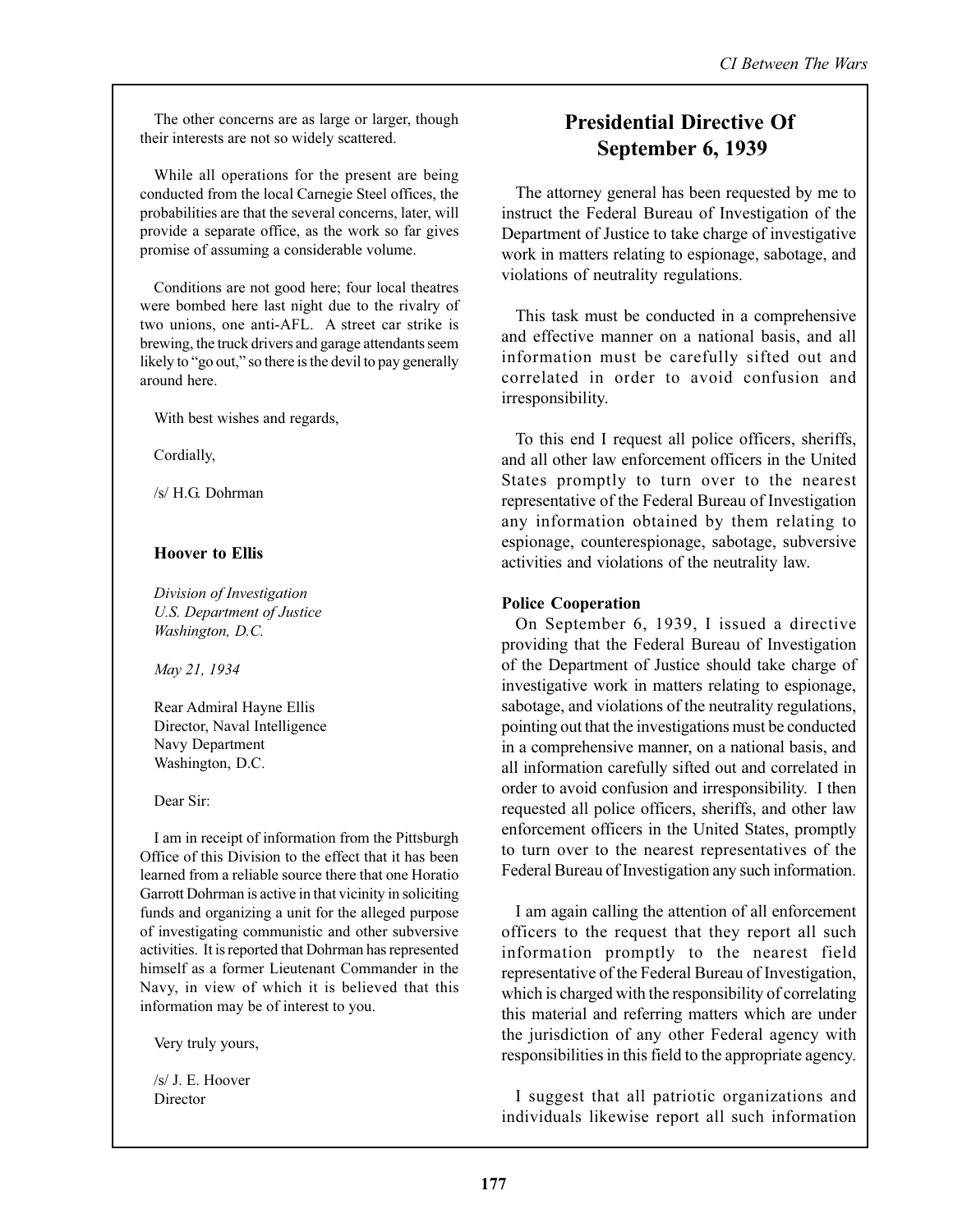The other concerns are as large or larger, though their interests are not so widely scattered.

While all operations for the present are being conducted from the local Carnegie Steel offices, the probabilities are that the several concerns, later, will provide a separate office, as the work so far gives promise of assuming a considerable volume.

Conditions are not good here; four local theatres were bombed here last night due to the rivalry of two unions, one anti-AFL. A street car strike is brewing, the truck drivers and garage attendants seem likely to "go out," so there is the devil to pay generally around here.

With best wishes and regards,

Cordially,

/s/ H.G. Dohrman

**Hoover to Ellis**

*Division of Investigation*
*U.S. Department of Justice*
*Washington, D.C.*

*May 21, 1934*

Rear Admiral Hayne Ellis
Director, Naval Intelligence
Navy Department
Washington, D.C.

Dear Sir:

I am in receipt of information from the Pittsburgh Office of this Division to the effect that it has been learned from a reliable source there that one Horatio Garrott Dohrman is active in that vicinity in soliciting funds and organizing a unit for the alleged purpose of investigating communistic and other subversive activities. It is reported that Dohrman has represented himself as a former Lieutenant Commander in the Navy, in view of which it is believed that this information may be of interest to you.

Very truly yours,

/s/ J. E. Hoover
Director

## Presidential Directive Of September 6, 1939

The attorney general has been requested by me to instruct the Federal Bureau of Investigation of the Department of Justice to take charge of investigative work in matters relating to espionage, sabotage, and violations of neutrality regulations.

This task must be conducted in a comprehensive and effective manner on a national basis, and all information must be carefully sifted out and correlated in order to avoid confusion and irresponsibility.

To this end I request all police officers, sheriffs, and all other law enforcement officers in the United States promptly to turn over to the nearest representative of the Federal Bureau of Investigation any information obtained by them relating to espionage, counterespionage, sabotage, subversive activities and violations of the neutrality law.

**Police Cooperation**

On September 6, 1939, I issued a directive providing that the Federal Bureau of Investigation of the Department of Justice should take charge of investigative work in matters relating to espionage, sabotage, and violations of the neutrality regulations, pointing out that the investigations must be conducted in a comprehensive manner, on a national basis, and all information carefully sifted out and correlated in order to avoid confusion and irresponsibility. I then requested all police officers, sheriffs, and other law enforcement officers in the United States, promptly to turn over to the nearest representatives of the Federal Bureau of Investigation any such information.

I am again calling the attention of all enforcement officers to the request that they report all such information promptly to the nearest field representative of the Federal Bureau of Investigation, which is charged with the responsibility of correlating this material and referring matters which are under the jurisdiction of any other Federal agency with responsibilities in this field to the appropriate agency.

I suggest that all patriotic organizations and individuals likewise report all such information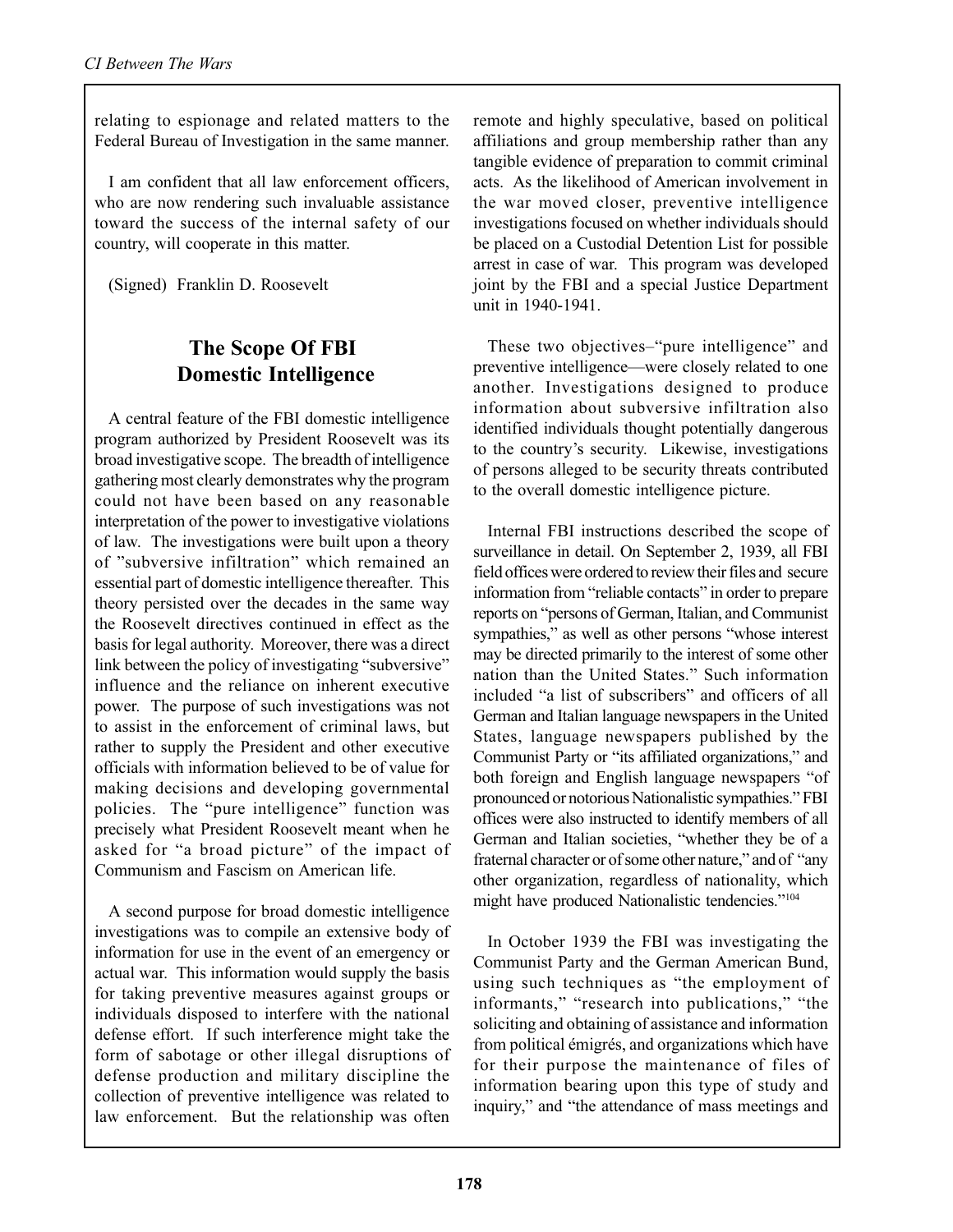relating to espionage and related matters to the Federal Bureau of Investigation in the same manner.

I am confident that all law enforcement officers, who are now rendering such invaluable assistance toward the success of the internal safety of our country, will cooperate in this matter.

(Signed) Franklin D. Roosevelt

## The Scope Of FBI Domestic Intelligence

A central feature of the FBI domestic intelligence program authorized by President Roosevelt was its broad investigative scope. The breadth of intelligence gathering most clearly demonstrates why the program could not have been based on any reasonable interpretation of the power to investigative violations of law. The investigations were built upon a theory of "subversive infiltration" which remained an essential part of domestic intelligence thereafter. This theory persisted over the decades in the same way the Roosevelt directives continued in effect as the basis for legal authority. Moreover, there was a direct link between the policy of investigating "subversive" influence and the reliance on inherent executive power. The purpose of such investigations was not to assist in the enforcement of criminal laws, but rather to supply the President and other executive officials with information believed to be of value for making decisions and developing governmental policies. The "pure intelligence" function was precisely what President Roosevelt meant when he asked for "a broad picture" of the impact of Communism and Fascism on American life.

A second purpose for broad domestic intelligence investigations was to compile an extensive body of information for use in the event of an emergency or actual war. This information would supply the basis for taking preventive measures against groups or individuals disposed to interfere with the national defense effort. If such interference might take the form of sabotage or other illegal disruptions of defense production and military discipline the collection of preventive intelligence was related to law enforcement. But the relationship was often remote and highly speculative, based on political affiliations and group membership rather than any tangible evidence of preparation to commit criminal acts. As the likelihood of American involvement in the war moved closer, preventive intelligence investigations focused on whether individuals should be placed on a Custodial Detention List for possible arrest in case of war. This program was developed joint by the FBI and a special Justice Department unit in 1940-1941.

These two objectives–"pure intelligence" and preventive intelligence—were closely related to one another. Investigations designed to produce information about subversive infiltration also identified individuals thought potentially dangerous to the country's security. Likewise, investigations of persons alleged to be security threats contributed to the overall domestic intelligence picture.

Internal FBI instructions described the scope of surveillance in detail. On September 2, 1939, all FBI field offices were ordered to review their files and secure information from "reliable contacts" in order to prepare reports on "persons of German, Italian, and Communist sympathies," as well as other persons "whose interest may be directed primarily to the interest of some other nation than the United States." Such information included "a list of subscribers" and officers of all German and Italian language newspapers in the United States, language newspapers published by the Communist Party or "its affiliated organizations," and both foreign and English language newspapers "of pronounced or notorious Nationalistic sympathies." FBI offices were also instructed to identify members of all German and Italian societies, "whether they be of a fraternal character or of some other nature," and of "any other organization, regardless of nationality, which might have produced Nationalistic tendencies."[104]

In October 1939 the FBI was investigating the Communist Party and the German American Bund, using such techniques as "the employment of informants," "research into publications," "the soliciting and obtaining of assistance and information from political émigrés, and organizations which have for their purpose the maintenance of files of information bearing upon this type of study and inquiry," and "the attendance of mass meetings and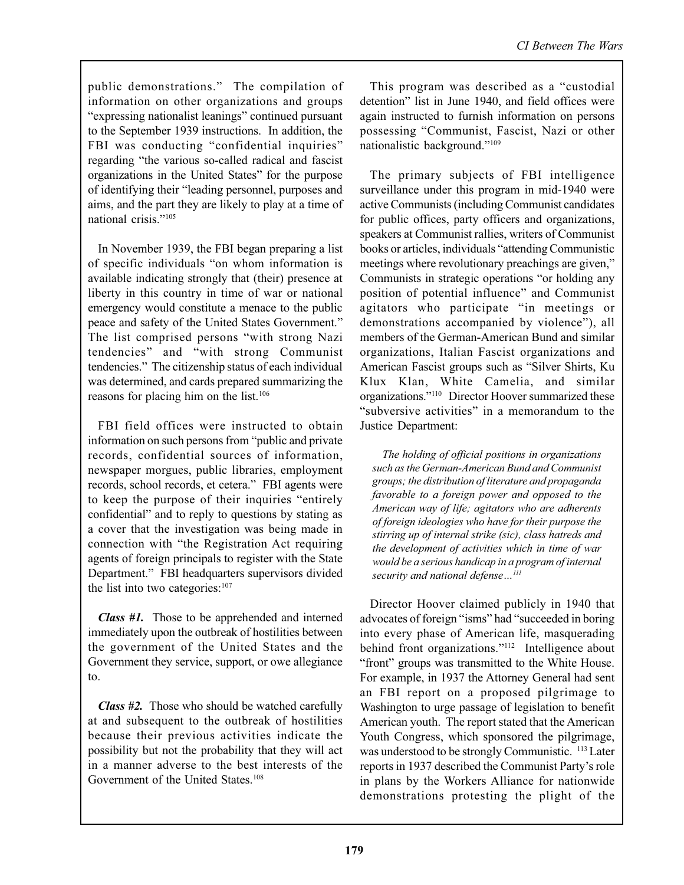public demonstrations." The compilation of information on other organizations and groups "expressing nationalist leanings" continued pursuant to the September 1939 instructions. In addition, the FBI was conducting "confidential inquiries" regarding "the various so-called radical and fascist organizations in the United States" for the purpose of identifying their "leading personnel, purposes and aims, and the part they are likely to play at a time of national crisis."[105]

In November 1939, the FBI began preparing a list of specific individuals "on whom information is available indicating strongly that (their) presence at liberty in this country in time of war or national emergency would constitute a menace to the public peace and safety of the United States Government." The list comprised persons "with strong Nazi tendencies" and "with strong Communist tendencies." The citizenship status of each individual was determined, and cards prepared summarizing the reasons for placing him on the list.[106]

FBI field offices were instructed to obtain information on such persons from "public and private records, confidential sources of information, newspaper morgues, public libraries, employment records, school records, et cetera." FBI agents were to keep the purpose of their inquiries "entirely confidential" and to reply to questions by stating as a cover that the investigation was being made in connection with "the Registration Act requiring agents of foreign principals to register with the State Department." FBI headquarters supervisors divided the list into two categories:[107]

***Class #1.*** Those to be apprehended and interned immediately upon the outbreak of hostilities between the government of the United States and the Government they service, support, or owe allegiance to.

***Class #2.*** Those who should be watched carefully at and subsequent to the outbreak of hostilities because their previous activities indicate the possibility but not the probability that they will act in a manner adverse to the best interests of the Government of the United States.[108]

This program was described as a "custodial detention" list in June 1940, and field offices were again instructed to furnish information on persons possessing "Communist, Fascist, Nazi or other nationalistic background."[109]

The primary subjects of FBI intelligence surveillance under this program in mid-1940 were active Communists (including Communist candidates for public offices, party officers and organizations, speakers at Communist rallies, writers of Communist books or articles, individuals "attending Communistic meetings where revolutionary preachings are given," Communists in strategic operations "or holding any position of potential influence" and Communist agitators who participate "in meetings or demonstrations accompanied by violence"), all members of the German-American Bund and similar organizations, Italian Fascist organizations and American Fascist groups such as "Silver Shirts, Ku Klux Klan, White Camelia, and similar organizations."[110] Director Hoover summarized these "subversive activities" in a memorandum to the Justice Department:

> *The holding of official positions in organizations such as the German-American Bund and Communist groups; the distribution of literature and propaganda favorable to a foreign power and opposed to the American way of life; agitators who are adherents of foreign ideologies who have for their purpose the stirring up of internal strike (sic), class hatreds and the development of activities which in time of war would be a serious handicap in a program of internal security and national defense…*[111]

Director Hoover claimed publicly in 1940 that advocates of foreign "isms" had "succeeded in boring into every phase of American life, masquerading behind front organizations."[112] Intelligence about "front" groups was transmitted to the White House. For example, in 1937 the Attorney General had sent an FBI report on a proposed pilgrimage to Washington to urge passage of legislation to benefit American youth. The report stated that the American Youth Congress, which sponsored the pilgrimage, was understood to be strongly Communistic. [113] Later reports in 1937 described the Communist Party's role in plans by the Workers Alliance for nationwide demonstrations protesting the plight of the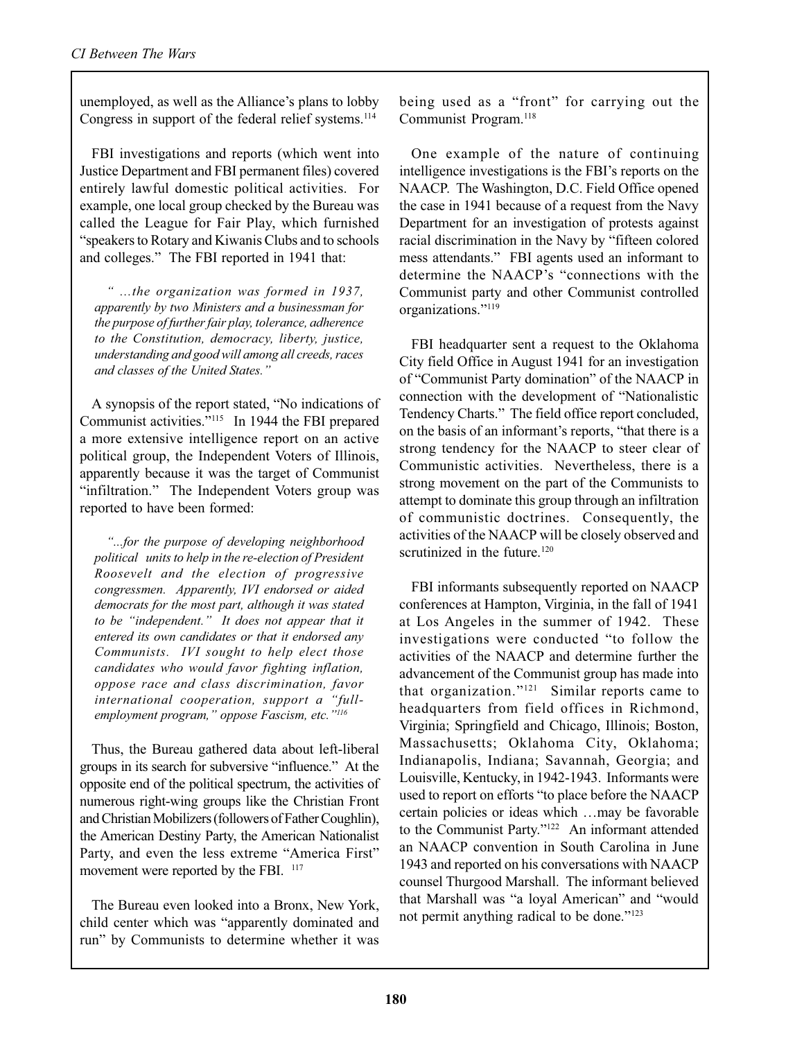unemployed, as well as the Alliance's plans to lobby Congress in support of the federal relief systems.[114]

FBI investigations and reports (which went into Justice Department and FBI permanent files) covered entirely lawful domestic political activities. For example, one local group checked by the Bureau was called the League for Fair Play, which furnished "speakers to Rotary and Kiwanis Clubs and to schools and colleges." The FBI reported in 1941 that:

> *" …the organization was formed in 1937, apparently by two Ministers and a businessman for the purpose of further fair play, tolerance, adherence to the Constitution, democracy, liberty, justice, understanding and good will among all creeds, races and classes of the United States."*

A synopsis of the report stated, "No indications of Communist activities."[115] In 1944 the FBI prepared a more extensive intelligence report on an active political group, the Independent Voters of Illinois, apparently because it was the target of Communist "infiltration." The Independent Voters group was reported to have been formed:

> *"...for the purpose of developing neighborhood political units to help in the re-election of President Roosevelt and the election of progressive congressmen. Apparently, IVI endorsed or aided democrats for the most part, although it was stated to be "independent." It does not appear that it entered its own candidates or that it endorsed any Communists. IVI sought to help elect those candidates who would favor fighting inflation, oppose race and class discrimination, favor international cooperation, support a "full-employment program," oppose Fascism, etc."*[116]

Thus, the Bureau gathered data about left-liberal groups in its search for subversive "influence." At the opposite end of the political spectrum, the activities of numerous right-wing groups like the Christian Front and Christian Mobilizers (followers of Father Coughlin), the American Destiny Party, the American Nationalist Party, and even the less extreme "America First" movement were reported by the FBI.[117]

The Bureau even looked into a Bronx, New York, child center which was "apparently dominated and run" by Communists to determine whether it was being used as a "front" for carrying out the Communist Program.[118]

One example of the nature of continuing intelligence investigations is the FBI's reports on the NAACP. The Washington, D.C. Field Office opened the case in 1941 because of a request from the Navy Department for an investigation of protests against racial discrimination in the Navy by "fifteen colored mess attendants." FBI agents used an informant to determine the NAACP's "connections with the Communist party and other Communist controlled organizations."[119]

FBI headquarter sent a request to the Oklahoma City field Office in August 1941 for an investigation of "Communist Party domination" of the NAACP in connection with the development of "Nationalistic Tendency Charts." The field office report concluded, on the basis of an informant's reports, "that there is a strong tendency for the NAACP to steer clear of Communistic activities. Nevertheless, there is a strong movement on the part of the Communists to attempt to dominate this group through an infiltration of communistic doctrines. Consequently, the activities of the NAACP will be closely observed and scrutinized in the future.[120]

FBI informants subsequently reported on NAACP conferences at Hampton, Virginia, in the fall of 1941 at Los Angeles in the summer of 1942. These investigations were conducted "to follow the activities of the NAACP and determine further the advancement of the Communist group has made into that organization."[121] Similar reports came to headquarters from field offices in Richmond, Virginia; Springfield and Chicago, Illinois; Boston, Massachusetts; Oklahoma City, Oklahoma; Indianapolis, Indiana; Savannah, Georgia; and Louisville, Kentucky, in 1942-1943. Informants were used to report on efforts "to place before the NAACP certain policies or ideas which …may be favorable to the Communist Party."[122] An informant attended an NAACP convention in South Carolina in June 1943 and reported on his conversations with NAACP counsel Thurgood Marshall. The informant believed that Marshall was "a loyal American" and "would not permit anything radical to be done."[123]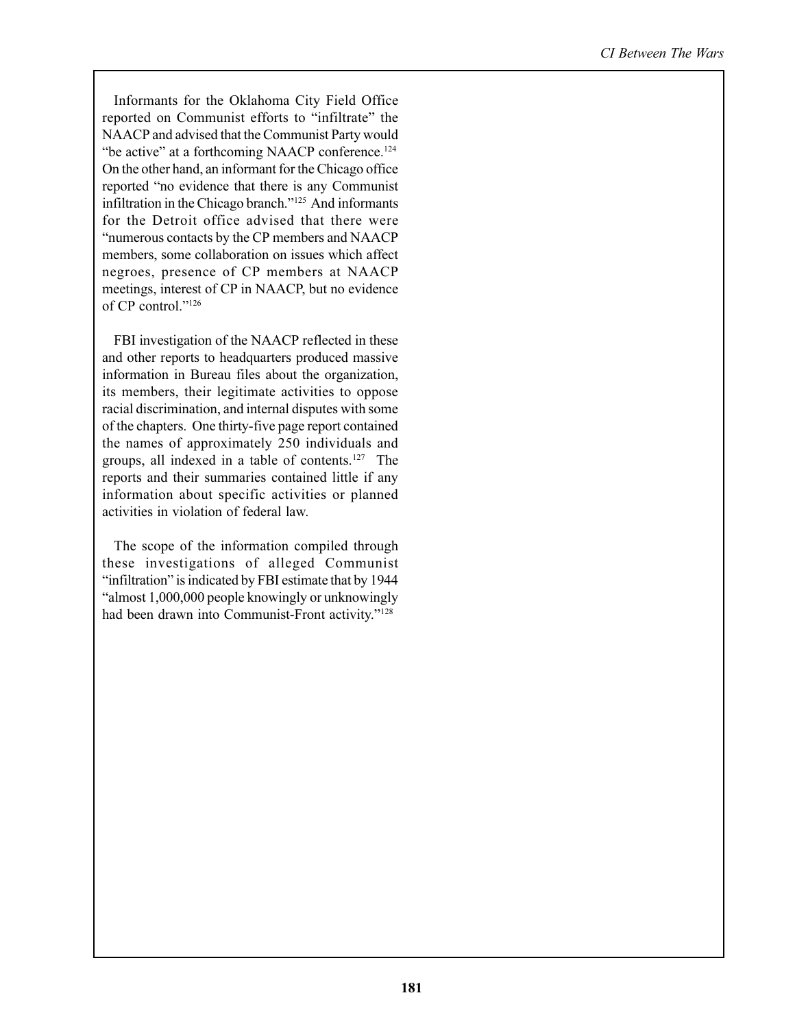Informants for the Oklahoma City Field Office reported on Communist efforts to "infiltrate" the NAACP and advised that the Communist Party would "be active" at a forthcoming NAACP conference.[124] On the other hand, an informant for the Chicago office reported "no evidence that there is any Communist infiltration in the Chicago branch."[125] And informants for the Detroit office advised that there were "numerous contacts by the CP members and NAACP members, some collaboration on issues which affect negroes, presence of CP members at NAACP meetings, interest of CP in NAACP, but no evidence of CP control."[126]

FBI investigation of the NAACP reflected in these and other reports to headquarters produced massive information in Bureau files about the organization, its members, their legitimate activities to oppose racial discrimination, and internal disputes with some of the chapters. One thirty-five page report contained the names of approximately 250 individuals and groups, all indexed in a table of contents.[127] The reports and their summaries contained little if any information about specific activities or planned activities in violation of federal law.

The scope of the information compiled through these investigations of alleged Communist "infiltration" is indicated by FBI estimate that by 1944 "almost 1,000,000 people knowingly or unknowingly had been drawn into Communist-Front activity."[128]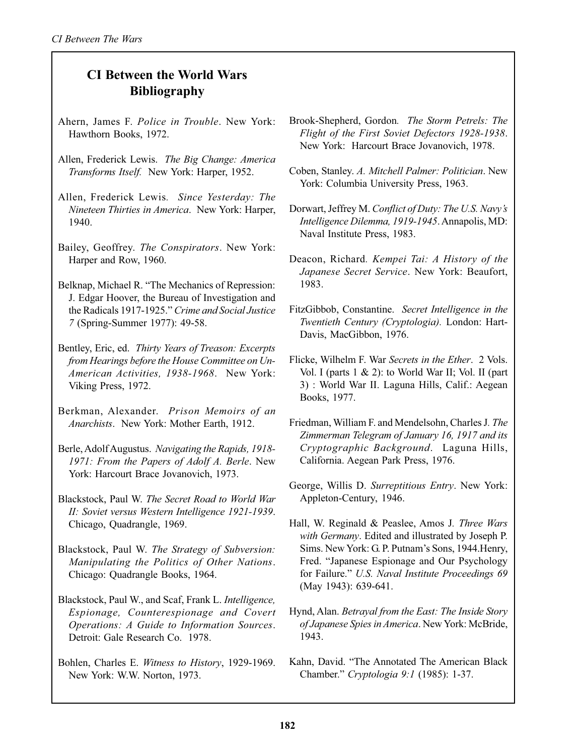## CI Between the World Wars Bibliography

Ahern, James F. *Police in Trouble*. New York: Hawthorn Books, 1972.

Allen, Frederick Lewis. *The Big Change: America Transforms Itself.* New York: Harper, 1952.

Allen, Frederick Lewis. *Since Yesterday: The Nineteen Thirties in America*. New York: Harper, 1940.

Bailey, Geoffrey. *The Conspirators*. New York: Harper and Row, 1960.

Belknap, Michael R. "The Mechanics of Repression: J. Edgar Hoover, the Bureau of Investigation and the Radicals 1917-1925." *Crime and Social Justice 7* (Spring-Summer 1977): 49-58.

Bentley, Eric, ed. *Thirty Years of Treason: Excerpts from Hearings before the House Committee on Un-American Activities, 1938-1968*. New York: Viking Press, 1972.

Berkman, Alexander. *Prison Memoirs of an Anarchists*. New York: Mother Earth, 1912.

Berle, Adolf Augustus. *Navigating the Rapids, 1918-1971: From the Papers of Adolf A. Berle*. New York: Harcourt Brace Jovanovich, 1973.

Blackstock, Paul W. *The Secret Road to World War II: Soviet versus Western Intelligence 1921-1939*. Chicago, Quadrangle, 1969.

Blackstock, Paul W. *The Strategy of Subversion: Manipulating the Politics of Other Nations*. Chicago: Quadrangle Books, 1964.

Blackstock, Paul W., and Scaf, Frank L. *Intelligence, Espionage, Counterespionage and Covert Operations: A Guide to Information Sources*. Detroit: Gale Research Co. 1978.

Bohlen, Charles E. *Witness to History*, 1929-1969. New York: W.W. Norton, 1973.

Brook-Shepherd, Gordon. *The Storm Petrels: The Flight of the First Soviet Defectors 1928-1938*. New York: Harcourt Brace Jovanovich, 1978.

Coben, Stanley. *A. Mitchell Palmer: Politician*. New York: Columbia University Press, 1963.

Dorwart, Jeffrey M. *Conflict of Duty: The U.S. Navy's Intelligence Dilemma, 1919-1945*. Annapolis, MD: Naval Institute Press, 1983.

Deacon, Richard. *Kempei Tai: A History of the Japanese Secret Service*. New York: Beaufort, 1983.

FitzGibbob, Constantine. *Secret Intelligence in the Twentieth Century (Cryptologia).* London: Hart-Davis, MacGibbon, 1976.

Flicke, Wilhelm F. War *Secrets in the Ether*. 2 Vols. Vol. I (parts 1 & 2): to World War II; Vol. II (part 3) : World War II. Laguna Hills, Calif.: Aegean Books, 1977.

Friedman, William F. and Mendelsohn, Charles J. *The Zimmerman Telegram of January 16, 1917 and its Cryptographic Background*. Laguna Hills, California. Aegean Park Press, 1976.

George, Willis D. *Surreptitious Entry*. New York: Appleton-Century, 1946.

Hall, W. Reginald & Peaslee, Amos J. *Three Wars with Germany*. Edited and illustrated by Joseph P. Sims. New York: G. P. Putnam's Sons, 1944.Henry, Fred. "Japanese Espionage and Our Psychology for Failure." *U.S. Naval Institute Proceedings 69* (May 1943): 639-641.

Hynd, Alan. *Betrayal from the East: The Inside Story of Japanese Spies in America*. New York: McBride, 1943.

Kahn, David. "The Annotated The American Black Chamber." *Cryptologia 9:1* (1985): 1-37.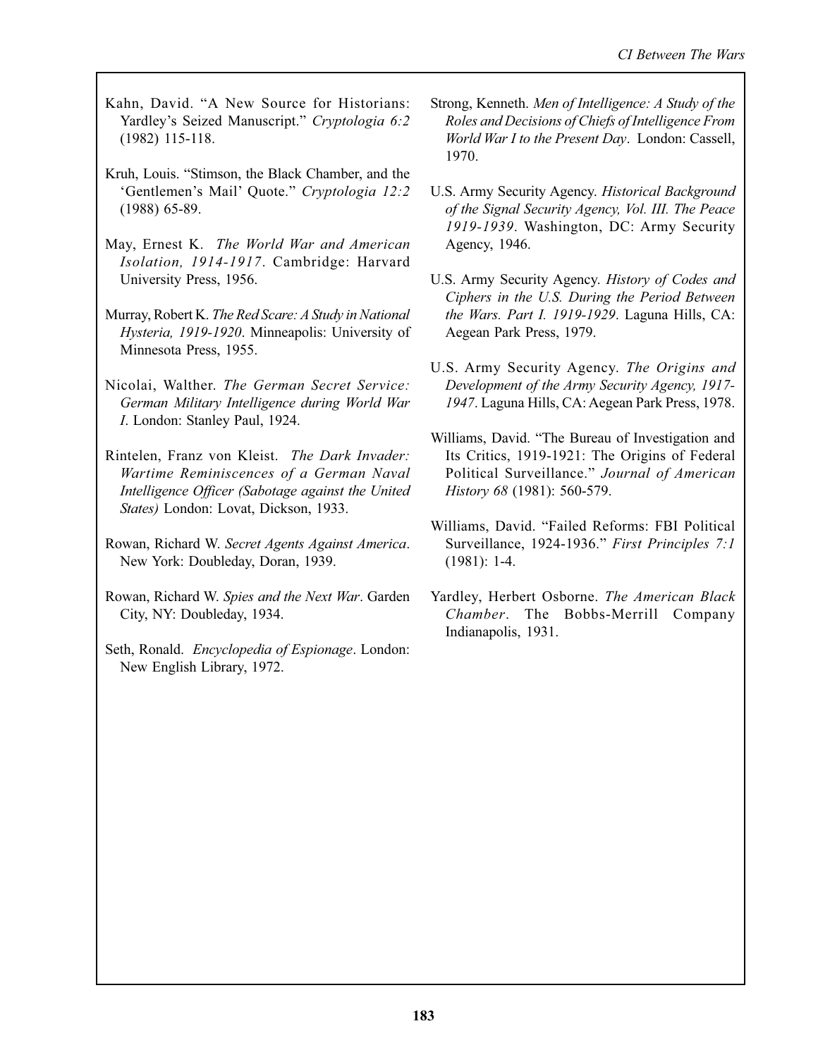Kahn, David. "A New Source for Historians: Yardley's Seized Manuscript." *Cryptologia 6:2* (1982) 115-118.

Kruh, Louis. "Stimson, the Black Chamber, and the 'Gentlemen's Mail' Quote." *Cryptologia 12:2* (1988) 65-89.

May, Ernest K. *The World War and American Isolation, 1914-1917*. Cambridge: Harvard University Press, 1956.

Murray, Robert K. *The Red Scare: A Study in National Hysteria, 1919-1920*. Minneapolis: University of Minnesota Press, 1955.

Nicolai, Walther. *The German Secret Service: German Military Intelligence during World War I*. London: Stanley Paul, 1924.

Rintelen, Franz von Kleist. *The Dark Invader: Wartime Reminiscences of a German Naval Intelligence Officer (Sabotage against the United States)* London: Lovat, Dickson, 1933.

Rowan, Richard W. *Secret Agents Against America*. New York: Doubleday, Doran, 1939.

Rowan, Richard W. *Spies and the Next War*. Garden City, NY: Doubleday, 1934.

Seth, Ronald. *Encyclopedia of Espionage*. London: New English Library, 1972.

Strong, Kenneth. *Men of Intelligence: A Study of the Roles and Decisions of Chiefs of Intelligence From World War I to the Present Day*. London: Cassell, 1970.

U.S. Army Security Agency. *Historical Background of the Signal Security Agency, Vol. III. The Peace 1919-1939*. Washington, DC: Army Security Agency, 1946.

U.S. Army Security Agency. *History of Codes and Ciphers in the U.S. During the Period Between the Wars. Part I. 1919-1929*. Laguna Hills, CA: Aegean Park Press, 1979.

U.S. Army Security Agency. *The Origins and Development of the Army Security Agency, 1917-1947*. Laguna Hills, CA: Aegean Park Press, 1978.

Williams, David. "The Bureau of Investigation and Its Critics, 1919-1921: The Origins of Federal Political Surveillance." *Journal of American History 68* (1981): 560-579.

Williams, David. "Failed Reforms: FBI Political Surveillance, 1924-1936." *First Principles 7:1* (1981): 1-4.

Yardley, Herbert Osborne. *The American Black Chamber*. The Bobbs-Merrill Company Indianapolis, 1931.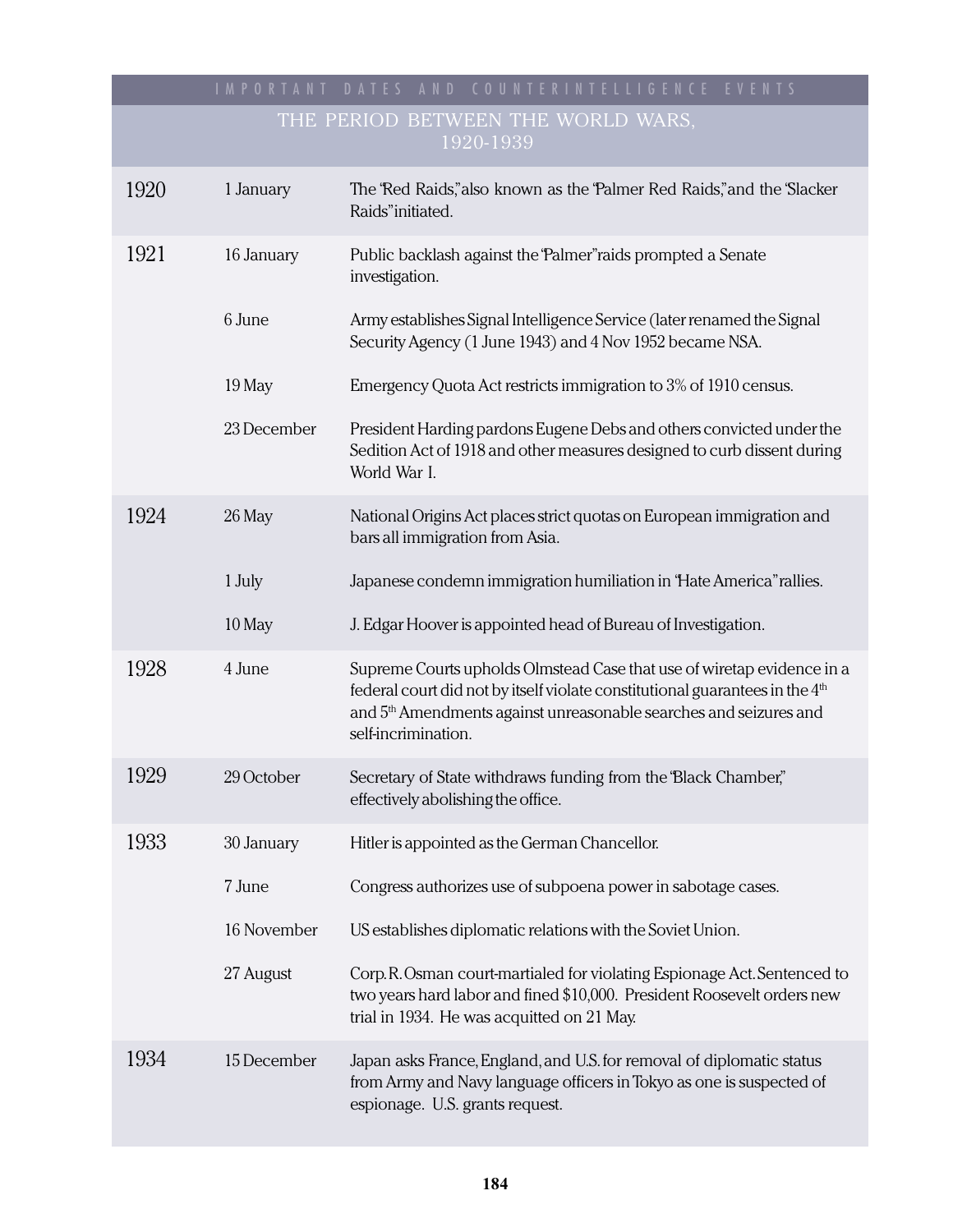IMPORTANT DATES AND COUNTERINTELLIGENCE EVENTS

## THE PERIOD BETWEEN THE WORLD WARS, 1920-1939

| Year | Date | Event |
|---|---|---|
| 1920 | 1 January | The "Red Raids," also known as the "Palmer Red Raids," and the "Slacker Raids" initiated. |
| 1921 | 16 January | Public backlash against the "Palmer" raids prompted a Senate investigation. |
| | 6 June | Army establishes Signal Intelligence Service (later renamed the Signal Security Agency (1 June 1943) and 4 Nov 1952 became NSA. |
| | 19 May | Emergency Quota Act restricts immigration to 3% of 1910 census. |
| | 23 December | President Harding pardons Eugene Debs and others convicted under the Sedition Act of 1918 and other measures designed to curb dissent during World War I. |
| 1924 | 26 May | National Origins Act places strict quotas on European immigration and bars all immigration from Asia. |
| | 1 July | Japanese condemn immigration humiliation in "Hate America" rallies. |
| | 10 May | J. Edgar Hoover is appointed head of Bureau of Investigation. |
| 1928 | 4 June | Supreme Courts upholds Olmstead Case that use of wiretap evidence in a federal court did not by itself violate constitutional guarantees in the 4th and 5th Amendments against unreasonable searches and seizures and self-incrimination. |
| 1929 | 29 October | Secretary of State withdraws funding from the "Black Chamber," effectively abolishing the office. |
| 1933 | 30 January | Hitler is appointed as the German Chancellor. |
| | 7 June | Congress authorizes use of subpoena power in sabotage cases. |
| | 16 November | US establishes diplomatic relations with the Soviet Union. |
| | 27 August | Corp. R. Osman court-martialed for violating Espionage Act. Sentenced to two years hard labor and fined $10,000. President Roosevelt orders new trial in 1934. He was acquitted on 21 May. |
| 1934 | 15 December | Japan asks France, England, and U.S. for removal of diplomatic status from Army and Navy language officers in Tokyo as one is suspected of espionage. U.S. grants request. |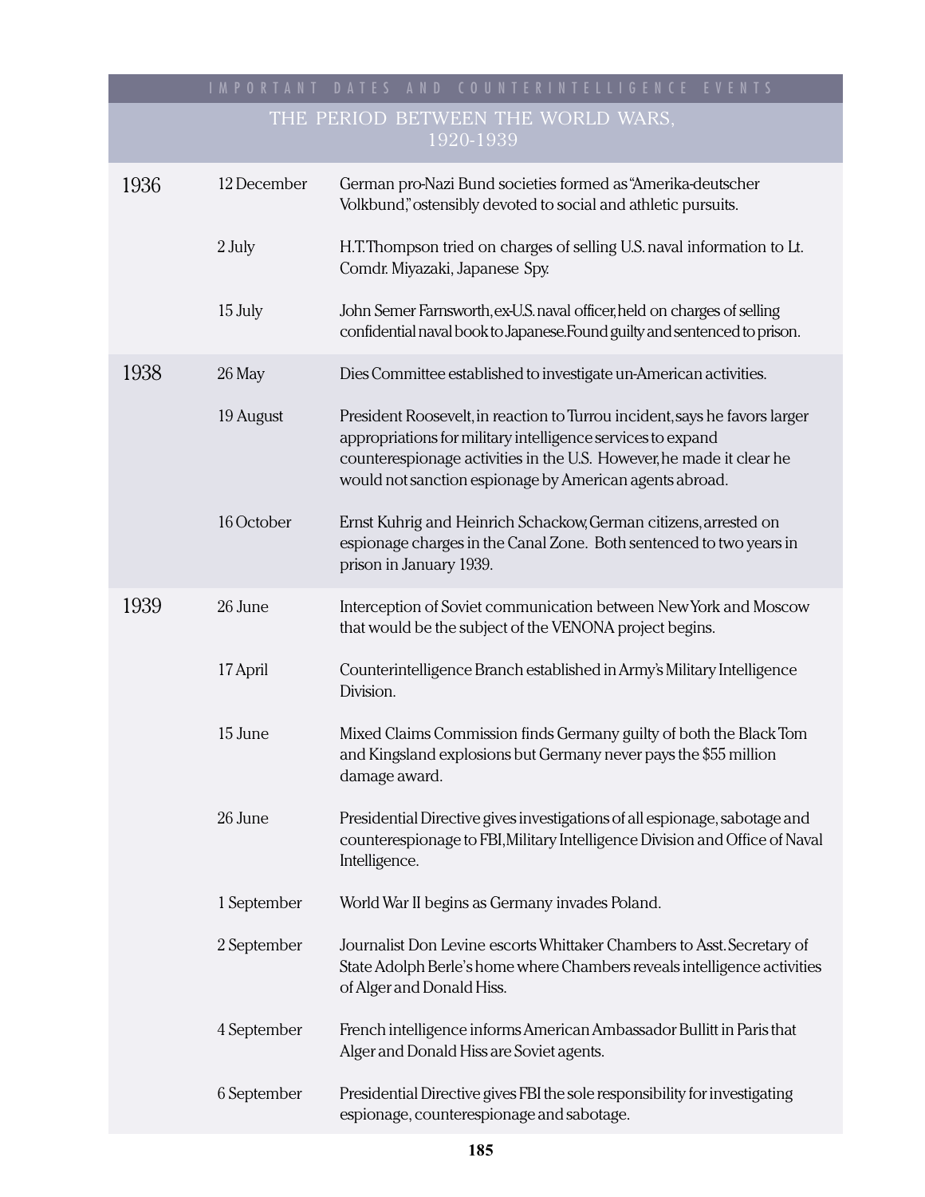## IMPORTANT DATES AND COUNTERINTELLIGENCE EVENTS

### THE PERIOD BETWEEN THE WORLD WARS, 1920-1939

| Year | Date | Event |
|---|---|---|
| 1936 | 12 December | German pro-Nazi Bund societies formed as "Amerika-deutscher Volkbund," ostensibly devoted to social and athletic pursuits. |
| | 2 July | H.T. Thompson tried on charges of selling U.S. naval information to Lt. Comdr. Miyazaki, Japanese Spy. |
| | 15 July | John Semer Farnsworth, ex-U.S. naval officer, held on charges of selling confidential naval book to Japanese. Found guilty and sentenced to prison. |
| 1938 | 26 May | Dies Committee established to investigate un-American activities. |
| | 19 August | President Roosevelt, in reaction to Turrou incident, says he favors larger appropriations for military intelligence services to expand counterespionage activities in the U.S. However, he made it clear he would not sanction espionage by American agents abroad. |
| | 16 October | Ernst Kuhrig and Heinrich Schackow, German citizens, arrested on espionage charges in the Canal Zone. Both sentenced to two years in prison in January 1939. |
| 1939 | 26 June | Interception of Soviet communication between New York and Moscow that would be the subject of the VENONA project begins. |
| | 17 April | Counterintelligence Branch established in Army's Military Intelligence Division. |
| | 15 June | Mixed Claims Commission finds Germany guilty of both the Black Tom and Kingsland explosions but Germany never pays the $55 million damage award. |
| | 26 June | Presidential Directive gives investigations of all espionage, sabotage and counterespionage to FBI, Military Intelligence Division and Office of Naval Intelligence. |
| | 1 September | World War II begins as Germany invades Poland. |
| | 2 September | Journalist Don Levine escorts Whittaker Chambers to Asst. Secretary of State Adolph Berle's home where Chambers reveals intelligence activities of Alger and Donald Hiss. |
| | 4 September | French intelligence informs American Ambassador Bullitt in Paris that Alger and Donald Hiss are Soviet agents. |
| | 6 September | Presidential Directive gives FBI the sole responsibility for investigating espionage, counterespionage and sabotage. |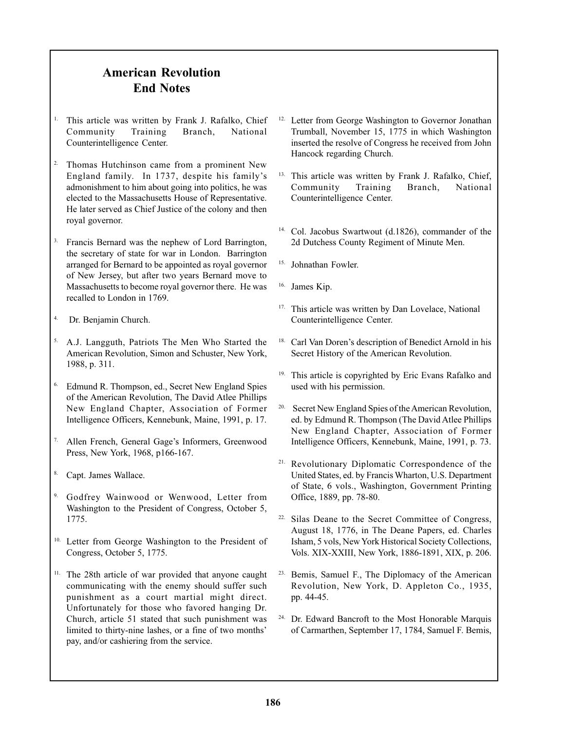## American Revolution End Notes

1. This article was written by Frank J. Rafalko, Chief Community Training Branch, National Counterintelligence Center.

2. Thomas Hutchinson came from a prominent New England family. In 1737, despite his family's admonishment to him about going into politics, he was elected to the Massachusetts House of Representative. He later served as Chief Justice of the colony and then royal governor.

3. Francis Bernard was the nephew of Lord Barrington, the secretary of state for war in London. Barrington arranged for Bernard to be appointed as royal governor of New Jersey, but after two years Bernard move to Massachusetts to become royal governor there. He was recalled to London in 1769.

4. Dr. Benjamin Church.

5. A.J. Langguth, Patriots The Men Who Started the American Revolution, Simon and Schuster, New York, 1988, p. 311.

6. Edmund R. Thompson, ed., Secret New England Spies of the American Revolution, The David Atlee Phillips New England Chapter, Association of Former Intelligence Officers, Kennebunk, Maine, 1991, p. 17.

7. Allen French, General Gage's Informers, Greenwood Press, New York, 1968, p166-167.

8. Capt. James Wallace.

9. Godfrey Wainwood or Wenwood, Letter from Washington to the President of Congress, October 5, 1775.

10. Letter from George Washington to the President of Congress, October 5, 1775.

11. The 28th article of war provided that anyone caught communicating with the enemy should suffer such punishment as a court martial might direct. Unfortunately for those who favored hanging Dr. Church, article 51 stated that such punishment was limited to thirty-nine lashes, or a fine of two months' pay, and/or cashiering from the service.

12. Letter from George Washington to Governor Jonathan Trumball, November 15, 1775 in which Washington inserted the resolve of Congress he received from John Hancock regarding Church.

13. This article was written by Frank J. Rafalko, Chief, Community Training Branch, National Counterintelligence Center.

14. Col. Jacobus Swartwout (d.1826), commander of the 2d Dutchess County Regiment of Minute Men.

15. Johnathan Fowler.

16. James Kip.

17. This article was written by Dan Lovelace, National Counterintelligence Center.

18. Carl Van Doren's description of Benedict Arnold in his Secret History of the American Revolution.

19. This article is copyrighted by Eric Evans Rafalko and used with his permission.

20. Secret New England Spies of the American Revolution, ed. by Edmund R. Thompson (The David Atlee Phillips New England Chapter, Association of Former Intelligence Officers, Kennebunk, Maine, 1991, p. 73.

21. Revolutionary Diplomatic Correspondence of the United States, ed. by Francis Wharton, U.S. Department of State, 6 vols., Washington, Government Printing Office, 1889, pp. 78-80.

22. Silas Deane to the Secret Committee of Congress, August 18, 1776, in The Deane Papers, ed. Charles Isham, 5 vols, New York Historical Society Collections, Vols. XIX-XXIII, New York, 1886-1891, XIX, p. 206.

23. Bemis, Samuel F., The Diplomacy of the American Revolution, New York, D. Appleton Co., 1935, pp. 44-45.

24. Dr. Edward Bancroft to the Most Honorable Marquis of Carmarthen, September 17, 1784, Samuel F. Bemis,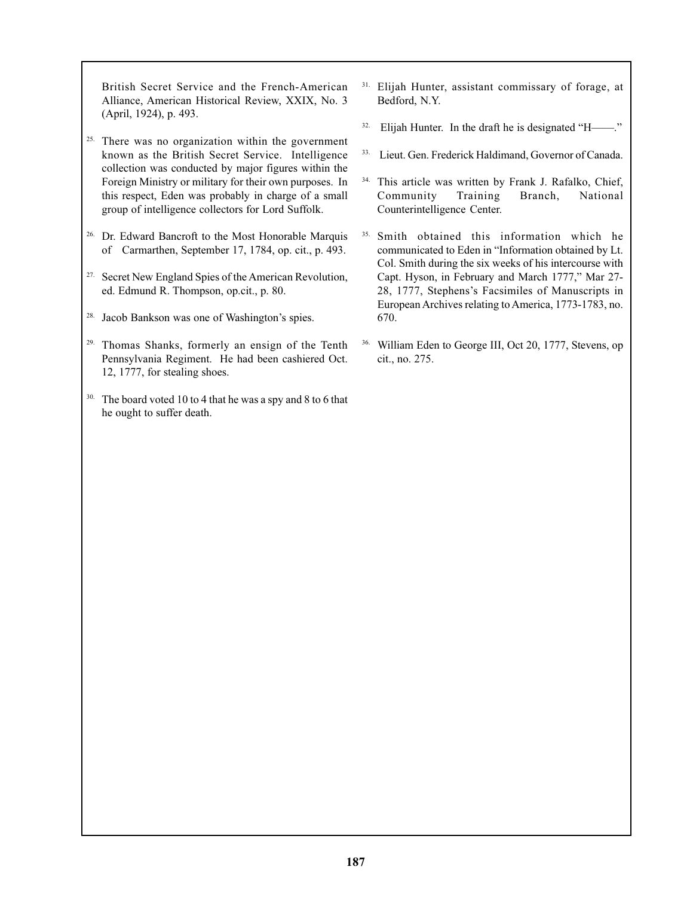British Secret Service and the French-American Alliance, American Historical Review, XXIX, No. 3 (April, 1924), p. 493.

25. There was no organization within the government known as the British Secret Service. Intelligence collection was conducted by major figures within the Foreign Ministry or military for their own purposes. In this respect, Eden was probably in charge of a small group of intelligence collectors for Lord Suffolk.

26. Dr. Edward Bancroft to the Most Honorable Marquis of Carmarthen, September 17, 1784, op. cit., p. 493.

27. Secret New England Spies of the American Revolution, ed. Edmund R. Thompson, op.cit., p. 80.

28. Jacob Bankson was one of Washington's spies.

29. Thomas Shanks, formerly an ensign of the Tenth Pennsylvania Regiment. He had been cashiered Oct. 12, 1777, for stealing shoes.

30. The board voted 10 to 4 that he was a spy and 8 to 6 that he ought to suffer death.

31. Elijah Hunter, assistant commissary of forage, at Bedford, N.Y.

32. Elijah Hunter. In the draft he is designated "H——."

33. Lieut. Gen. Frederick Haldimand, Governor of Canada.

34. This article was written by Frank J. Rafalko, Chief, Community Training Branch, National Counterintelligence Center.

35. Smith obtained this information which he communicated to Eden in "Information obtained by Lt. Col. Smith during the six weeks of his intercourse with Capt. Hyson, in February and March 1777," Mar 27-28, 1777, Stephens's Facsimiles of Manuscripts in European Archives relating to America, 1773-1783, no. 670.

36. William Eden to George III, Oct 20, 1777, Stevens, op cit., no. 275.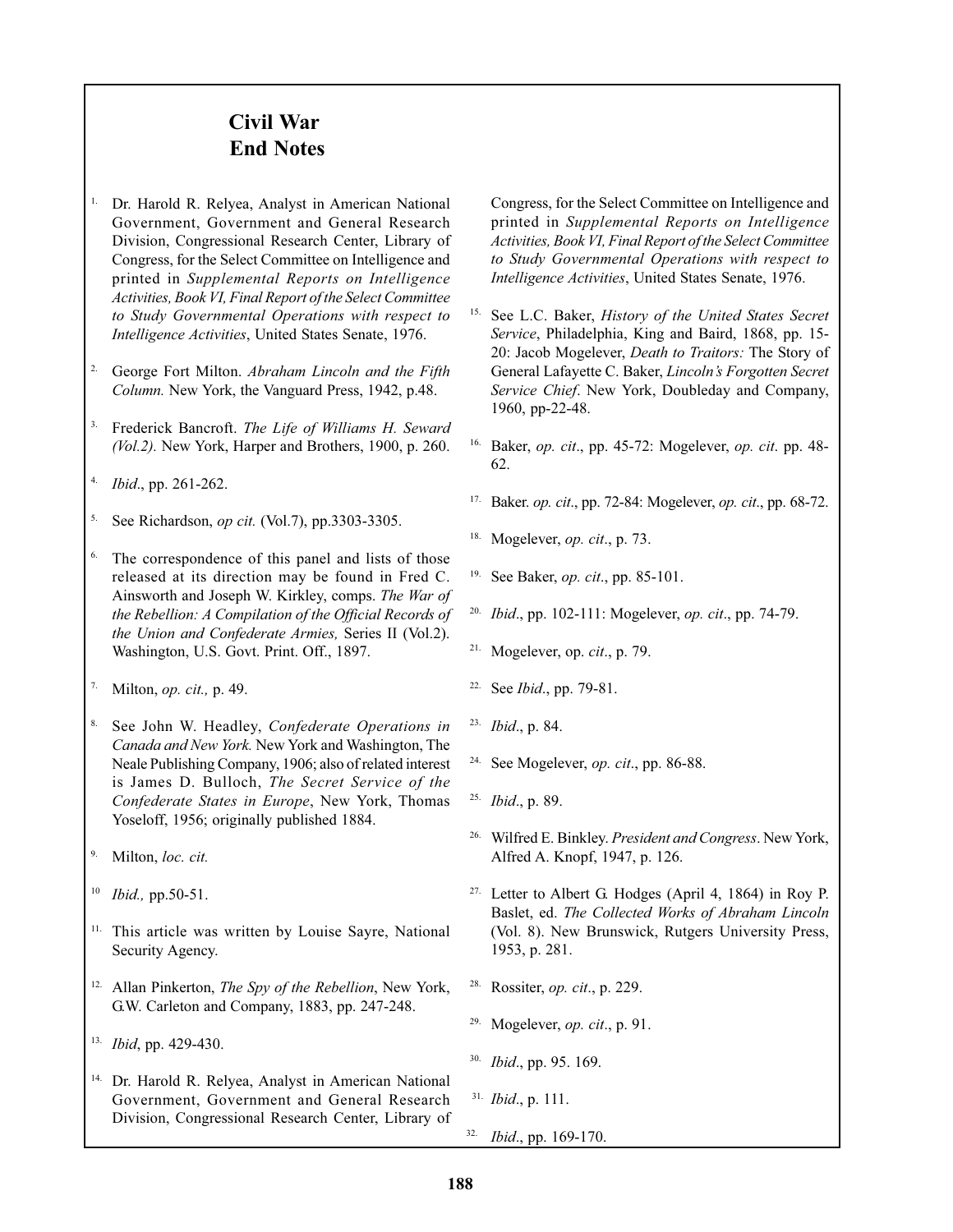# Civil War End Notes

1. Dr. Harold R. Relyea, Analyst in American National Government, Government and General Research Division, Congressional Research Center, Library of Congress, for the Select Committee on Intelligence and printed in *Supplemental Reports on Intelligence Activities, Book VI, Final Report of the Select Committee to Study Governmental Operations with respect to Intelligence Activities*, United States Senate, 1976.

2. George Fort Milton. *Abraham Lincoln and the Fifth Column.* New York, the Vanguard Press, 1942, p.48.

3. Frederick Bancroft. *The Life of Williams H. Seward (Vol.2).* New York, Harper and Brothers, 1900, p. 260.

4. *Ibid*., pp. 261-262.

5. See Richardson, *op cit.* (Vol.7), pp.3303-3305.

6. The correspondence of this panel and lists of those released at its direction may be found in Fred C. Ainsworth and Joseph W. Kirkley, comps. *The War of the Rebellion: A Compilation of the Official Records of the Union and Confederate Armies,* Series II (Vol.2). Washington, U.S. Govt. Print. Off., 1897.

7. Milton, *op. cit.,* p. 49.

8. See John W. Headley, *Confederate Operations in Canada and New York.* New York and Washington, The Neale Publishing Company, 1906; also of related interest is James D. Bulloch, *The Secret Service of the Confederate States in Europe*, New York, Thomas Yoseloff, 1956; originally published 1884.

9. Milton, *loc. cit.*

10. *Ibid.,* pp.50-51.

11. This article was written by Louise Sayre, National Security Agency.

12. Allan Pinkerton, *The Spy of the Rebellion*, New York, G.W. Carleton and Company, 1883, pp. 247-248.

13. *Ibid*, pp. 429-430.

14. Dr. Harold R. Relyea, Analyst in American National Government, Government and General Research Division, Congressional Research Center, Library of Congress, for the Select Committee on Intelligence and printed in *Supplemental Reports on Intelligence Activities, Book VI, Final Report of the Select Committee to Study Governmental Operations with respect to Intelligence Activities*, United States Senate, 1976.

15. See L.C. Baker, *History of the United States Secret Service*, Philadelphia, King and Baird, 1868, pp. 15-20: Jacob Mogelever, *Death to Traitors:* The Story of General Lafayette C. Baker, *Lincoln's Forgotten Secret Service Chief*. New York, Doubleday and Company, 1960, pp-22-48.

16. Baker, *op. cit*., pp. 45-72: Mogelever, *op. cit*. pp. 48-62.

17. Baker. *op. cit*., pp. 72-84: Mogelever, *op. cit*., pp. 68-72.

18. Mogelever, *op. cit*., p. 73.

19. See Baker, *op. cit*., pp. 85-101.

20. *Ibid*., pp. 102-111: Mogelever, *op. cit*., pp. 74-79.

21. Mogelever, op. *cit*., p. 79.

22. See *Ibid*., pp. 79-81.

23. *Ibid*., p. 84.

24. See Mogelever, *op. cit*., pp. 86-88.

25. *Ibid*., p. 89.

26. Wilfred E. Binkley. *President and Congress*. New York, Alfred A. Knopf, 1947, p. 126.

27. Letter to Albert G. Hodges (April 4, 1864) in Roy P. Baslet, ed. *The Collected Works of Abraham Lincoln* (Vol. 8). New Brunswick, Rutgers University Press, 1953, p. 281.

28. Rossiter, *op. cit*., p. 229.

29. Mogelever, *op. cit*., p. 91.

30. *Ibid*., pp. 95. 169.

31. *Ibid*., p. 111.

32. *Ibid*., pp. 169-170.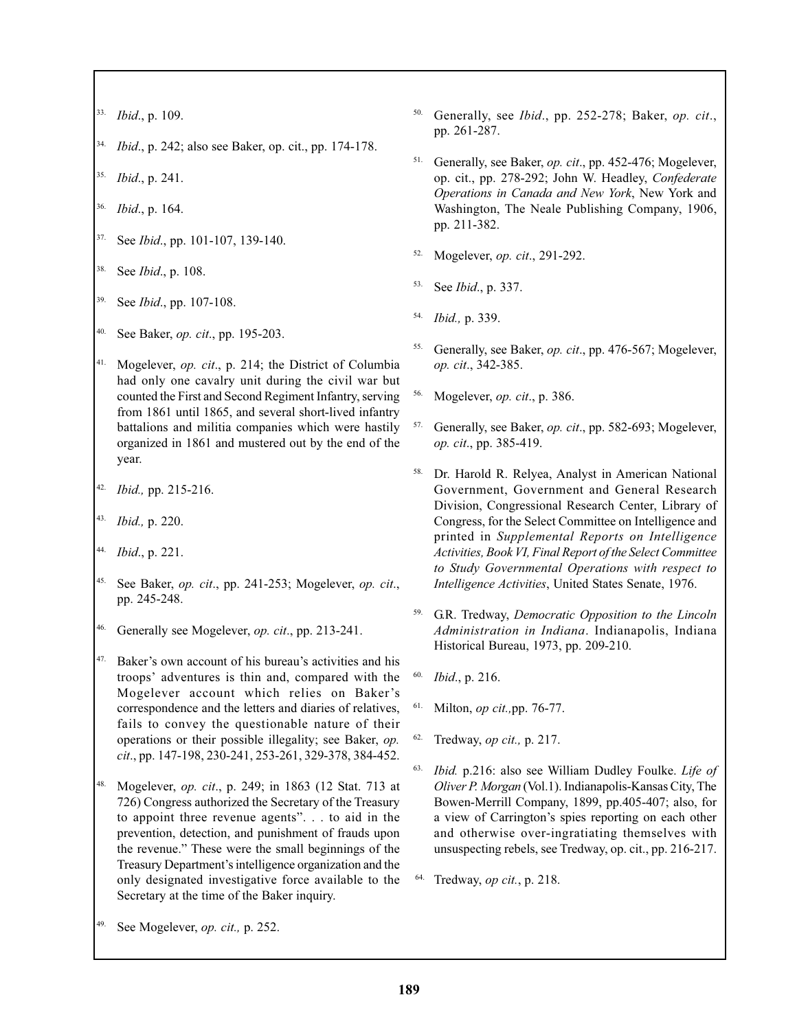33. *Ibid*., p. 109.

34. *Ibid*., p. 242; also see Baker, op. cit., pp. 174-178.

35. *Ibid*., p. 241.

36. *Ibid*., p. 164.

37. See *Ibid*., pp. 101-107, 139-140.

38. See *Ibid*., p. 108.

39. See *Ibid*., pp. 107-108.

40. See Baker, *op. cit*., pp. 195-203.

41. Mogelever, *op. cit*., p. 214; the District of Columbia had only one cavalry unit during the civil war but counted the First and Second Regiment Infantry, serving from 1861 until 1865, and several short-lived infantry battalions and militia companies which were hastily organized in 1861 and mustered out by the end of the year.

42. *Ibid.,* pp. 215-216.

43. *Ibid.,* p. 220.

44. *Ibid*., p. 221.

45. See Baker, *op. cit*., pp. 241-253; Mogelever, *op. cit*., pp. 245-248.

46. Generally see Mogelever, *op. cit*., pp. 213-241.

47. Baker's own account of his bureau's activities and his troops' adventures is thin and, compared with the Mogelever account which relies on Baker's correspondence and the letters and diaries of relatives, fails to convey the questionable nature of their operations or their possible illegality; see Baker, *op. cit*., pp. 147-198, 230-241, 253-261, 329-378, 384-452.

48. Mogelever, *op. cit*., p. 249; in 1863 (12 Stat. 713 at 726) Congress authorized the Secretary of the Treasury to appoint three revenue agents". . . to aid in the prevention, detection, and punishment of frauds upon the revenue." These were the small beginnings of the Treasury Department's intelligence organization and the only designated investigative force available to the Secretary at the time of the Baker inquiry.

49. See Mogelever, *op. cit.,* p. 252.

50. Generally, see *Ibid*., pp. 252-278; Baker, *op. cit*., pp. 261-287.

51. Generally, see Baker, *op. cit*., pp. 452-476; Mogelever, op. cit., pp. 278-292; John W. Headley, *Confederate Operations in Canada and New York*, New York and Washington, The Neale Publishing Company, 1906, pp. 211-382.

52. Mogelever, *op. cit*., 291-292.

53. See *Ibid*., p. 337.

54. *Ibid.,* p. 339.

55. Generally, see Baker, *op. cit*., pp. 476-567; Mogelever, *op. cit*., 342-385.

56. Mogelever, *op. cit*., p. 386.

57. Generally, see Baker, *op. cit*., pp. 582-693; Mogelever, *op. cit*., pp. 385-419.

58. Dr. Harold R. Relyea, Analyst in American National Government, Government and General Research Division, Congressional Research Center, Library of Congress, for the Select Committee on Intelligence and printed in *Supplemental Reports on Intelligence Activities, Book VI, Final Report of the Select Committee to Study Governmental Operations with respect to Intelligence Activities*, United States Senate, 1976.

59. G.R. Tredway, *Democratic Opposition to the Lincoln Administration in Indiana*. Indianapolis, Indiana Historical Bureau, 1973, pp. 209-210.

60. *Ibid*., p. 216.

61. Milton, *op cit.,*pp. 76-77.

62. Tredway, *op cit.,* p. 217.

63. *Ibid.* p.216: also see William Dudley Foulke. *Life of Oliver P. Morgan* (Vol.1). Indianapolis-Kansas City, The Bowen-Merrill Company, 1899, pp.405-407; also, for a view of Carrington's spies reporting on each other and otherwise over-ingratiating themselves with unsuspecting rebels, see Tredway, op. cit., pp. 216-217.

64. Tredway, *op cit.*, p. 218.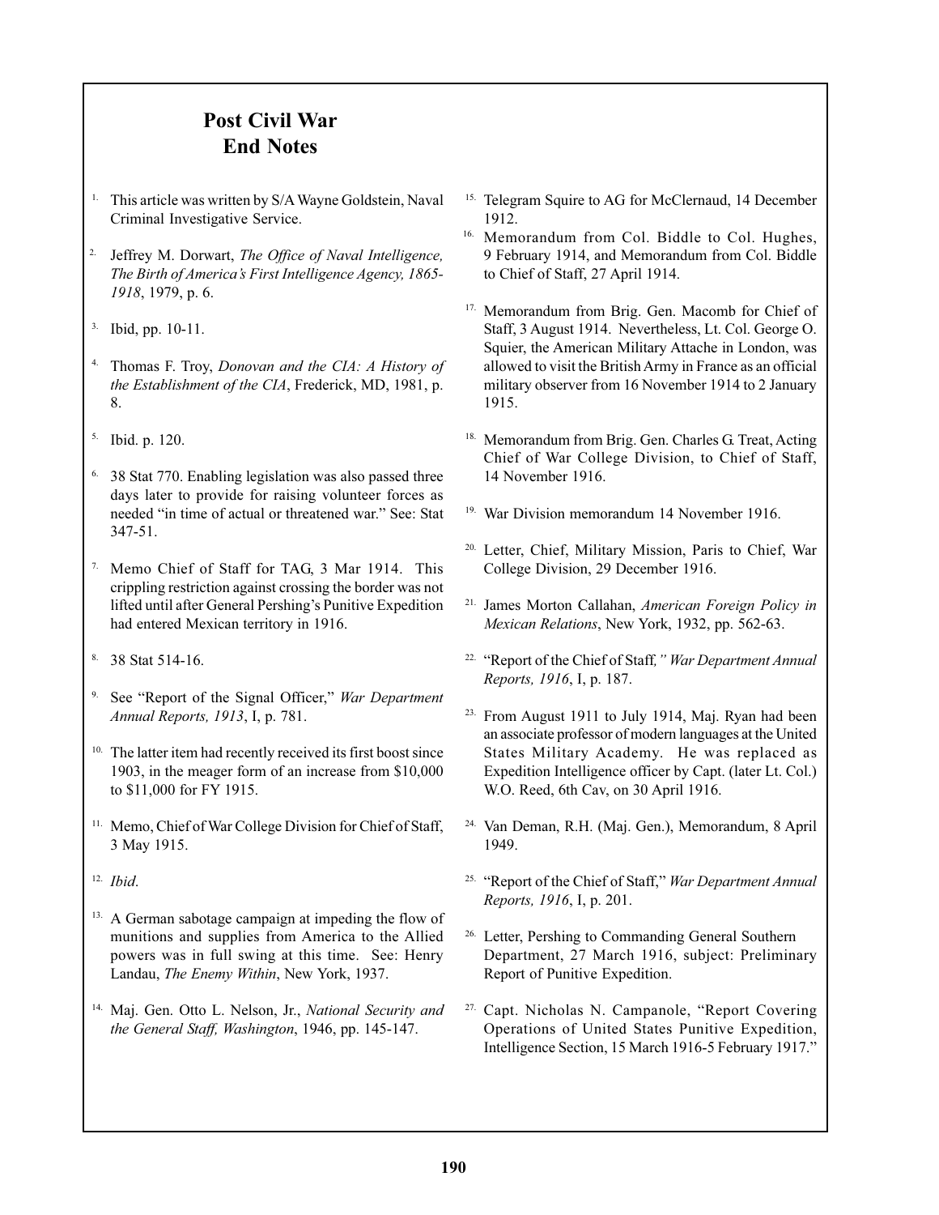# Post Civil War End Notes

1. This article was written by S/A Wayne Goldstein, Naval Criminal Investigative Service.

2. Jeffrey M. Dorwart, *The Office of Naval Intelligence, The Birth of America's First Intelligence Agency, 1865-1918*, 1979, p. 6.

3. Ibid, pp. 10-11.

4. Thomas F. Troy, *Donovan and the CIA: A History of the Establishment of the CIA*, Frederick, MD, 1981, p. 8.

5. Ibid. p. 120.

6. 38 Stat 770. Enabling legislation was also passed three days later to provide for raising volunteer forces as needed "in time of actual or threatened war." See: Stat 347-51.

7. Memo Chief of Staff for TAG, 3 Mar 1914. This crippling restriction against crossing the border was not lifted until after General Pershing's Punitive Expedition had entered Mexican territory in 1916.

8. 38 Stat 514-16.

9. See "Report of the Signal Officer," *War Department Annual Reports, 1913*, I, p. 781.

10. The latter item had recently received its first boost since 1903, in the meager form of an increase from $10,000 to $11,000 for FY 1915.

11. Memo, Chief of War College Division for Chief of Staff, 3 May 1915.

12. *Ibid*.

13. A German sabotage campaign at impeding the flow of munitions and supplies from America to the Allied powers was in full swing at this time. See: Henry Landau, *The Enemy Within*, New York, 1937.

14. Maj. Gen. Otto L. Nelson, Jr., *National Security and the General Staff, Washington*, 1946, pp. 145-147.

15. Telegram Squire to AG for McClernaud, 14 December 1912.

16. Memorandum from Col. Biddle to Col. Hughes, 9 February 1914, and Memorandum from Col. Biddle to Chief of Staff, 27 April 1914.

17. Memorandum from Brig. Gen. Macomb for Chief of Staff, 3 August 1914. Nevertheless, Lt. Col. George O. Squier, the American Military Attache in London, was allowed to visit the British Army in France as an official military observer from 16 November 1914 to 2 January 1915.

18. Memorandum from Brig. Gen. Charles G. Treat, Acting Chief of War College Division, to Chief of Staff, 14 November 1916.

19. War Division memorandum 14 November 1916.

20. Letter, Chief, Military Mission, Paris to Chief, War College Division, 29 December 1916.

21. James Morton Callahan, *American Foreign Policy in Mexican Relations*, New York, 1932, pp. 562-63.

22. "Report of the Chief of Staff," *War Department Annual Reports, 1916*, I, p. 187.

23. From August 1911 to July 1914, Maj. Ryan had been an associate professor of modern languages at the United States Military Academy. He was replaced as Expedition Intelligence officer by Capt. (later Lt. Col.) W.O. Reed, 6th Cav, on 30 April 1916.

24. Van Deman, R.H. (Maj. Gen.), Memorandum, 8 April 1949.

25. "Report of the Chief of Staff," *War Department Annual Reports, 1916*, I, p. 201.

26. Letter, Pershing to Commanding General Southern Department, 27 March 1916, subject: Preliminary Report of Punitive Expedition.

27. Capt. Nicholas N. Campanole, "Report Covering Operations of United States Punitive Expedition, Intelligence Section, 15 March 1916-5 February 1917."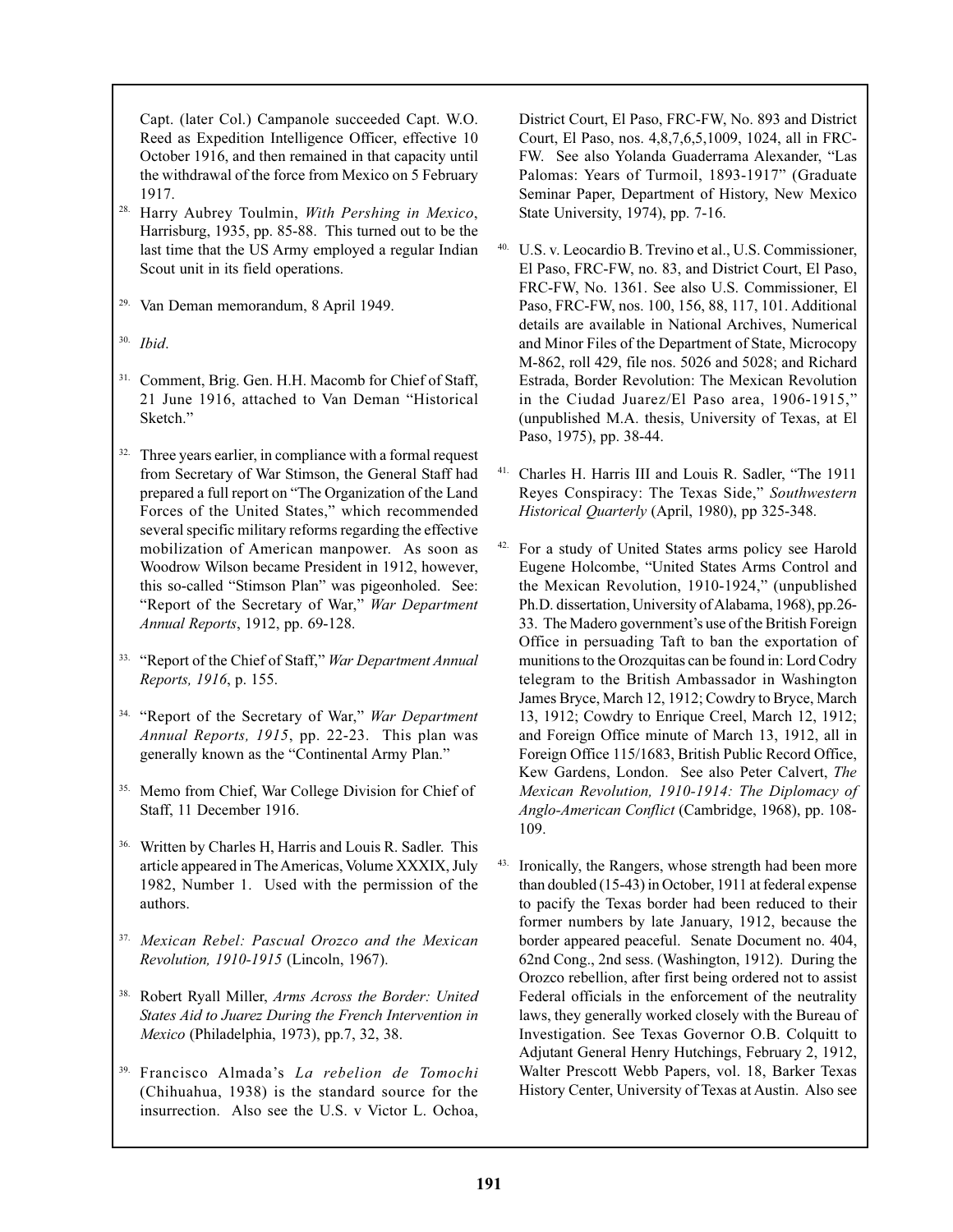Capt. (later Col.) Campanole succeeded Capt. W.O. Reed as Expedition Intelligence Officer, effective 10 October 1916, and then remained in that capacity until the withdrawal of the force from Mexico on 5 February 1917.

28. Harry Aubrey Toulmin, *With Pershing in Mexico*, Harrisburg, 1935, pp. 85-88. This turned out to be the last time that the US Army employed a regular Indian Scout unit in its field operations.

29. Van Deman memorandum, 8 April 1949.

30. *Ibid*.

31. Comment, Brig. Gen. H.H. Macomb for Chief of Staff, 21 June 1916, attached to Van Deman "Historical Sketch."

32. Three years earlier, in compliance with a formal request from Secretary of War Stimson, the General Staff had prepared a full report on "The Organization of the Land Forces of the United States," which recommended several specific military reforms regarding the effective mobilization of American manpower. As soon as Woodrow Wilson became President in 1912, however, this so-called "Stimson Plan" was pigeonholed. See: "Report of the Secretary of War," *War Department Annual Reports*, 1912, pp. 69-128.

33. "Report of the Chief of Staff," *War Department Annual Reports, 1916*, p. 155.

34. "Report of the Secretary of War," *War Department Annual Reports, 1915*, pp. 22-23. This plan was generally known as the "Continental Army Plan."

35. Memo from Chief, War College Division for Chief of Staff, 11 December 1916.

36. Written by Charles H, Harris and Louis R. Sadler. This article appeared in The Americas, Volume XXXIX, July 1982, Number 1. Used with the permission of the authors.

37. *Mexican Rebel: Pascual Orozco and the Mexican Revolution, 1910-1915* (Lincoln, 1967).

38. Robert Ryall Miller, *Arms Across the Border: United States Aid to Juarez During the French Intervention in Mexico* (Philadelphia, 1973), pp.7, 32, 38.

39. Francisco Almada's *La rebelion de Tomochi* (Chihuahua, 1938) is the standard source for the insurrection. Also see the U.S. v Victor L. Ochoa, District Court, El Paso, FRC-FW, No. 893 and District Court, El Paso, nos. 4,8,7,6,5,1009, 1024, all in FRC-FW. See also Yolanda Guaderrama Alexander, "Las Palomas: Years of Turmoil, 1893-1917" (Graduate Seminar Paper, Department of History, New Mexico State University, 1974), pp. 7-16.

40. U.S. v. Leocardio B. Trevino et al., U.S. Commissioner, El Paso, FRC-FW, no. 83, and District Court, El Paso, FRC-FW, No. 1361. See also U.S. Commissioner, El Paso, FRC-FW, nos. 100, 156, 88, 117, 101. Additional details are available in National Archives, Numerical and Minor Files of the Department of State, Microcopy M-862, roll 429, file nos. 5026 and 5028; and Richard Estrada, Border Revolution: The Mexican Revolution in the Ciudad Juarez/El Paso area, 1906-1915," (unpublished M.A. thesis, University of Texas, at El Paso, 1975), pp. 38-44.

41. Charles H. Harris III and Louis R. Sadler, "The 1911 Reyes Conspiracy: The Texas Side," *Southwestern Historical Quarterly* (April, 1980), pp 325-348.

42. For a study of United States arms policy see Harold Eugene Holcombe, "United States Arms Control and the Mexican Revolution, 1910-1924," (unpublished Ph.D. dissertation, University of Alabama, 1968), pp.26-33. The Madero government's use of the British Foreign Office in persuading Taft to ban the exportation of munitions to the Orozquitas can be found in: Lord Codry telegram to the British Ambassador in Washington James Bryce, March 12, 1912; Cowdry to Bryce, March 13, 1912; Cowdry to Enrique Creel, March 12, 1912; and Foreign Office minute of March 13, 1912, all in Foreign Office 115/1683, British Public Record Office, Kew Gardens, London. See also Peter Calvert, *The Mexican Revolution, 1910-1914: The Diplomacy of Anglo-American Conflict* (Cambridge, 1968), pp. 108-109.

43. Ironically, the Rangers, whose strength had been more than doubled (15-43) in October, 1911 at federal expense to pacify the Texas border had been reduced to their former numbers by late January, 1912, because the border appeared peaceful. Senate Document no. 404, 62nd Cong., 2nd sess. (Washington, 1912). During the Orozco rebellion, after first being ordered not to assist Federal officials in the enforcement of the neutrality laws, they generally worked closely with the Bureau of Investigation. See Texas Governor O.B. Colquitt to Adjutant General Henry Hutchings, February 2, 1912, Walter Prescott Webb Papers, vol. 18, Barker Texas History Center, University of Texas at Austin. Also see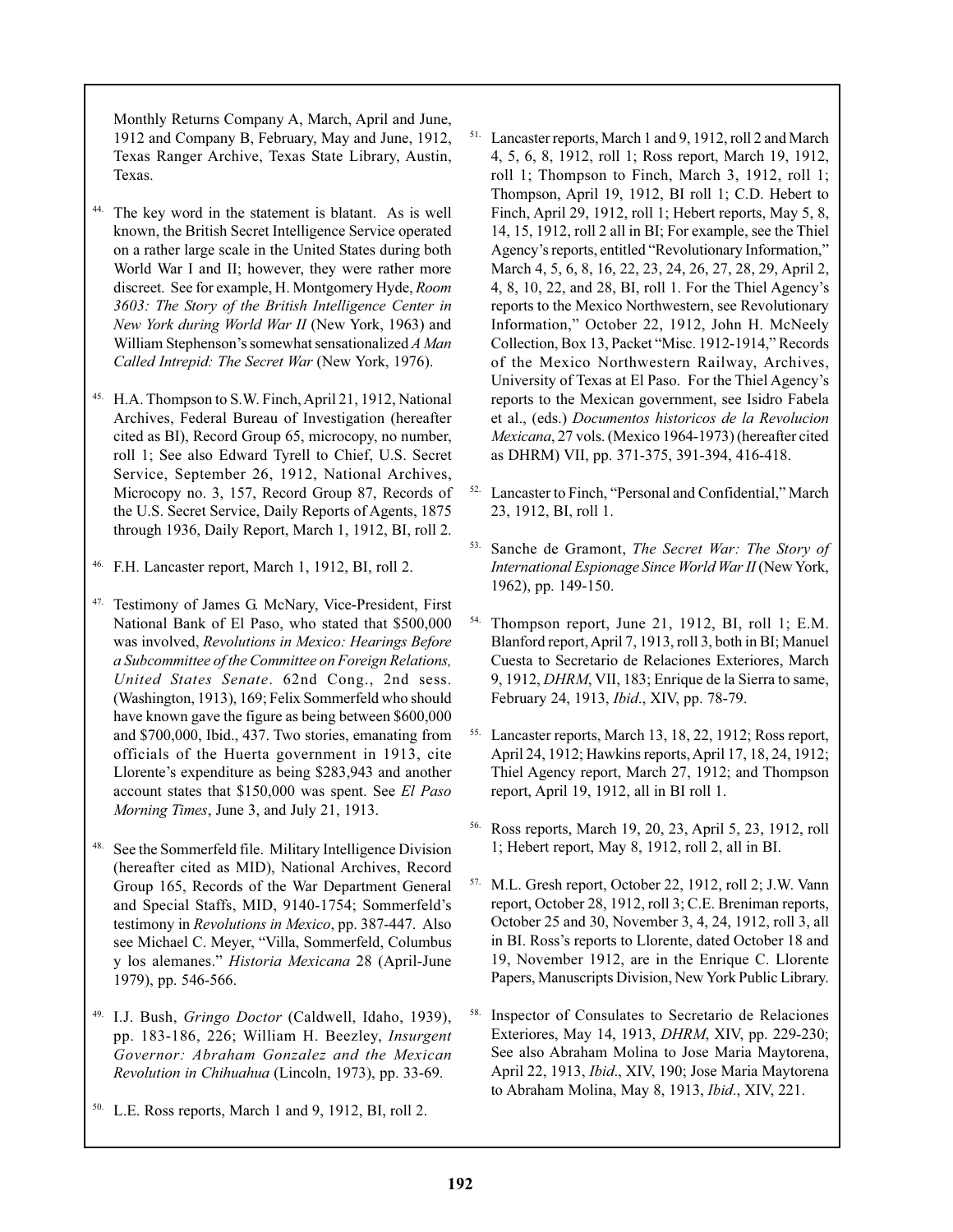Monthly Returns Company A, March, April and June, 1912 and Company B, February, May and June, 1912, Texas Ranger Archive, Texas State Library, Austin, Texas.

44. The key word in the statement is blatant. As is well known, the British Secret Intelligence Service operated on a rather large scale in the United States during both World War I and II; however, they were rather more discreet. See for example, H. Montgomery Hyde, *Room 3603: The Story of the British Intelligence Center in New York during World War II* (New York, 1963) and William Stephenson's somewhat sensationalized *A Man Called Intrepid: The Secret War* (New York, 1976).

45. H.A. Thompson to S.W. Finch, April 21, 1912, National Archives, Federal Bureau of Investigation (hereafter cited as BI), Record Group 65, microcopy, no number, roll 1; See also Edward Tyrell to Chief, U.S. Secret Service, September 26, 1912, National Archives, Microcopy no. 3, 157, Record Group 87, Records of the U.S. Secret Service, Daily Reports of Agents, 1875 through 1936, Daily Report, March 1, 1912, BI, roll 2.

46. F.H. Lancaster report, March 1, 1912, BI, roll 2.

47. Testimony of James G. McNary, Vice-President, First National Bank of El Paso, who stated that $500,000 was involved, *Revolutions in Mexico: Hearings Before a Subcommittee of the Committee on Foreign Relations, United States Senate*. 62nd Cong., 2nd sess. (Washington, 1913), 169; Felix Sommerfeld who should have known gave the figure as being between $600,000 and $700,000, Ibid., 437. Two stories, emanating from officials of the Huerta government in 1913, cite Llorente's expenditure as being $283,943 and another account states that $150,000 was spent. See *El Paso Morning Times*, June 3, and July 21, 1913.

48. See the Sommerfeld file. Military Intelligence Division (hereafter cited as MID), National Archives, Record Group 165, Records of the War Department General and Special Staffs, MID, 9140-1754; Sommerfeld's testimony in *Revolutions in Mexico*, pp. 387-447. Also see Michael C. Meyer, "Villa, Sommerfeld, Columbus y los alemanes." *Historia Mexicana* 28 (April-June 1979), pp. 546-566.

49. I.J. Bush, *Gringo Doctor* (Caldwell, Idaho, 1939), pp. 183-186, 226; William H. Beezley, *Insurgent Governor: Abraham Gonzalez and the Mexican Revolution in Chihuahua* (Lincoln, 1973), pp. 33-69.

50. L.E. Ross reports, March 1 and 9, 1912, BI, roll 2.

51. Lancaster reports, March 1 and 9, 1912, roll 2 and March 4, 5, 6, 8, 1912, roll 1; Ross report, March 19, 1912, roll 1; Thompson to Finch, March 3, 1912, roll 1; Thompson, April 19, 1912, BI roll 1; C.D. Hebert to Finch, April 29, 1912, roll 1; Hebert reports, May 5, 8, 14, 15, 1912, roll 2 all in BI; For example, see the Thiel Agency's reports, entitled "Revolutionary Information," March 4, 5, 6, 8, 16, 22, 23, 24, 26, 27, 28, 29, April 2, 4, 8, 10, 22, and 28, BI, roll 1. For the Thiel Agency's reports to the Mexico Northwestern, see Revolutionary Information," October 22, 1912, John H. McNeely Collection, Box 13, Packet "Misc. 1912-1914," Records of the Mexico Northwestern Railway, Archives, University of Texas at El Paso. For the Thiel Agency's reports to the Mexican government, see Isidro Fabela et al., (eds.) *Documentos historicos de la Revolucion Mexicana*, 27 vols. (Mexico 1964-1973) (hereafter cited as DHRM) VII, pp. 371-375, 391-394, 416-418.

52. Lancaster to Finch, "Personal and Confidential," March 23, 1912, BI, roll 1.

53. Sanche de Gramont, *The Secret War: The Story of International Espionage Since World War II* (New York, 1962), pp. 149-150.

54. Thompson report, June 21, 1912, BI, roll 1; E.M. Blanford report, April 7, 1913, roll 3, both in BI; Manuel Cuesta to Secretario de Relaciones Exteriores, March 9, 1912, *DHRM*, VII, 183; Enrique de la Sierra to same, February 24, 1913, *Ibid*., XIV, pp. 78-79.

55. Lancaster reports, March 13, 18, 22, 1912; Ross report, April 24, 1912; Hawkins reports, April 17, 18, 24, 1912; Thiel Agency report, March 27, 1912; and Thompson report, April 19, 1912, all in BI roll 1.

56. Ross reports, March 19, 20, 23, April 5, 23, 1912, roll 1; Hebert report, May 8, 1912, roll 2, all in BI.

57. M.L. Gresh report, October 22, 1912, roll 2; J.W. Vann report, October 28, 1912, roll 3; C.E. Breniman reports, October 25 and 30, November 3, 4, 24, 1912, roll 3, all in BI. Ross's reports to Llorente, dated October 18 and 19, November 1912, are in the Enrique C. Llorente Papers, Manuscripts Division, New York Public Library.

58. Inspector of Consulates to Secretario de Relaciones Exteriores, May 14, 1913, *DHRM*, XIV, pp. 229-230; See also Abraham Molina to Jose Maria Maytorena, April 22, 1913, *Ibid*., XIV, 190; Jose Maria Maytorena to Abraham Molina, May 8, 1913, *Ibid*., XIV, 221.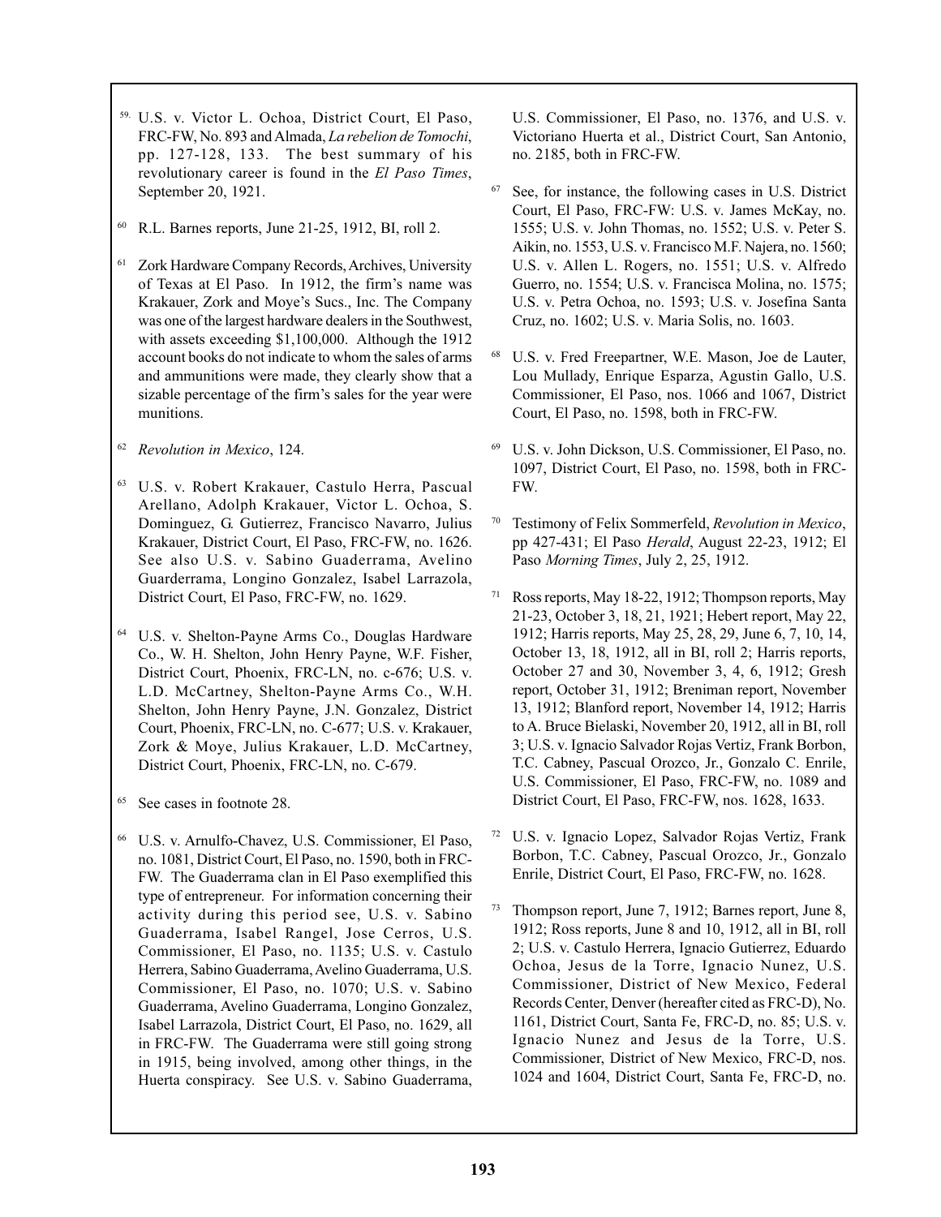59. U.S. v. Victor L. Ochoa, District Court, El Paso, FRC-FW, No. 893 and Almada, *La rebelion de Tomochi*, pp. 127-128, 133. The best summary of his revolutionary career is found in the *El Paso Times*, September 20, 1921.

60 R.L. Barnes reports, June 21-25, 1912, BI, roll 2.

61 Zork Hardware Company Records, Archives, University of Texas at El Paso. In 1912, the firm's name was Krakauer, Zork and Moye's Sucs., Inc. The Company was one of the largest hardware dealers in the Southwest, with assets exceeding $1,100,000. Although the 1912 account books do not indicate to whom the sales of arms and ammunitions were made, they clearly show that a sizable percentage of the firm's sales for the year were munitions.

62 *Revolution in Mexico*, 124.

63 U.S. v. Robert Krakauer, Castulo Herra, Pascual Arellano, Adolph Krakauer, Victor L. Ochoa, S. Dominguez, G. Gutierrez, Francisco Navarro, Julius Krakauer, District Court, El Paso, FRC-FW, no. 1626. See also U.S. v. Sabino Guaderrama, Avelino Guarderrama, Longino Gonzalez, Isabel Larrazola, District Court, El Paso, FRC-FW, no. 1629.

64 U.S. v. Shelton-Payne Arms Co., Douglas Hardware Co., W. H. Shelton, John Henry Payne, W.F. Fisher, District Court, Phoenix, FRC-LN, no. c-676; U.S. v. L.D. McCartney, Shelton-Payne Arms Co., W.H. Shelton, John Henry Payne, J.N. Gonzalez, District Court, Phoenix, FRC-LN, no. C-677; U.S. v. Krakauer, Zork & Moye, Julius Krakauer, L.D. McCartney, District Court, Phoenix, FRC-LN, no. C-679.

65 See cases in footnote 28.

66 U.S. v. Arnulfo-Chavez, U.S. Commissioner, El Paso, no. 1081, District Court, El Paso, no. 1590, both in FRC-FW. The Guaderrama clan in El Paso exemplified this type of entrepreneur. For information concerning their activity during this period see, U.S. v. Sabino Guaderrama, Isabel Rangel, Jose Cerros, U.S. Commissioner, El Paso, no. 1135; U.S. v. Castulo Herrera, Sabino Guaderrama, Avelino Guaderrama, U.S. Commissioner, El Paso, no. 1070; U.S. v. Sabino Guaderrama, Avelino Guaderrama, Longino Gonzalez, Isabel Larrazola, District Court, El Paso, no. 1629, all in FRC-FW. The Guaderrama were still going strong in 1915, being involved, among other things, in the Huerta conspiracy. See U.S. v. Sabino Guaderrama, U.S. Commissioner, El Paso, no. 1376, and U.S. v. Victoriano Huerta et al., District Court, San Antonio, no. 2185, both in FRC-FW.

67 See, for instance, the following cases in U.S. District Court, El Paso, FRC-FW: U.S. v. James McKay, no. 1555; U.S. v. John Thomas, no. 1552; U.S. v. Peter S. Aikin, no. 1553, U.S. v. Francisco M.F. Najera, no. 1560; U.S. v. Allen L. Rogers, no. 1551; U.S. v. Alfredo Guerro, no. 1554; U.S. v. Francisca Molina, no. 1575; U.S. v. Petra Ochoa, no. 1593; U.S. v. Josefina Santa Cruz, no. 1602; U.S. v. Maria Solis, no. 1603.

68 U.S. v. Fred Freepartner, W.E. Mason, Joe de Lauter, Lou Mullady, Enrique Esparza, Agustin Gallo, U.S. Commissioner, El Paso, nos. 1066 and 1067, District Court, El Paso, no. 1598, both in FRC-FW.

69 U.S. v. John Dickson, U.S. Commissioner, El Paso, no. 1097, District Court, El Paso, no. 1598, both in FRC-FW.

70 Testimony of Felix Sommerfeld, *Revolution in Mexico*, pp 427-431; El Paso *Herald*, August 22-23, 1912; El Paso *Morning Times*, July 2, 25, 1912.

71 Ross reports, May 18-22, 1912; Thompson reports, May 21-23, October 3, 18, 21, 1921; Hebert report, May 22, 1912; Harris reports, May 25, 28, 29, June 6, 7, 10, 14, October 13, 18, 1912, all in BI, roll 2; Harris reports, October 27 and 30, November 3, 4, 6, 1912; Gresh report, October 31, 1912; Breniman report, November 13, 1912; Blanford report, November 14, 1912; Harris to A. Bruce Bielaski, November 20, 1912, all in BI, roll 3; U.S. v. Ignacio Salvador Rojas Vertiz, Frank Borbon, T.C. Cabney, Pascual Orozco, Jr., Gonzalo C. Enrile, U.S. Commissioner, El Paso, FRC-FW, no. 1089 and District Court, El Paso, FRC-FW, nos. 1628, 1633.

72 U.S. v. Ignacio Lopez, Salvador Rojas Vertiz, Frank Borbon, T.C. Cabney, Pascual Orozco, Jr., Gonzalo Enrile, District Court, El Paso, FRC-FW, no. 1628.

73 Thompson report, June 7, 1912; Barnes report, June 8, 1912; Ross reports, June 8 and 10, 1912, all in BI, roll 2; U.S. v. Castulo Herrera, Ignacio Gutierrez, Eduardo Ochoa, Jesus de la Torre, Ignacio Nunez, U.S. Commissioner, District of New Mexico, Federal Records Center, Denver (hereafter cited as FRC-D), No. 1161, District Court, Santa Fe, FRC-D, no. 85; U.S. v. Ignacio Nunez and Jesus de la Torre, U.S. Commissioner, District of New Mexico, FRC-D, nos. 1024 and 1604, District Court, Santa Fe, FRC-D, no.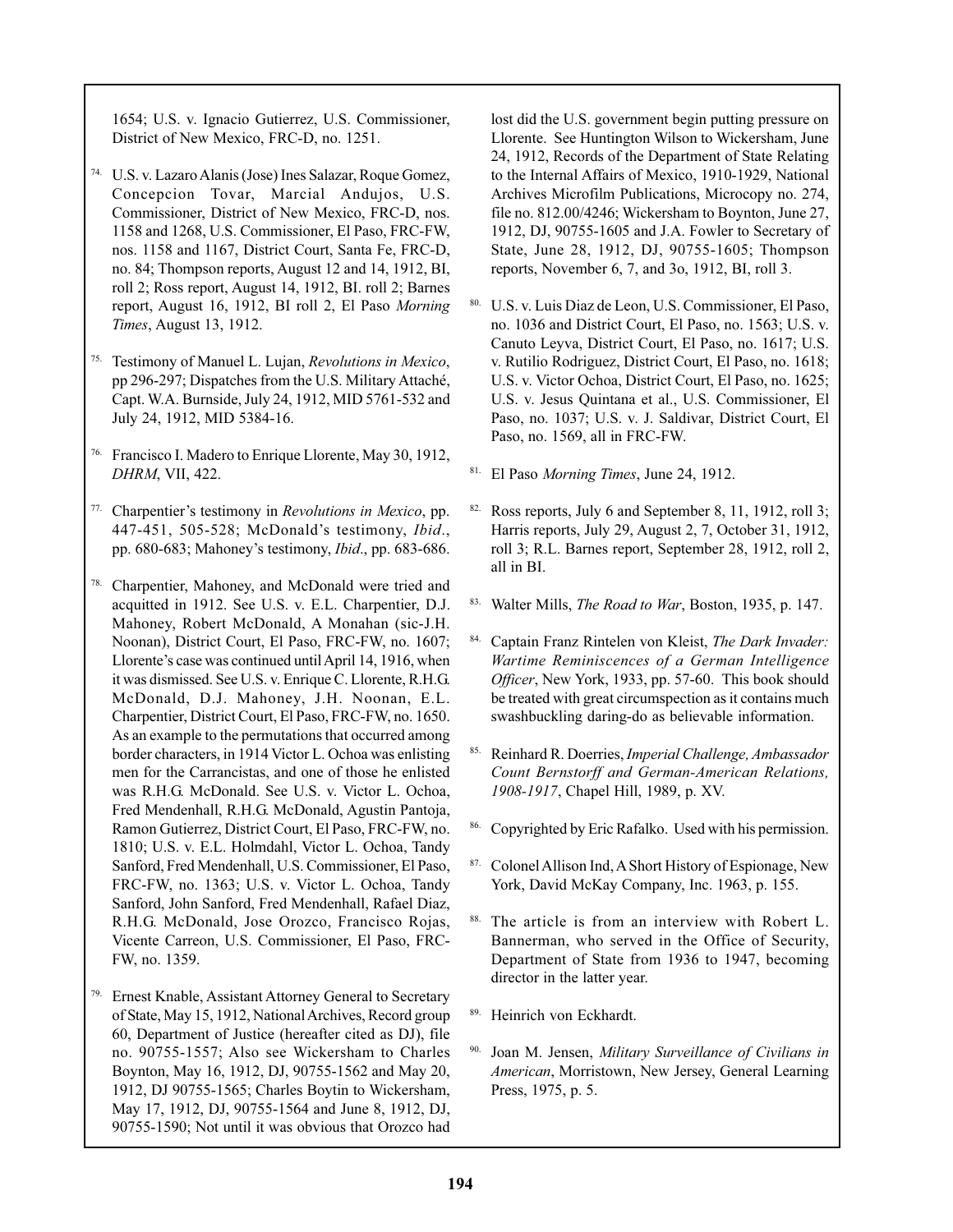1654; U.S. v. Ignacio Gutierrez, U.S. Commissioner, District of New Mexico, FRC-D, no. 1251.

74. U.S. v. Lazaro Alanis (Jose) Ines Salazar, Roque Gomez, Concepcion Tovar, Marcial Andujos, U.S. Commissioner, District of New Mexico, FRC-D, nos. 1158 and 1268, U.S. Commissioner, El Paso, FRC-FW, nos. 1158 and 1167, District Court, Santa Fe, FRC-D, no. 84; Thompson reports, August 12 and 14, 1912, BI, roll 2; Ross report, August 14, 1912, BI. roll 2; Barnes report, August 16, 1912, BI roll 2, El Paso *Morning Times*, August 13, 1912.

75. Testimony of Manuel L. Lujan, *Revolutions in Mexico*, pp 296-297; Dispatches from the U.S. Military Attaché, Capt. W.A. Burnside, July 24, 1912, MID 5761-532 and July 24, 1912, MID 5384-16.

76. Francisco I. Madero to Enrique Llorente, May 30, 1912, *DHRM*, VII, 422.

77. Charpentier's testimony in *Revolutions in Mexico*, pp. 447-451, 505-528; McDonald's testimony, *Ibid*., pp. 680-683; Mahoney's testimony, *Ibid*., pp. 683-686.

78. Charpentier, Mahoney, and McDonald were tried and acquitted in 1912. See U.S. v. E.L. Charpentier, D.J. Mahoney, Robert McDonald, A Monahan (sic-J.H. Noonan), District Court, El Paso, FRC-FW, no. 1607; Llorente's case was continued until April 14, 1916, when it was dismissed. See U.S. v. Enrique C. Llorente, R.H.G. McDonald, D.J. Mahoney, J.H. Noonan, E.L. Charpentier, District Court, El Paso, FRC-FW, no. 1650. As an example to the permutations that occurred among border characters, in 1914 Victor L. Ochoa was enlisting men for the Carrancistas, and one of those he enlisted was R.H.G. McDonald. See U.S. v. Victor L. Ochoa, Fred Mendenhall, R.H.G. McDonald, Agustin Pantoja, Ramon Gutierrez, District Court, El Paso, FRC-FW, no. 1810; U.S. v. E.L. Holmdahl, Victor L. Ochoa, Tandy Sanford, Fred Mendenhall, U.S. Commissioner, El Paso, FRC-FW, no. 1363; U.S. v. Victor L. Ochoa, Tandy Sanford, John Sanford, Fred Mendenhall, Rafael Diaz, R.H.G. McDonald, Jose Orozco, Francisco Rojas, Vicente Carreon, U.S. Commissioner, El Paso, FRC-FW, no. 1359.

79. Ernest Knable, Assistant Attorney General to Secretary of State, May 15, 1912, National Archives, Record group 60, Department of Justice (hereafter cited as DJ), file no. 90755-1557; Also see Wickersham to Charles Boynton, May 16, 1912, DJ, 90755-1562 and May 20, 1912, DJ 90755-1565; Charles Boytin to Wickersham, May 17, 1912, DJ, 90755-1564 and June 8, 1912, DJ, 90755-1590; Not until it was obvious that Orozco had lost did the U.S. government begin putting pressure on Llorente. See Huntington Wilson to Wickersham, June 24, 1912, Records of the Department of State Relating to the Internal Affairs of Mexico, 1910-1929, National Archives Microfilm Publications, Microcopy no. 274, file no. 812.00/4246; Wickersham to Boynton, June 27, 1912, DJ, 90755-1605 and J.A. Fowler to Secretary of State, June 28, 1912, DJ, 90755-1605; Thompson reports, November 6, 7, and 3o, 1912, BI, roll 3.

80. U.S. v. Luis Diaz de Leon, U.S. Commissioner, El Paso, no. 1036 and District Court, El Paso, no. 1563; U.S. v. Canuto Leyva, District Court, El Paso, no. 1617; U.S. v. Rutilio Rodriguez, District Court, El Paso, no. 1618; U.S. v. Victor Ochoa, District Court, El Paso, no. 1625; U.S. v. Jesus Quintana et al., U.S. Commissioner, El Paso, no. 1037; U.S. v. J. Saldivar, District Court, El Paso, no. 1569, all in FRC-FW.

81. El Paso *Morning Times*, June 24, 1912.

82. Ross reports, July 6 and September 8, 11, 1912, roll 3; Harris reports, July 29, August 2, 7, October 31, 1912, roll 3; R.L. Barnes report, September 28, 1912, roll 2, all in BI.

83. Walter Mills, *The Road to War*, Boston, 1935, p. 147.

84. Captain Franz Rintelen von Kleist, *The Dark Invader: Wartime Reminiscences of a German Intelligence Officer*, New York, 1933, pp. 57-60. This book should be treated with great circumspection as it contains much swashbuckling daring-do as believable information.

85. Reinhard R. Doerries, *Imperial Challenge, Ambassador Count Bernstorff and German-American Relations, 1908-1917*, Chapel Hill, 1989, p. XV.

86. Copyrighted by Eric Rafalko. Used with his permission.

87. Colonel Allison Ind, A Short History of Espionage, New York, David McKay Company, Inc. 1963, p. 155.

88. The article is from an interview with Robert L. Bannerman, who served in the Office of Security, Department of State from 1936 to 1947, becoming director in the latter year.

89. Heinrich von Eckhardt.

90. Joan M. Jensen, *Military Surveillance of Civilians in American*, Morristown, New Jersey, General Learning Press, 1975, p. 5.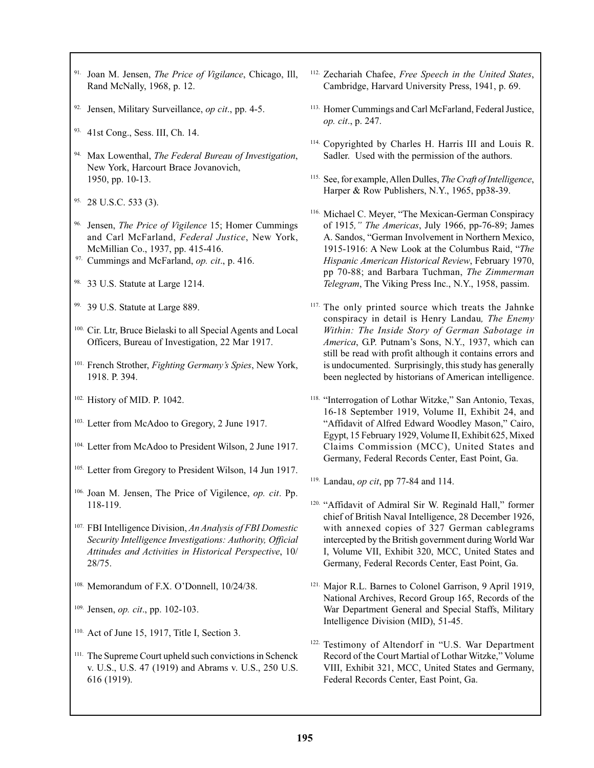[91] Joan M. Jensen, *The Price of Vigilance*, Chicago, Ill, Rand McNally, 1968, p. 12.

[92] Jensen, Military Surveillance, *op cit*., pp. 4-5.

[93] 41st Cong., Sess. III, Ch. 14.

[94] Max Lowenthal, *The Federal Bureau of Investigation*, New York, Harcourt Brace Jovanovich, 1950, pp. 10-13.

[95] 28 U.S.C. 533 (3).

[96] Jensen, *The Price of Vigilence* 15; Homer Cummings and Carl McFarland, *Federal Justice*, New York, McMillian Co., 1937, pp. 415-416.

[97] Cummings and McFarland, *op. cit*., p. 416.

[98] 33 U.S. Statute at Large 1214.

[99] 39 U.S. Statute at Large 889.

[100] Cir. Ltr, Bruce Bielaski to all Special Agents and Local Officers, Bureau of Investigation, 22 Mar 1917.

[101] French Strother, *Fighting Germany's Spies*, New York, 1918. P. 394.

[102] History of MID. P. 1042.

[103] Letter from McAdoo to Gregory, 2 June 1917.

[104] Letter from McAdoo to President Wilson, 2 June 1917.

[105] Letter from Gregory to President Wilson, 14 Jun 1917.

[106] Joan M. Jensen, The Price of Vigilence, *op. cit*. Pp. 118-119.

[107] FBI Intelligence Division, *An Analysis of FBI Domestic Security Intelligence Investigations: Authority, Official Attitudes and Activities in Historical Perspective*, 10/28/75.

[108] Memorandum of F.X. O'Donnell, 10/24/38.

[109] Jensen, *op. cit*., pp. 102-103.

[110] Act of June 15, 1917, Title I, Section 3.

[111] The Supreme Court upheld such convictions in Schenck v. U.S., U.S. 47 (1919) and Abrams v. U.S., 250 U.S. 616 (1919).

[112] Zechariah Chafee, *Free Speech in the United States*, Cambridge, Harvard University Press, 1941, p. 69.

[113] Homer Cummings and Carl McFarland, Federal Justice, *op. cit*., p. 247.

[114] Copyrighted by Charles H. Harris III and Louis R. Sadler. Used with the permission of the authors.

[115] See, for example, Allen Dulles, *The Craft of Intelligence*, Harper & Row Publishers, N.Y., 1965, pp38-39.

[116] Michael C. Meyer, "The Mexican-German Conspiracy of 1915*," The Americas*, July 1966, pp-76-89; James A. Sandos, "German Involvement in Northern Mexico, 1915-1916: A New Look at the Columbus Raid, "*The Hispanic American Historical Review*, February 1970, pp 70-88; and Barbara Tuchman, *The Zimmerman Telegram*, The Viking Press Inc., N.Y., 1958, passim.

[117] The only printed source which treats the Jahnke conspiracy in detail is Henry Landau*, The Enemy Within: The Inside Story of German Sabotage in America*, G.P. Putnam's Sons, N.Y., 1937, which can still be read with profit although it contains errors and is undocumented. Surprisingly, this study has generally been neglected by historians of American intelligence.

[118] "Interrogation of Lothar Witzke," San Antonio, Texas, 16-18 September 1919, Volume II, Exhibit 24, and "Affidavit of Alfred Edward Woodley Mason," Cairo, Egypt, 15 February 1929, Volume II, Exhibit 625, Mixed Claims Commission (MCC), United States and Germany, Federal Records Center, East Point, Ga.

[119] Landau, *op cit*, pp 77-84 and 114.

[120] "Affidavit of Admiral Sir W. Reginald Hall," former chief of British Naval Intelligence, 28 December 1926, with annexed copies of 327 German cablegrams intercepted by the British government during World War I, Volume VII, Exhibit 320, MCC, United States and Germany, Federal Records Center, East Point, Ga.

[121] Major R.L. Barnes to Colonel Garrison, 9 April 1919, National Archives, Record Group 165, Records of the War Department General and Special Staffs, Military Intelligence Division (MID), 51-45.

[122] Testimony of Altendorf in "U.S. War Department Record of the Court Martial of Lothar Witzke," Volume VIII, Exhibit 321, MCC, United States and Germany, Federal Records Center, East Point, Ga.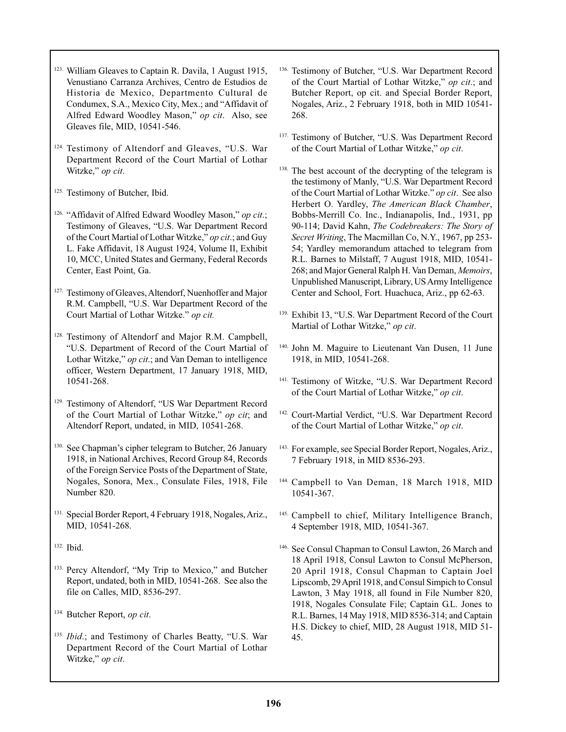123. William Gleaves to Captain R. Davila, 1 August 1915, Venustiano Carranza Archives, Centro de Estudios de Historia de Mexico, Departmento Cultural de Condumex, S.A., Mexico City, Mex.; and "Affidavit of Alfred Edward Woodley Mason," *op cit*. Also, see Gleaves file, MID, 10541-546.

124. Testimony of Altendorf and Gleaves, "U.S. War Department Record of the Court Martial of Lothar Witzke," *op cit*.

125. Testimony of Butcher, Ibid.

126. "Affidavit of Alfred Edward Woodley Mason," *op cit*.; Testimony of Gleaves, "U.S. War Department Record of the Court Martial of Lothar Witzke," *op cit*.; and Guy L. Fake Affidavit, 18 August 1924, Volume II, Exhibit 10, MCC, United States and Germany, Federal Records Center, East Point, Ga.

127. Testimony of Gleaves, Altendorf, Nuenhoffer and Major R.M. Campbell, "U.S. War Department Record of the Court Martial of Lothar Witzke." *op cit.*

128. Testimony of Altendorf and Major R.M. Campbell, "U.S. Department of Record of the Court Martial of Lothar Witzke," *op cit*.; and Van Deman to intelligence officer, Western Department, 17 January 1918, MID, 10541-268.

129. Testimony of Altendorf, "US War Department Record of the Court Martial of Lothar Witzke," *op cit*; and Altendorf Report, undated, in MID, 10541-268.

130. See Chapman's cipher telegram to Butcher, 26 January 1918, in National Archives, Record Group 84, Records of the Foreign Service Posts of the Department of State, Nogales, Sonora, Mex., Consulate Files, 1918, File Number 820.

131. Special Border Report, 4 February 1918, Nogales, Ariz., MID, 10541-268.

132. Ibid.

133. Percy Altendorf, "My Trip to Mexico," and Butcher Report, undated, both in MID, 10541-268. See also the file on Calles, MID, 8536-297.

134. Butcher Report, *op cit*.

135. *Ibid*.; and Testimony of Charles Beatty, "U.S. War Department Record of the Court Martial of Lothar Witzke," *op cit*.

136. Testimony of Butcher, "U.S. War Department Record of the Court Martial of Lothar Witzke," *op cit*.; and Butcher Report, op cit. and Special Border Report, Nogales, Ariz., 2 February 1918, both in MID 10541-268.

137. Testimony of Butcher, "U.S. Was Department Record of the Court Martial of Lothar Witzke," *op cit*.

138. The best account of the decrypting of the telegram is the testimony of Manly, "U.S. War Department Record of the Court Martial of Lothar Witzke." *op cit*. See also Herbert O. Yardley, *The American Black Chamber*, Bobbs-Merrill Co. Inc., Indianapolis, Ind., 1931, pp 90-114; David Kahn, *The Codebreakers: The Story of Secret Writing*, The Macmillan Co, N.Y., 1967, pp 253-54; Yardley memorandum attached to telegram from R.L. Barnes to Milstaff, 7 August 1918, MID, 10541-268; and Major General Ralph H. Van Deman, *Memoirs*, Unpublished Manuscript, Library, US Army Intelligence Center and School, Fort. Huachuca, Ariz., pp 62-63.

139. Exhibit 13, "U.S. War Department Record of the Court Martial of Lothar Witzke," *op cit*.

140. John M. Maguire to Lieutenant Van Dusen, 11 June 1918, in MID, 10541-268.

141. Testimony of Witzke, "U.S. War Department Record of the Court Martial of Lothar Witzke," *op cit*.

142. Court-Martial Verdict, "U.S. War Department Record of the Court Martial of Lothar Witzke," *op cit*.

143. For example, see Special Border Report, Nogales, Ariz., 7 February 1918, in MID 8536-293.

144. Campbell to Van Deman, 18 March 1918, MID 10541-367.

145. Campbell to chief, Military Intelligence Branch, 4 September 1918, MID, 10541-367.

146. See Consul Chapman to Consul Lawton, 26 March and 18 April 1918, Consul Lawton to Consul McPherson, 20 April 1918, Consul Chapman to Captain Joel Lipscomb, 29 April 1918, and Consul Simpich to Consul Lawton, 3 May 1918, all found in File Number 820, 1918, Nogales Consulate File; Captain G.L. Jones to R.L. Barnes, 14 May 1918, MID 8536-314; and Captain H.S. Dickey to chief, MID, 28 August 1918, MID 51-45.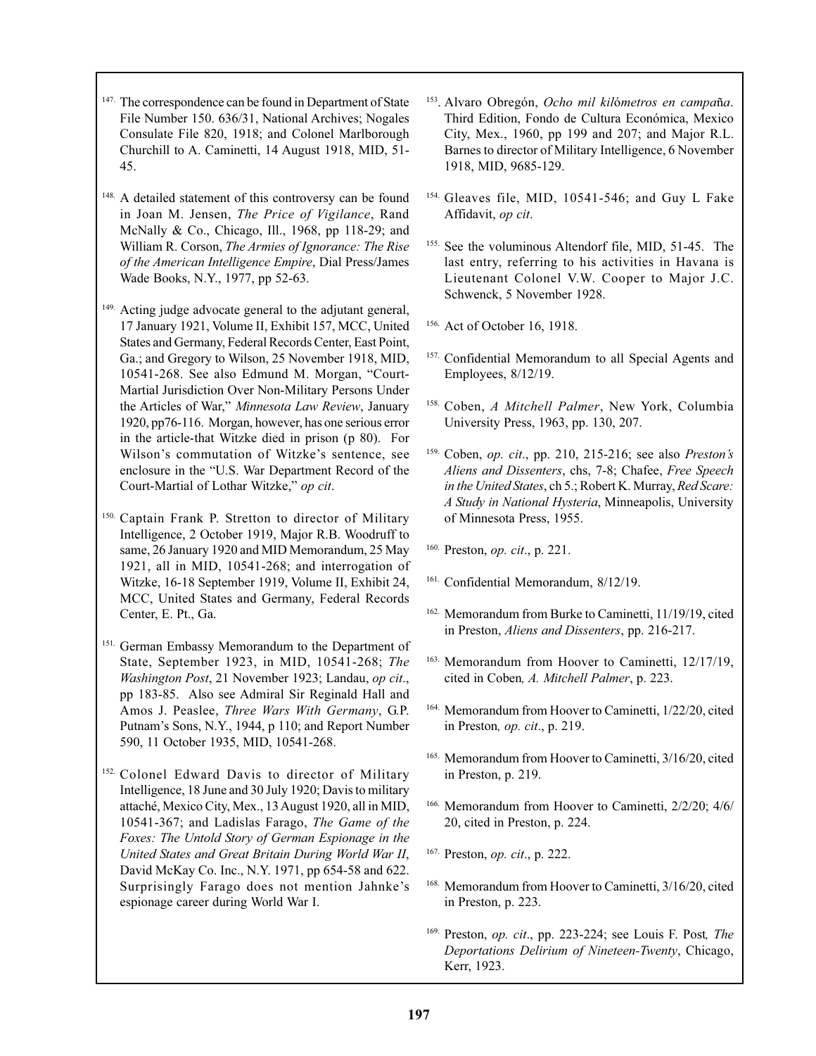147. The correspondence can be found in Department of State File Number 150. 636/31, National Archives; Nogales Consulate File 820, 1918; and Colonel Marlborough Churchill to A. Caminetti, 14 August 1918, MID, 51-45.

148. A detailed statement of this controversy can be found in Joan M. Jensen, *The Price of Vigilance*, Rand McNally & Co., Chicago, Ill., 1968, pp 118-29; and William R. Corson, *The Armies of Ignorance: The Rise of the American Intelligence Empire*, Dial Press/James Wade Books, N.Y., 1977, pp 52-63.

149. Acting judge advocate general to the adjutant general, 17 January 1921, Volume II, Exhibit 157, MCC, United States and Germany, Federal Records Center, East Point, Ga.; and Gregory to Wilson, 25 November 1918, MID, 10541-268. See also Edmund M. Morgan, "Court-Martial Jurisdiction Over Non-Military Persons Under the Articles of War," *Minnesota Law Review*, January 1920, pp76-116. Morgan, however, has one serious error in the article-that Witzke died in prison (p 80). For Wilson's commutation of Witzke's sentence, see enclosure in the "U.S. War Department Record of the Court-Martial of Lothar Witzke," *op cit*.

150. Captain Frank P. Stretton to director of Military Intelligence, 2 October 1919, Major R.B. Woodruff to same, 26 January 1920 and MID Memorandum, 25 May 1921, all in MID, 10541-268; and interrogation of Witzke, 16-18 September 1919, Volume II, Exhibit 24, MCC, United States and Germany, Federal Records Center, E. Pt., Ga.

151. German Embassy Memorandum to the Department of State, September 1923, in MID, 10541-268; *The Washington Post*, 21 November 1923; Landau, *op cit*., pp 183-85. Also see Admiral Sir Reginald Hall and Amos J. Peaslee, *Three Wars With Germany*, G.P. Putnam's Sons, N.Y., 1944, p 110; and Report Number 590, 11 October 1935, MID, 10541-268.

152. Colonel Edward Davis to director of Military Intelligence, 18 June and 30 July 1920; Davis to military attaché, Mexico City, Mex., 13 August 1920, all in MID, 10541-367; and Ladislas Farago, *The Game of the Foxes: The Untold Story of German Espionage in the United States and Great Britain During World War II*, David McKay Co. Inc., N.Y. 1971, pp 654-58 and 622. Surprisingly Farago does not mention Jahnke's espionage career during World War I.

153. Alvaro Obregón, *Ocho mil kilómetros en campaña*. Third Edition, Fondo de Cultura Económica, Mexico City, Mex., 1960, pp 199 and 207; and Major R.L. Barnes to director of Military Intelligence, 6 November 1918, MID, 9685-129.

154. Gleaves file, MID, 10541-546; and Guy L Fake Affidavit, *op cit*.

155. See the voluminous Altendorf file, MID, 51-45. The last entry, referring to his activities in Havana is Lieutenant Colonel V.W. Cooper to Major J.C. Schwenck, 5 November 1928.

156. Act of October 16, 1918.

157. Confidential Memorandum to all Special Agents and Employees, 8/12/19.

158. Coben, *A Mitchell Palmer*, New York, Columbia University Press, 1963, pp. 130, 207.

159. Coben, *op. cit*., pp. 210, 215-216; see also *Preston's Aliens and Dissenters*, chs, 7-8; Chafee, *Free Speech in the United States*, ch 5.; Robert K. Murray, *Red Scare: A Study in National Hysteria*, Minneapolis, University of Minnesota Press, 1955.

160. Preston, *op. cit*., p. 221.

161. Confidential Memorandum, 8/12/19.

162. Memorandum from Burke to Caminetti, 11/19/19, cited in Preston, *Aliens and Dissenters*, pp. 216-217.

163. Memorandum from Hoover to Caminetti, 12/17/19, cited in Coben*, A. Mitchell Palmer*, p. 223.

164. Memorandum from Hoover to Caminetti, 1/22/20, cited in Preston*, op. cit*., p. 219.

165. Memorandum from Hoover to Caminetti, 3/16/20, cited in Preston, p. 219.

166. Memorandum from Hoover to Caminetti, 2/2/20; 4/6/20, cited in Preston, p. 224.

167. Preston, *op. cit*., p. 222.

168. Memorandum from Hoover to Caminetti, 3/16/20, cited in Preston, p. 223.

169. Preston, *op. cit*., pp. 223-224; see Louis F. Post*, The Deportations Delirium of Nineteen-Twenty*, Chicago, Kerr, 1923.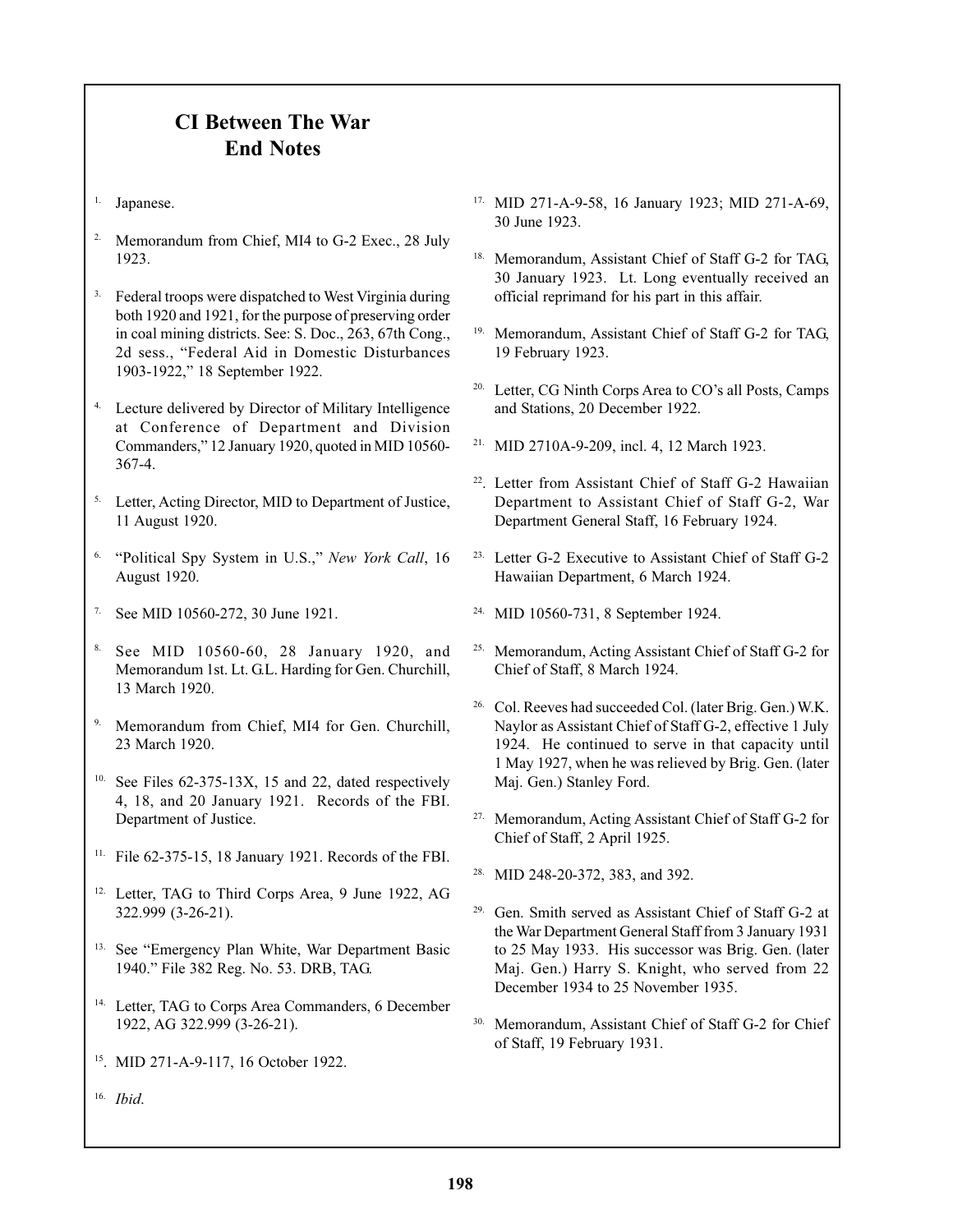# CI Between The War End Notes

1. Japanese.

2. Memorandum from Chief, MI4 to G-2 Exec., 28 July 1923.

3. Federal troops were dispatched to West Virginia during both 1920 and 1921, for the purpose of preserving order in coal mining districts. See: S. Doc., 263, 67th Cong., 2d sess., "Federal Aid in Domestic Disturbances 1903-1922," 18 September 1922.

4. Lecture delivered by Director of Military Intelligence at Conference of Department and Division Commanders," 12 January 1920, quoted in MID 10560-367-4.

5. Letter, Acting Director, MID to Department of Justice, 11 August 1920.

6. "Political Spy System in U.S.," *New York Call*, 16 August 1920.

7. See MID 10560-272, 30 June 1921.

8. See MID 10560-60, 28 January 1920, and Memorandum 1st. Lt. G.L. Harding for Gen. Churchill, 13 March 1920.

9. Memorandum from Chief, MI4 for Gen. Churchill, 23 March 1920.

10. See Files 62-375-13X, 15 and 22, dated respectively 4, 18, and 20 January 1921. Records of the FBI. Department of Justice.

11. File 62-375-15, 18 January 1921. Records of the FBI.

12. Letter, TAG to Third Corps Area, 9 June 1922, AG 322.999 (3-26-21).

13. See "Emergency Plan White, War Department Basic 1940." File 382 Reg. No. 53. DRB, TAG.

14. Letter, TAG to Corps Area Commanders, 6 December 1922, AG 322.999 (3-26-21).

15. MID 271-A-9-117, 16 October 1922.

16. *Ibid.*

17. MID 271-A-9-58, 16 January 1923; MID 271-A-69, 30 June 1923.

18. Memorandum, Assistant Chief of Staff G-2 for TAG, 30 January 1923. Lt. Long eventually received an official reprimand for his part in this affair.

19. Memorandum, Assistant Chief of Staff G-2 for TAG, 19 February 1923.

20. Letter, CG Ninth Corps Area to CO's all Posts, Camps and Stations, 20 December 1922.

21. MID 2710A-9-209, incl. 4, 12 March 1923.

22. Letter from Assistant Chief of Staff G-2 Hawaiian Department to Assistant Chief of Staff G-2, War Department General Staff, 16 February 1924.

23. Letter G-2 Executive to Assistant Chief of Staff G-2 Hawaiian Department, 6 March 1924.

24. MID 10560-731, 8 September 1924.

25. Memorandum, Acting Assistant Chief of Staff G-2 for Chief of Staff, 8 March 1924.

26. Col. Reeves had succeeded Col. (later Brig. Gen.) W.K. Naylor as Assistant Chief of Staff G-2, effective 1 July 1924. He continued to serve in that capacity until 1 May 1927, when he was relieved by Brig. Gen. (later Maj. Gen.) Stanley Ford.

27. Memorandum, Acting Assistant Chief of Staff G-2 for Chief of Staff, 2 April 1925.

28. MID 248-20-372, 383, and 392.

29. Gen. Smith served as Assistant Chief of Staff G-2 at the War Department General Staff from 3 January 1931 to 25 May 1933. His successor was Brig. Gen. (later Maj. Gen.) Harry S. Knight, who served from 22 December 1934 to 25 November 1935.

30. Memorandum, Assistant Chief of Staff G-2 for Chief of Staff, 19 February 1931.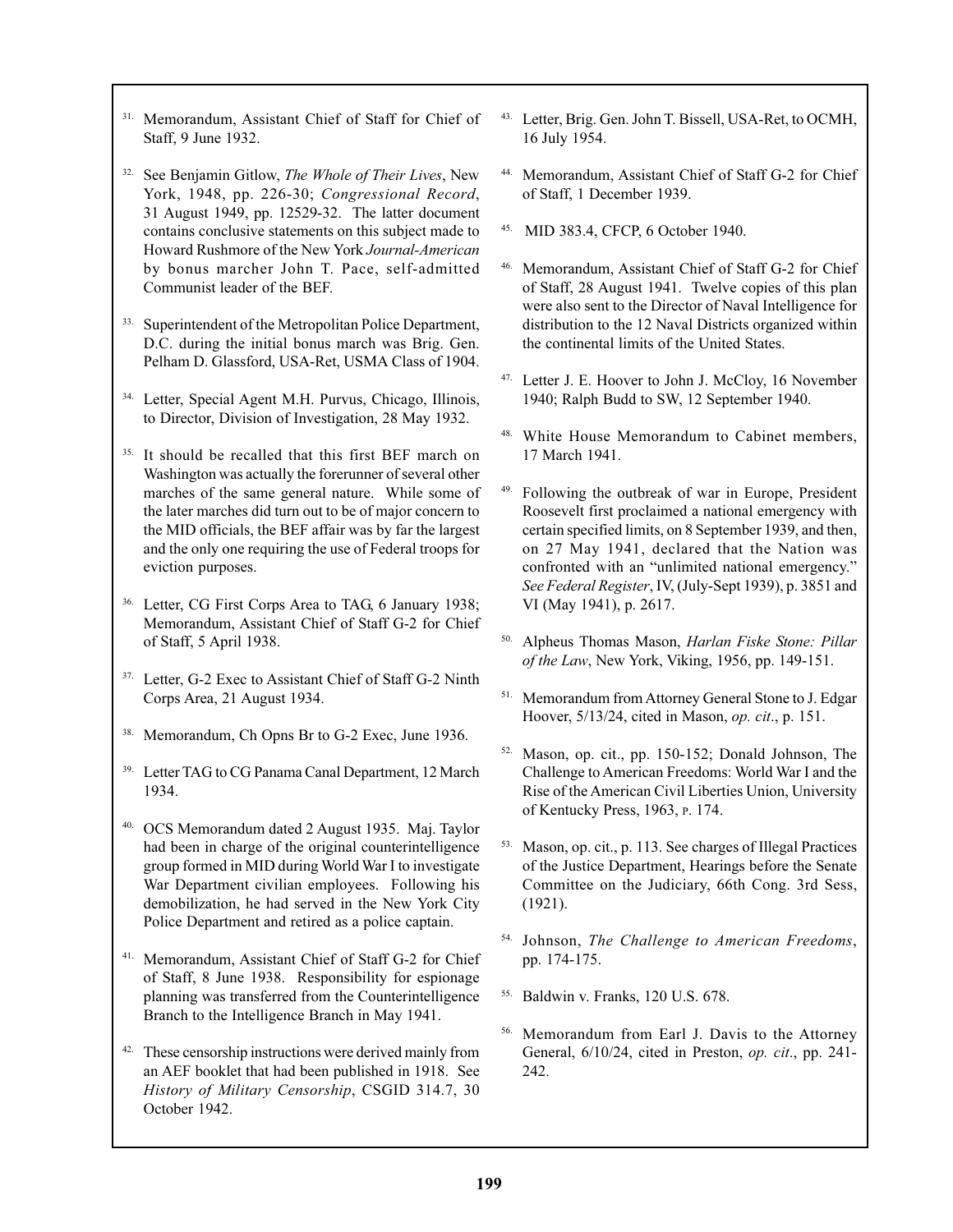31. Memorandum, Assistant Chief of Staff for Chief of Staff, 9 June 1932.

32. See Benjamin Gitlow, *The Whole of Their Lives*, New York, 1948, pp. 226-30; *Congressional Record*, 31 August 1949, pp. 12529-32. The latter document contains conclusive statements on this subject made to Howard Rushmore of the New York *Journal-American* by bonus marcher John T. Pace, self-admitted Communist leader of the BEF.

33. Superintendent of the Metropolitan Police Department, D.C. during the initial bonus march was Brig. Gen. Pelham D. Glassford, USA-Ret, USMA Class of 1904.

34. Letter, Special Agent M.H. Purvus, Chicago, Illinois, to Director, Division of Investigation, 28 May 1932.

35. It should be recalled that this first BEF march on Washington was actually the forerunner of several other marches of the same general nature. While some of the later marches did turn out to be of major concern to the MID officials, the BEF affair was by far the largest and the only one requiring the use of Federal troops for eviction purposes.

36. Letter, CG First Corps Area to TAG, 6 January 1938; Memorandum, Assistant Chief of Staff G-2 for Chief of Staff, 5 April 1938.

37. Letter, G-2 Exec to Assistant Chief of Staff G-2 Ninth Corps Area, 21 August 1934.

38. Memorandum, Ch Opns Br to G-2 Exec, June 1936.

39. Letter TAG to CG Panama Canal Department, 12 March 1934.

40. OCS Memorandum dated 2 August 1935. Maj. Taylor had been in charge of the original counterintelligence group formed in MID during World War I to investigate War Department civilian employees. Following his demobilization, he had served in the New York City Police Department and retired as a police captain.

41. Memorandum, Assistant Chief of Staff G-2 for Chief of Staff, 8 June 1938. Responsibility for espionage planning was transferred from the Counterintelligence Branch to the Intelligence Branch in May 1941.

42. These censorship instructions were derived mainly from an AEF booklet that had been published in 1918. See *History of Military Censorship*, CSGID 314.7, 30 October 1942.

43. Letter, Brig. Gen. John T. Bissell, USA-Ret, to OCMH, 16 July 1954.

44. Memorandum, Assistant Chief of Staff G-2 for Chief of Staff, 1 December 1939.

45. MID 383.4, CFCP, 6 October 1940.

46. Memorandum, Assistant Chief of Staff G-2 for Chief of Staff, 28 August 1941. Twelve copies of this plan were also sent to the Director of Naval Intelligence for distribution to the 12 Naval Districts organized within the continental limits of the United States.

47. Letter J. E. Hoover to John J. McCloy, 16 November 1940; Ralph Budd to SW, 12 September 1940.

48. White House Memorandum to Cabinet members, 17 March 1941.

49. Following the outbreak of war in Europe, President Roosevelt first proclaimed a national emergency with certain specified limits, on 8 September 1939, and then, on 27 May 1941, declared that the Nation was confronted with an "unlimited national emergency." *See Federal Register*, IV, (July-Sept 1939), p. 3851 and VI (May 1941), p. 2617.

50. Alpheus Thomas Mason, *Harlan Fiske Stone: Pillar of the Law*, New York, Viking, 1956, pp. 149-151.

51. Memorandum from Attorney General Stone to J. Edgar Hoover, 5/13/24, cited in Mason, *op. cit*., p. 151.

52. Mason, op. cit., pp. 150-152; Donald Johnson, The Challenge to American Freedoms: World War I and the Rise of the American Civil Liberties Union, University of Kentucky Press, 1963, p. 174.

53. Mason, op. cit., p. 113. See charges of Illegal Practices of the Justice Department, Hearings before the Senate Committee on the Judiciary, 66th Cong. 3rd Sess, (1921).

54. Johnson, *The Challenge to American Freedoms*, pp. 174-175.

55. Baldwin v. Franks, 120 U.S. 678.

56. Memorandum from Earl J. Davis to the Attorney General, 6/10/24, cited in Preston, *op. cit*., pp. 241-242.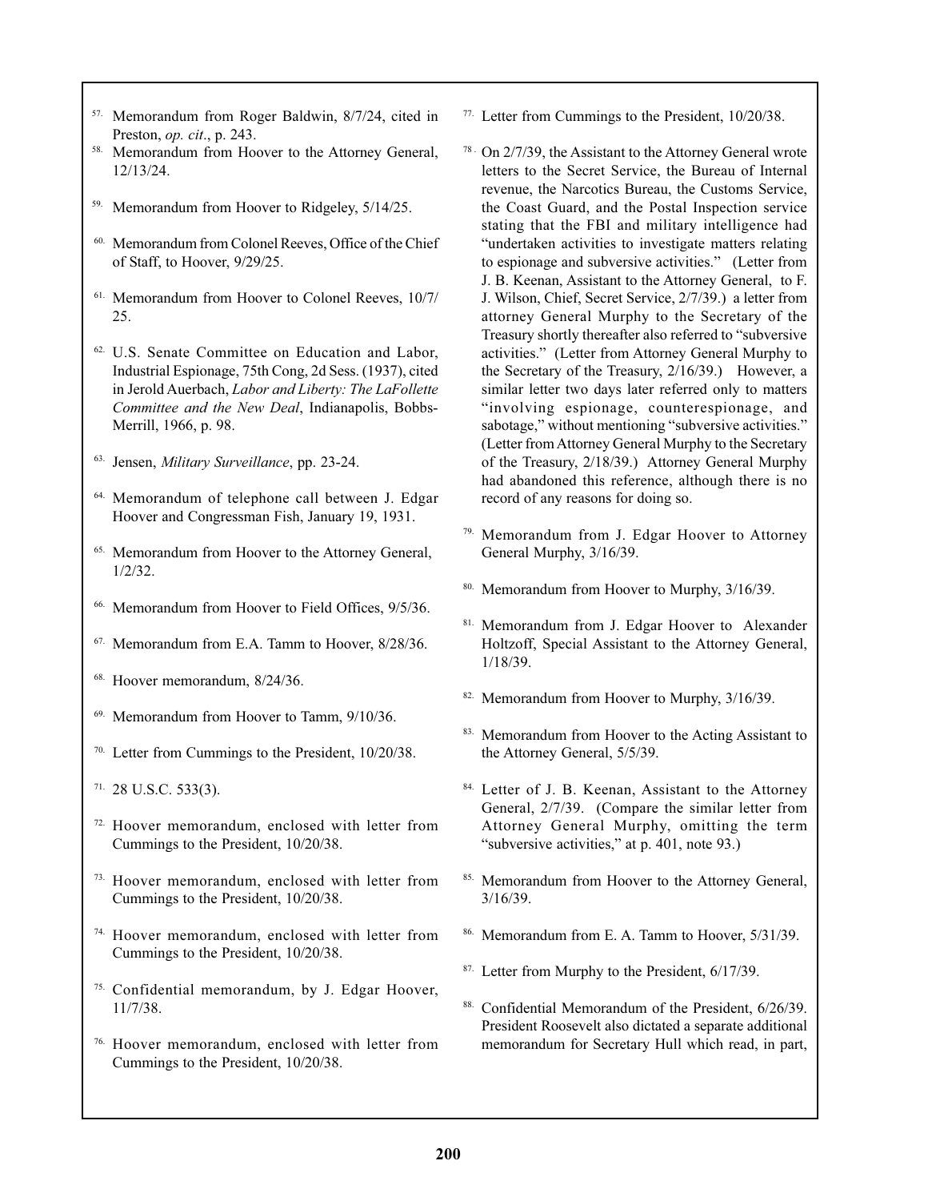57. Memorandum from Roger Baldwin, 8/7/24, cited in Preston, *op. cit*., p. 243.

58. Memorandum from Hoover to the Attorney General, 12/13/24.

59. Memorandum from Hoover to Ridgeley, 5/14/25.

60. Memorandum from Colonel Reeves, Office of the Chief of Staff, to Hoover, 9/29/25.

61. Memorandum from Hoover to Colonel Reeves, 10/7/25.

62. U.S. Senate Committee on Education and Labor, Industrial Espionage, 75th Cong, 2d Sess. (1937), cited in Jerold Auerbach, *Labor and Liberty: The LaFollette Committee and the New Deal*, Indianapolis, Bobbs-Merrill, 1966, p. 98.

63. Jensen, *Military Surveillance*, pp. 23-24.

64. Memorandum of telephone call between J. Edgar Hoover and Congressman Fish, January 19, 1931.

65. Memorandum from Hoover to the Attorney General, 1/2/32.

66. Memorandum from Hoover to Field Offices, 9/5/36.

67. Memorandum from E.A. Tamm to Hoover, 8/28/36.

68. Hoover memorandum, 8/24/36.

69. Memorandum from Hoover to Tamm, 9/10/36.

70. Letter from Cummings to the President, 10/20/38.

71. 28 U.S.C. 533(3).

72. Hoover memorandum, enclosed with letter from Cummings to the President, 10/20/38.

73. Hoover memorandum, enclosed with letter from Cummings to the President, 10/20/38.

74. Hoover memorandum, enclosed with letter from Cummings to the President, 10/20/38.

75. Confidential memorandum, by J. Edgar Hoover, 11/7/38.

76. Hoover memorandum, enclosed with letter from Cummings to the President, 10/20/38.

77. Letter from Cummings to the President, 10/20/38.

78. On 2/7/39, the Assistant to the Attorney General wrote letters to the Secret Service, the Bureau of Internal revenue, the Narcotics Bureau, the Customs Service, the Coast Guard, and the Postal Inspection service stating that the FBI and military intelligence had "undertaken activities to investigate matters relating to espionage and subversive activities." (Letter from J. B. Keenan, Assistant to the Attorney General, to F. J. Wilson, Chief, Secret Service, 2/7/39.) a letter from attorney General Murphy to the Secretary of the Treasury shortly thereafter also referred to "subversive activities." (Letter from Attorney General Murphy to the Secretary of the Treasury, 2/16/39.) However, a similar letter two days later referred only to matters "involving espionage, counterespionage, and sabotage," without mentioning "subversive activities." (Letter from Attorney General Murphy to the Secretary of the Treasury, 2/18/39.) Attorney General Murphy had abandoned this reference, although there is no record of any reasons for doing so.

79. Memorandum from J. Edgar Hoover to Attorney General Murphy, 3/16/39.

80. Memorandum from Hoover to Murphy, 3/16/39.

81. Memorandum from J. Edgar Hoover to Alexander Holtzoff, Special Assistant to the Attorney General, 1/18/39.

82. Memorandum from Hoover to Murphy, 3/16/39.

83. Memorandum from Hoover to the Acting Assistant to the Attorney General, 5/5/39.

84. Letter of J. B. Keenan, Assistant to the Attorney General, 2/7/39. (Compare the similar letter from Attorney General Murphy, omitting the term "subversive activities," at p. 401, note 93.)

85. Memorandum from Hoover to the Attorney General, 3/16/39.

86. Memorandum from E. A. Tamm to Hoover, 5/31/39.

87. Letter from Murphy to the President, 6/17/39.

88. Confidential Memorandum of the President, 6/26/39. President Roosevelt also dictated a separate additional memorandum for Secretary Hull which read, in part,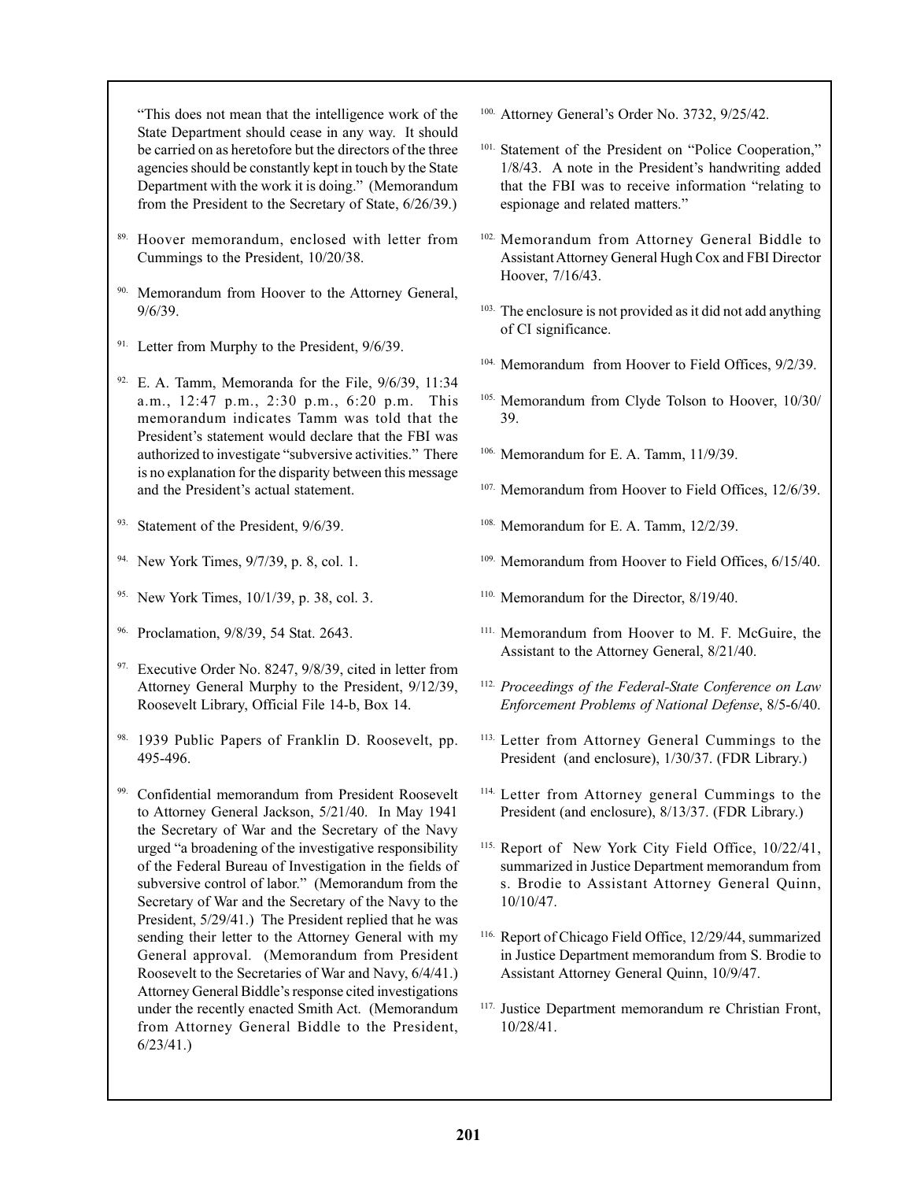"This does not mean that the intelligence work of the State Department should cease in any way. It should be carried on as heretofore but the directors of the three agencies should be constantly kept in touch by the State Department with the work it is doing." (Memorandum from the President to the Secretary of State, 6/26/39.)

89. Hoover memorandum, enclosed with letter from Cummings to the President, 10/20/38.

90. Memorandum from Hoover to the Attorney General, 9/6/39.

91. Letter from Murphy to the President, 9/6/39.

92. E. A. Tamm, Memoranda for the File, 9/6/39, 11:34 a.m., 12:47 p.m., 2:30 p.m., 6:20 p.m. This memorandum indicates Tamm was told that the President's statement would declare that the FBI was authorized to investigate "subversive activities." There is no explanation for the disparity between this message and the President's actual statement.

93. Statement of the President, 9/6/39.

94. New York Times, 9/7/39, p. 8, col. 1.

95. New York Times, 10/1/39, p. 38, col. 3.

96. Proclamation, 9/8/39, 54 Stat. 2643.

97. Executive Order No. 8247, 9/8/39, cited in letter from Attorney General Murphy to the President, 9/12/39, Roosevelt Library, Official File 14-b, Box 14.

98. 1939 Public Papers of Franklin D. Roosevelt, pp. 495-496.

99. Confidential memorandum from President Roosevelt to Attorney General Jackson, 5/21/40. In May 1941 the Secretary of War and the Secretary of the Navy urged "a broadening of the investigative responsibility of the Federal Bureau of Investigation in the fields of subversive control of labor." (Memorandum from the Secretary of War and the Secretary of the Navy to the President, 5/29/41.) The President replied that he was sending their letter to the Attorney General with my General approval. (Memorandum from President Roosevelt to the Secretaries of War and Navy, 6/4/41.) Attorney General Biddle's response cited investigations under the recently enacted Smith Act. (Memorandum from Attorney General Biddle to the President, 6/23/41.)

100. Attorney General's Order No. 3732, 9/25/42.

101. Statement of the President on "Police Cooperation," 1/8/43. A note in the President's handwriting added that the FBI was to receive information "relating to espionage and related matters."

102. Memorandum from Attorney General Biddle to Assistant Attorney General Hugh Cox and FBI Director Hoover, 7/16/43.

103. The enclosure is not provided as it did not add anything of CI significance.

104. Memorandum from Hoover to Field Offices, 9/2/39.

105. Memorandum from Clyde Tolson to Hoover, 10/30/39.

106. Memorandum for E. A. Tamm, 11/9/39.

107. Memorandum from Hoover to Field Offices, 12/6/39.

108. Memorandum for E. A. Tamm, 12/2/39.

109. Memorandum from Hoover to Field Offices, 6/15/40.

110. Memorandum for the Director, 8/19/40.

111. Memorandum from Hoover to M. F. McGuire, the Assistant to the Attorney General, 8/21/40.

112. *Proceedings of the Federal-State Conference on Law Enforcement Problems of National Defense*, 8/5-6/40.

113. Letter from Attorney General Cummings to the President (and enclosure), 1/30/37. (FDR Library.)

114. Letter from Attorney general Cummings to the President (and enclosure), 8/13/37. (FDR Library.)

115. Report of New York City Field Office, 10/22/41, summarized in Justice Department memorandum from s. Brodie to Assistant Attorney General Quinn, 10/10/47.

116. Report of Chicago Field Office, 12/29/44, summarized in Justice Department memorandum from S. Brodie to Assistant Attorney General Quinn, 10/9/47.

117. Justice Department memorandum re Christian Front, 10/28/41.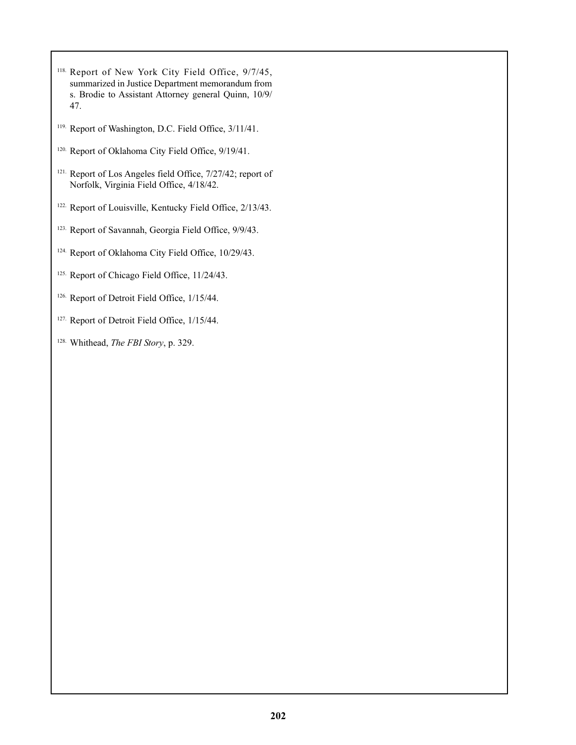[118] Report of New York City Field Office, 9/7/45, summarized in Justice Department memorandum from s. Brodie to Assistant Attorney general Quinn, 10/9/47.

[119] Report of Washington, D.C. Field Office, 3/11/41.

[120] Report of Oklahoma City Field Office, 9/19/41.

[121] Report of Los Angeles field Office, 7/27/42; report of Norfolk, Virginia Field Office, 4/18/42.

[122] Report of Louisville, Kentucky Field Office, 2/13/43.

[123] Report of Savannah, Georgia Field Office, 9/9/43.

[124] Report of Oklahoma City Field Office, 10/29/43.

[125] Report of Chicago Field Office, 11/24/43.

[126] Report of Detroit Field Office, 1/15/44.

[127] Report of Detroit Field Office, 1/15/44.

[128] Whithead, *The FBI Story*, p. 329.